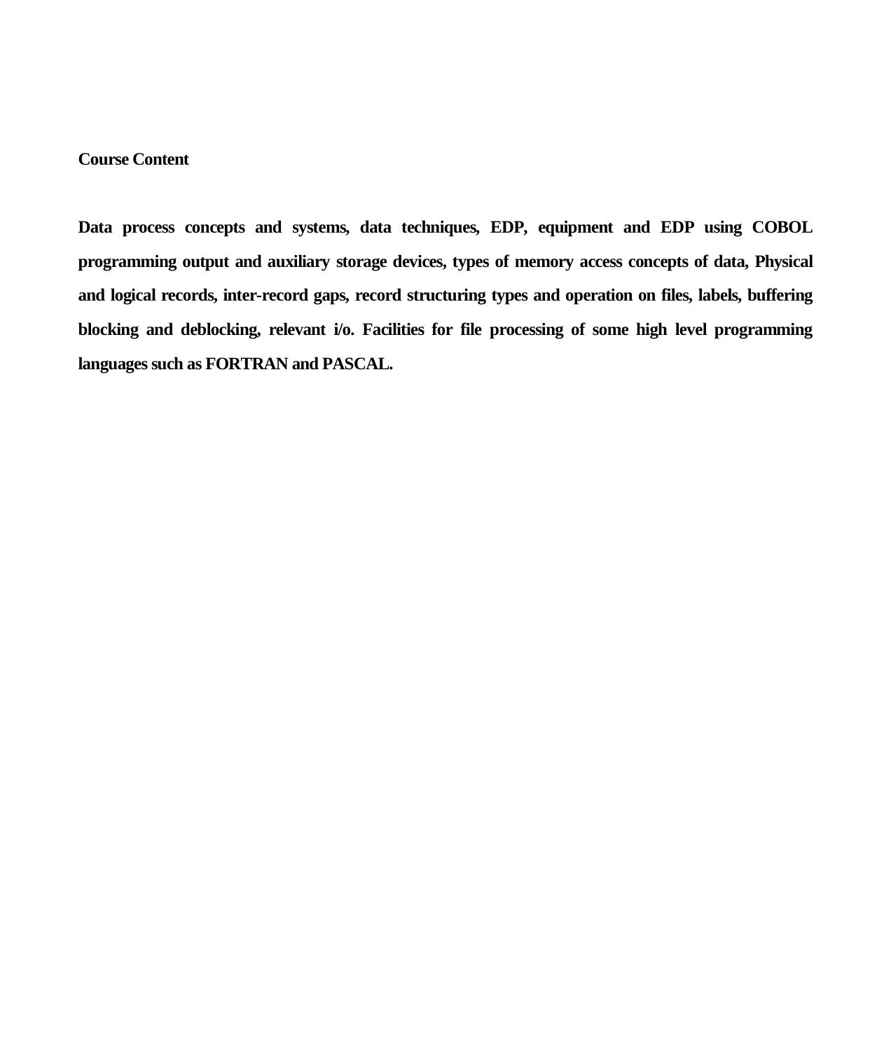**Course Content**

**Data process concepts and systems, data techniques, EDP, equipment and EDP using COBOL programming output and auxiliary storage devices, types of memory access concepts of data, Physical and logical records, inter-record gaps, record structuring types and operation on files, labels, buffering blocking and deblocking, relevant i/o. Facilities for file processing of some high level programming languages such as FORTRAN and PASCAL.**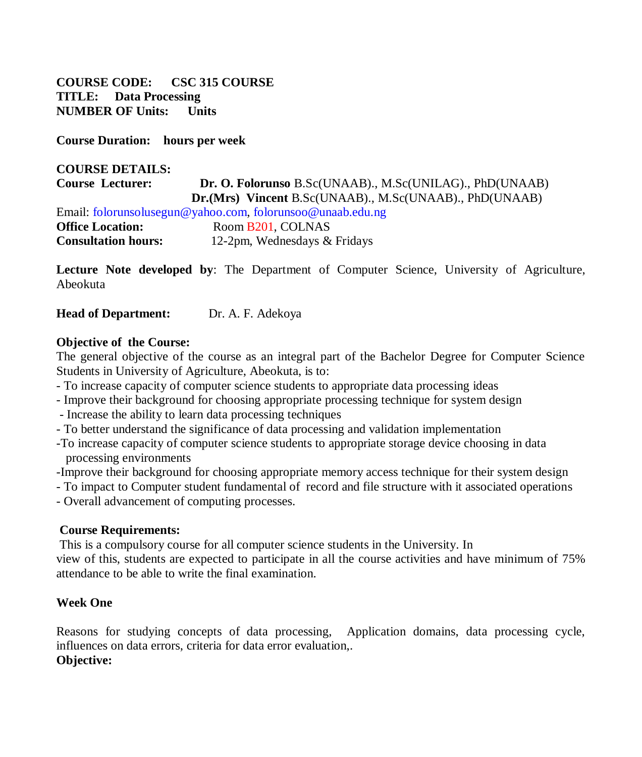**COURSE CODE: CSC 315 COURSE**
**TITLE: Data Processing**
**NUMBER OF Units: Units**

**Course Duration: hours per week**

**COURSE DETAILS:**

**Course Lecturer:** **Dr. O. Folorunso** B.Sc(UNAAB)., M.Sc(UNILAG)., PhD(UNAAB)
**Dr.(Mrs) Vincent** B.Sc(UNAAB)., M.Sc(UNAAB)., PhD(UNAAB)

Email: folorunsolusegun@yahoo.com, folorunsoo@unaab.edu.ng

**Office Location:** Room B201, COLNAS

**Consultation hours:** 12-2pm, Wednesdays & Fridays

**Lecture Note developed by**: The Department of Computer Science, University of Agriculture, Abeokuta

**Head of Department:** Dr. A. F. Adekoya

**Objective of the Course:**

The general objective of the course as an integral part of the Bachelor Degree for Computer Science Students in University of Agriculture, Abeokuta, is to:

- To increase capacity of computer science students to appropriate data processing ideas
- Improve their background for choosing appropriate processing technique for system design
- Increase the ability to learn data processing techniques
- To better understand the significance of data processing and validation implementation
- To increase capacity of computer science students to appropriate storage device choosing in data processing environments
- Improve their background for choosing appropriate memory access technique for their system design
- To impact to Computer student fundamental of record and file structure with it associated operations
- Overall advancement of computing processes.

**Course Requirements:**

This is a compulsory course for all computer science students in the University. In view of this, students are expected to participate in all the course activities and have minimum of 75% attendance to be able to write the final examination.

**Week One**

Reasons for studying concepts of data processing, Application domains, data processing cycle, influences on data errors, criteria for data error evaluation,.

**Objective:**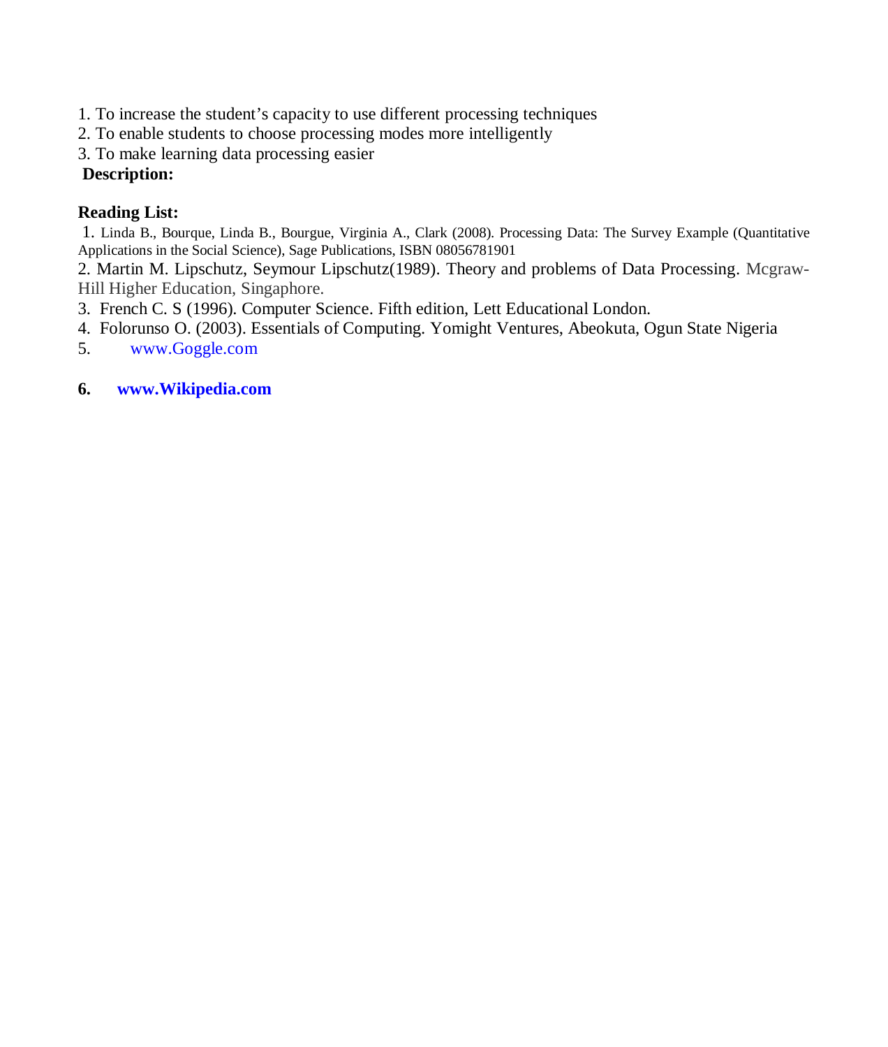1. To increase the student's capacity to use different processing techniques
2. To enable students to choose processing modes more intelligently
3. To make learning data processing easier

**Description:**

**Reading List:**

1. Linda B., Bourque, Linda B., Bourgue, Virginia A., Clark (2008). Processing Data: The Survey Example (Quantitative Applications in the Social Science), Sage Publications, ISBN 08056781901
2. Martin M. Lipschutz, Seymour Lipschutz(1989). Theory and problems of Data Processing. Mcgraw-Hill Higher Education, Singaphore.
3. French C. S (1996). Computer Science. Fifth edition, Lett Educational London.
4. Folorunso O. (2003). Essentials of Computing. Yomight Ventures, Abeokuta, Ogun State Nigeria
5. www.Goggle.com
6. **www.Wikipedia.com**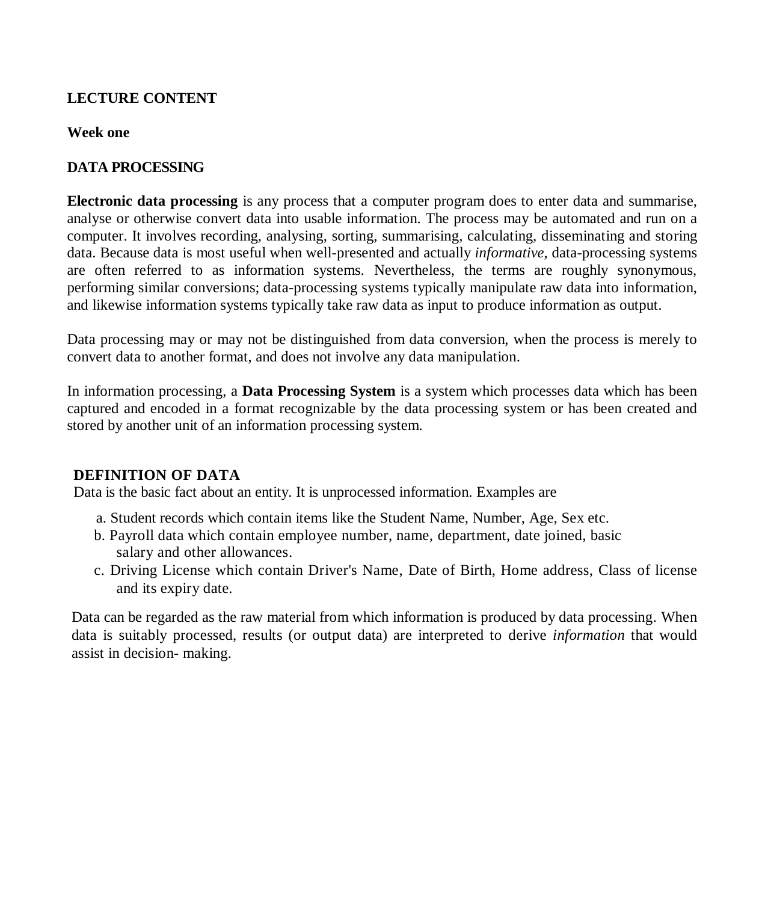**LECTURE CONTENT**

**Week one**

## DATA PROCESSING

**Electronic data processing** is any process that a computer program does to enter data and summarise, analyse or otherwise convert data into usable information. The process may be automated and run on a computer. It involves recording, analysing, sorting, summarising, calculating, disseminating and storing data. Because data is most useful when well-presented and actually *informative*, data-processing systems are often referred to as information systems. Nevertheless, the terms are roughly synonymous, performing similar conversions; data-processing systems typically manipulate raw data into information, and likewise information systems typically take raw data as input to produce information as output.

Data processing may or may not be distinguished from data conversion, when the process is merely to convert data to another format, and does not involve any data manipulation.

In information processing, a **Data Processing System** is a system which processes data which has been captured and encoded in a format recognizable by the data processing system or has been created and stored by another unit of an information processing system.

## DEFINITION OF DATA

Data is the basic fact about an entity. It is unprocessed information. Examples are

a. Student records which contain items like the Student Name, Number, Age, Sex etc.
b. Payroll data which contain employee number, name, department, date joined, basic salary and other allowances.
c. Driving License which contain Driver's Name, Date of Birth, Home address, Class of license and its expiry date.

Data can be regarded as the raw material from which information is produced by data processing. When data is suitably processed, results (or output data) are interpreted to derive *information* that would assist in decision- making.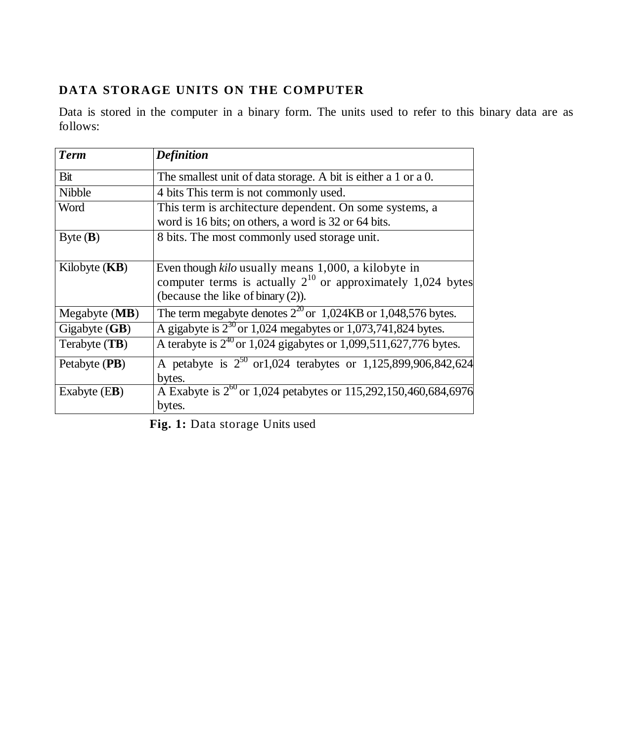## DATA STORAGE UNITS ON THE COMPUTER

Data is stored in the computer in a binary form. The units used to refer to this binary data are as follows:

| ***Term*** | ***Definition*** |
|---|---|
| Bit | The smallest unit of data storage. A bit is either a 1 or a 0. |
| Nibble | 4 bits This term is not commonly used. |
| Word | This term is architecture dependent. On some systems, a word is 16 bits; on others, a word is 32 or 64 bits. |
| Byte (**B**) | 8 bits. The most commonly used storage unit. |
| Kilobyte (**KB**) | Even though *kilo* usually means 1,000, a kilobyte in computer terms is actually $2^{10}$ or approximately 1,024 bytes (because the like of binary (2)). |
| Megabyte (**MB**) | The term megabyte denotes $2^{20}$ or 1,024KB or 1,048,576 bytes. |
| Gigabyte (**GB**) | A gigabyte is $2^{30}$ or 1,024 megabytes or 1,073,741,824 bytes. |
| Terabyte (**TB**) | A terabyte is $2^{40}$ or 1,024 gigabytes or 1,099,511,627,776 bytes. |
| Petabyte (**PB**) | A petabyte is $2^{50}$ or1,024 terabytes or 1,125,899,906,842,624 bytes. |
| Exabyte (E**B**) | A Exabyte is $2^{60}$ or 1,024 petabytes or 115,292,150,460,684,6976 bytes. |

**Fig. 1:** Data storage Units used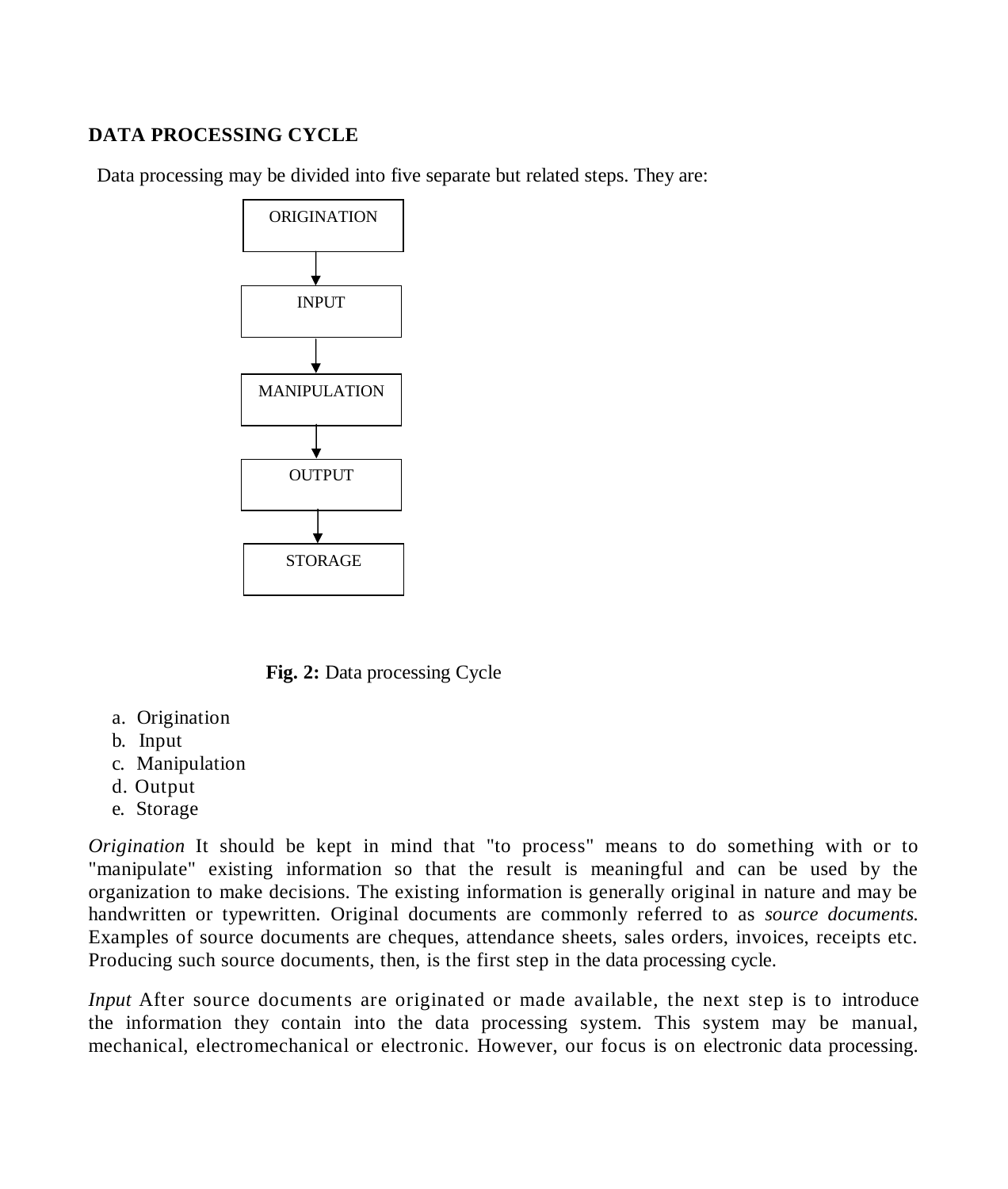## DATA PROCESSING CYCLE

Data processing may be divided into five separate but related steps. They are:

```
ORIGINATION
     ↓
   INPUT
     ↓
MANIPULATION
     ↓
  OUTPUT
     ↓
  STORAGE
```

**Fig. 2:** Data processing Cycle

a. Origination
b. Input
c. Manipulation
d. Output
e. Storage

*Origination* It should be kept in mind that "to process" means to do something with or to "manipulate" existing information so that the result is meaningful and can be used by the organization to make decisions. The existing information is generally original in nature and may be handwritten or typewritten. Original documents are commonly referred to as *source documents*. Examples of source documents are cheques, attendance sheets, sales orders, invoices, receipts etc. Producing such source documents, then, is the first step in the data processing cycle.

*Input* After source documents are originated or made available, the next step is to introduce the information they contain into the data processing system. This system may be manual, mechanical, electromechanical or electronic. However, our focus is on electronic data processing.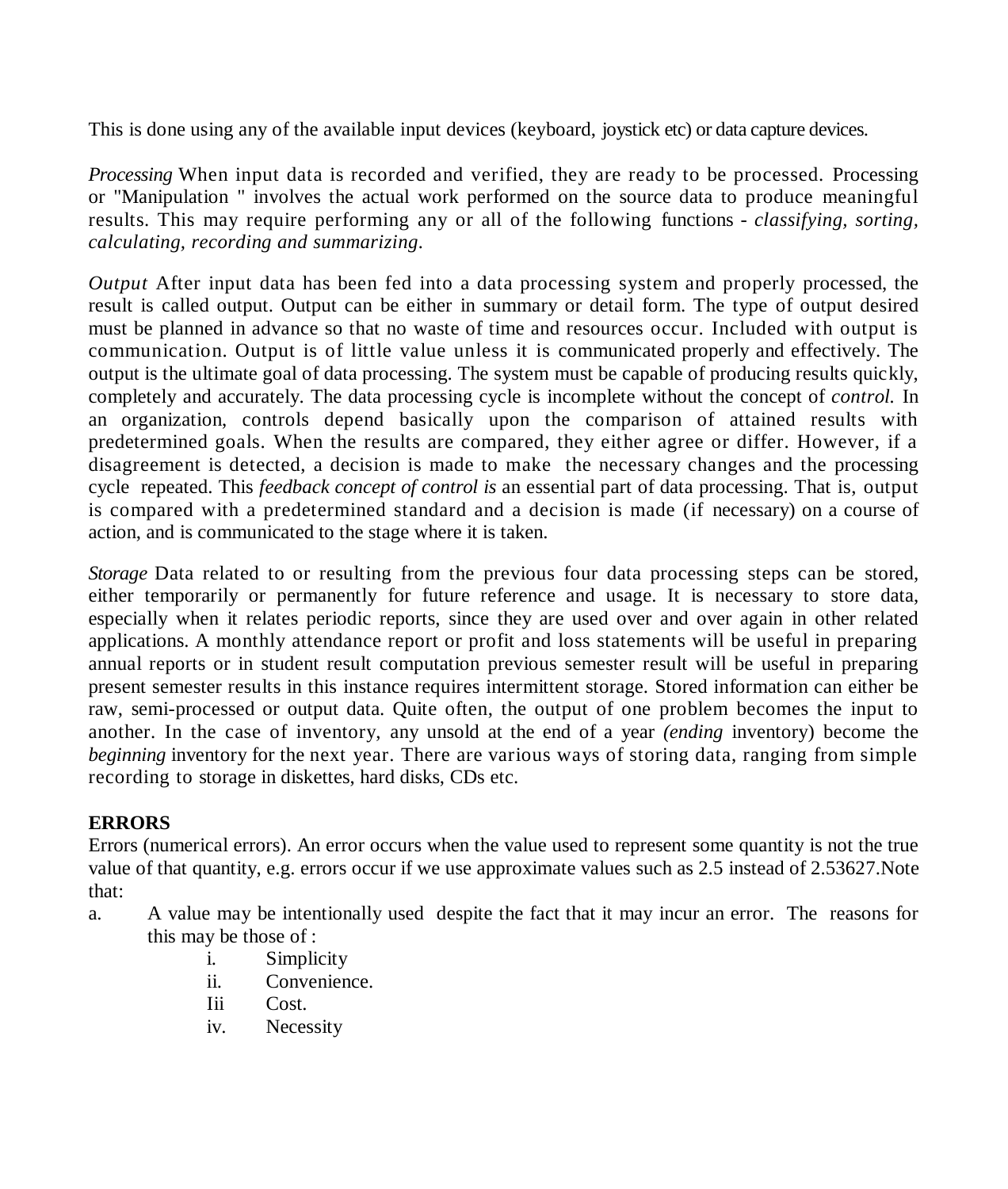This is done using any of the available input devices (keyboard, joystick etc) or data capture devices.

*Processing* When input data is recorded and verified, they are ready to be processed. Processing or "Manipulation " involves the actual work performed on the source data to produce meaningful results. This may require performing any or all of the following functions - *classifying, sorting, calculating, recording and summarizing.*

*Output* After input data has been fed into a data processing system and properly processed, the result is called output. Output can be either in summary or detail form. The type of output desired must be planned in advance so that no waste of time and resources occur. Included with output is communication. Output is of little value unless it is communicated properly and effectively. The output is the ultimate goal of data processing. The system must be capable of producing results quickly, completely and accurately. The data processing cycle is incomplete without the concept of *control.* In an organization, controls depend basically upon the comparison of attained results with predetermined goals. When the results are compared, they either agree or differ. However, if a disagreement is detected, a decision is made to make the necessary changes and the processing cycle repeated. This *feedback concept of control is* an essential part of data processing. That is, output is compared with a predetermined standard and a decision is made (if necessary) on a course of action, and is communicated to the stage where it is taken.

*Storage* Data related to or resulting from the previous four data processing steps can be stored, either temporarily or permanently for future reference and usage. It is necessary to store data, especially when it relates periodic reports, since they are used over and over again in other related applications. A monthly attendance report or profit and loss statements will be useful in preparing annual reports or in student result computation previous semester result will be useful in preparing present semester results in this instance requires intermittent storage. Stored information can either be raw, semi-processed or output data. Quite often, the output of one problem becomes the input to another. In the case of inventory, any unsold at the end of a year *(ending* inventory) become the *beginning* inventory for the next year. There are various ways of storing data, ranging from simple recording to storage in diskettes, hard disks, CDs etc.

**ERRORS**

Errors (numerical errors). An error occurs when the value used to represent some quantity is not the true value of that quantity, e.g. errors occur if we use approximate values such as 2.5 instead of 2.53627.Note that:

a. A value may be intentionally used despite the fact that it may incur an error. The reasons for this may be those of :
   - i. Simplicity
   - ii. Convenience.
   - Iii Cost.
   - iv. Necessity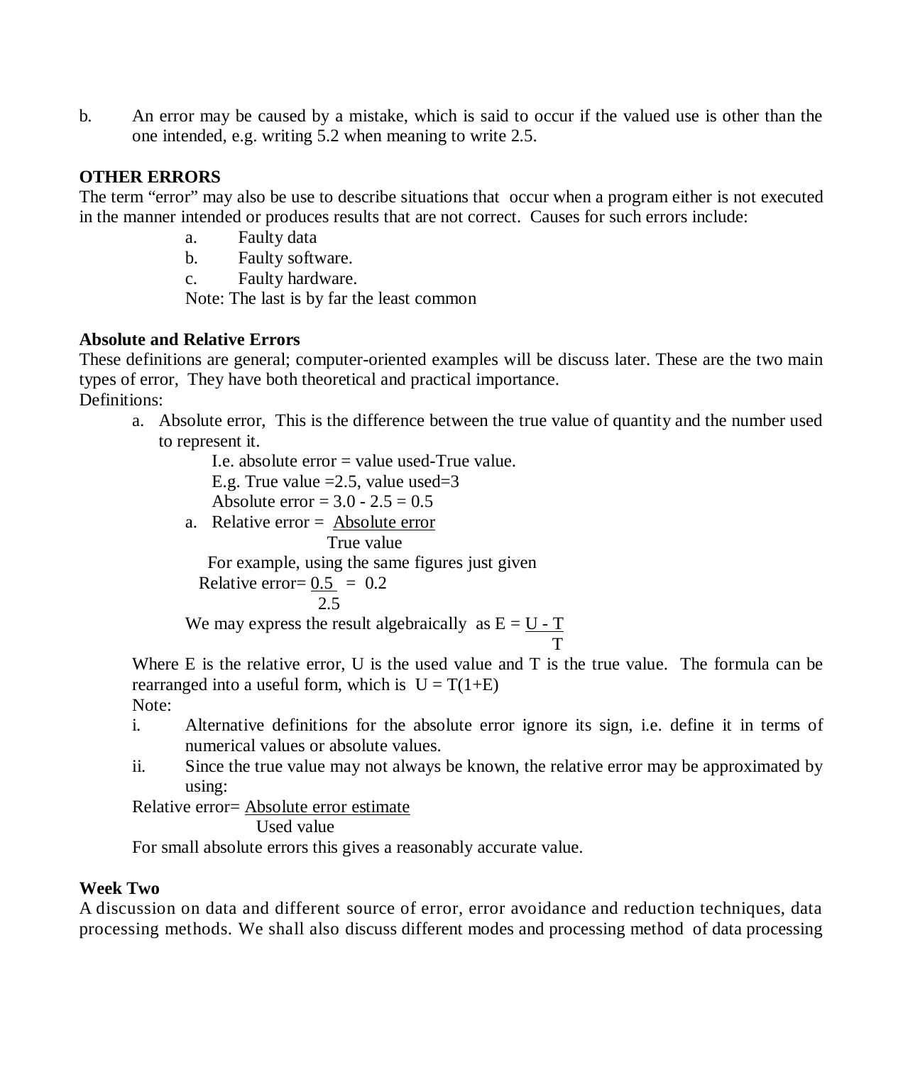b. An error may be caused by a mistake, which is said to occur if the valued use is other than the one intended, e.g. writing 5.2 when meaning to write 2.5.

**OTHER ERRORS**

The term "error" may also be use to describe situations that occur when a program either is not executed in the manner intended or produces results that are not correct. Causes for such errors include:

a. Faulty data
b. Faulty software.
c. Faulty hardware.

Note: The last is by far the least common

**Absolute and Relative Errors**

These definitions are general; computer-oriented examples will be discuss later. These are the two main types of error, They have both theoretical and practical importance.

Definitions:

a. Absolute error, This is the difference between the true value of quantity and the number used to represent it.

   I.e. absolute error = value used-True value.

   E.g. True value =2.5, value used=3

   Absolute error = 3.0 - 2.5 = 0.5

a. Relative error = $\frac{\text{Absolute error}}{\text{True value}}$

   For example, using the same figures just given

   Relative error= $\frac{0.5}{2.5} = 0.2$

We may express the result algebraically as $E = \frac{U - T}{T}$

Where E is the relative error, U is the used value and T is the true value. The formula can be rearranged into a useful form, which is $U = T(1+E)$

Note:

i. Alternative definitions for the absolute error ignore its sign, i.e. define it in terms of numerical values or absolute values.

ii. Since the true value may not always be known, the relative error may be approximated by using:

Relative error= $\frac{\text{Absolute error estimate}}{\text{Used value}}$

For small absolute errors this gives a reasonably accurate value.

**Week Two**

A discussion on data and different source of error, error avoidance and reduction techniques, data processing methods. We shall also discuss different modes and processing method of data processing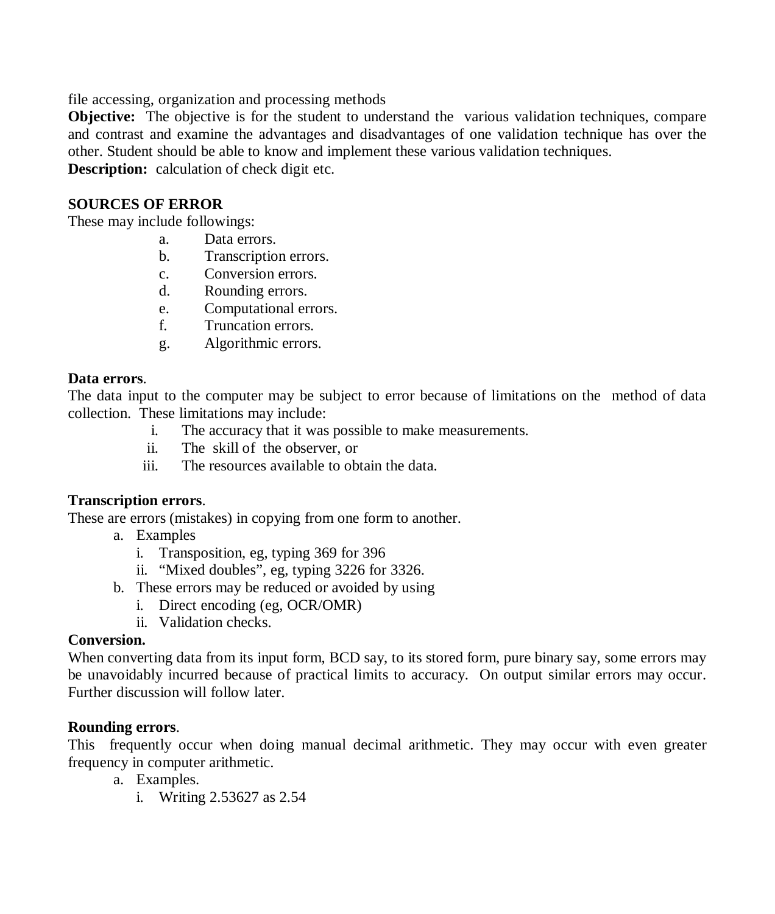file accessing, organization and processing methods

**Objective:** The objective is for the student to understand the various validation techniques, compare and contrast and examine the advantages and disadvantages of one validation technique has over the other. Student should be able to know and implement these various validation techniques.

**Description:** calculation of check digit etc.

**SOURCES OF ERROR**

These may include followings:

a. Data errors.
b. Transcription errors.
c. Conversion errors.
d. Rounding errors.
e. Computational errors.
f. Truncation errors.
g. Algorithmic errors.

**Data errors**.

The data input to the computer may be subject to error because of limitations on the method of data collection. These limitations may include:

i. The accuracy that it was possible to make measurements.
ii. The skill of the observer, or
iii. The resources available to obtain the data.

**Transcription errors**.

These are errors (mistakes) in copying from one form to another.

a. Examples
   i. Transposition, eg, typing 369 for 396
   ii. "Mixed doubles", eg, typing 3226 for 3326.
b. These errors may be reduced or avoided by using
   i. Direct encoding (eg, OCR/OMR)
   ii. Validation checks.

**Conversion.**

When converting data from its input form, BCD say, to its stored form, pure binary say, some errors may be unavoidably incurred because of practical limits to accuracy. On output similar errors may occur. Further discussion will follow later.

**Rounding errors**.

This frequently occur when doing manual decimal arithmetic. They may occur with even greater frequency in computer arithmetic.

a. Examples.
   i. Writing 2.53627 as 2.54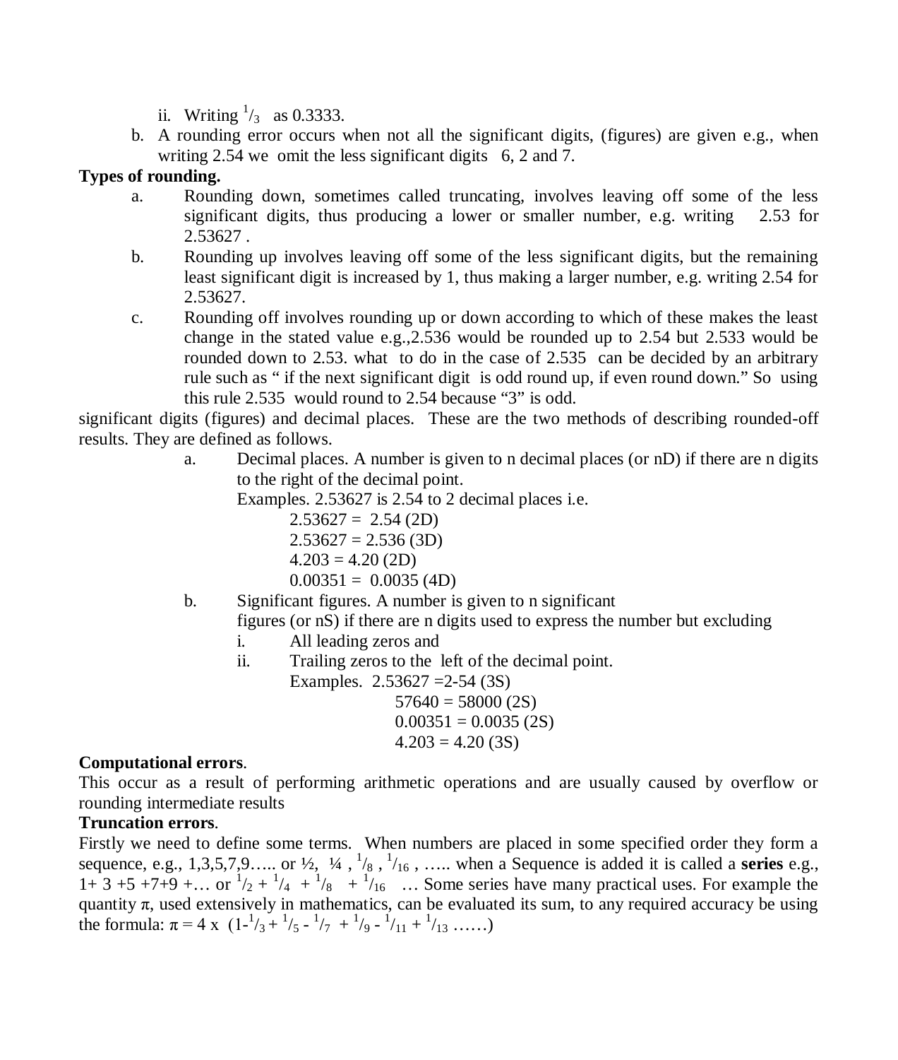ii. Writing $^1/_3$ as 0.3333.

b. A rounding error occurs when not all the significant digits, (figures) are given e.g., when writing 2.54 we omit the less significant digits 6, 2 and 7.

**Types of rounding.**

a. Rounding down, sometimes called truncating, involves leaving off some of the less significant digits, thus producing a lower or smaller number, e.g. writing 2.53 for 2.53627 .

b. Rounding up involves leaving off some of the less significant digits, but the remaining least significant digit is increased by 1, thus making a larger number, e.g. writing 2.54 for 2.53627.

c. Rounding off involves rounding up or down according to which of these makes the least change in the stated value e.g.,2.536 would be rounded up to 2.54 but 2.533 would be rounded down to 2.53. what to do in the case of 2.535 can be decided by an arbitrary rule such as " if the next significant digit is odd round up, if even round down." So using this rule 2.535 would round to 2.54 because "3" is odd.

significant digits (figures) and decimal places. These are the two methods of describing rounded-off results. They are defined as follows.

a. Decimal places. A number is given to n decimal places (or nD) if there are n digits to the right of the decimal point.

   Examples. 2.53627 is 2.54 to 2 decimal places i.e.

   2.53627 = 2.54 (2D)
   2.53627 = 2.536 (3D)
   4.203 = 4.20 (2D)
   0.00351 = 0.0035 (4D)

b. Significant figures. A number is given to n significant figures (or nS) if there are n digits used to express the number but excluding

   i. All leading zeros and
   ii. Trailing zeros to the left of the decimal point.

   Examples. 2.53627 =2-54 (3S)
   57640 = 58000 (2S)
   0.00351 = 0.0035 (2S)
   4.203 = 4.20 (3S)

**Computational errors**.

This occur as a result of performing arithmetic operations and are usually caused by overflow or rounding intermediate results

**Truncation errors**.

Firstly we need to define some terms. When numbers are placed in some specified order they form a sequence, e.g., 1,3,5,7,9….. or ½, ¼ , $^1/_8$ , $^1/_{16}$ , ….. when a Sequence is added it is called a **series** e.g., 1+ 3 +5 +7+9 +… or $^1/_2$ + $^1/_4$ + $^1/_8$ + $^1/_{16}$ … Some series have many practical uses. For example the quantity π, used extensively in mathematics, can be evaluated its sum, to any required accuracy be using the formula: $\pi = 4 \times (1-{}^1/_3 + {}^1/_5 - {}^1/_7 + {}^1/_9 - {}^1/_{11} + {}^1/_{13} \ldots\ldots)$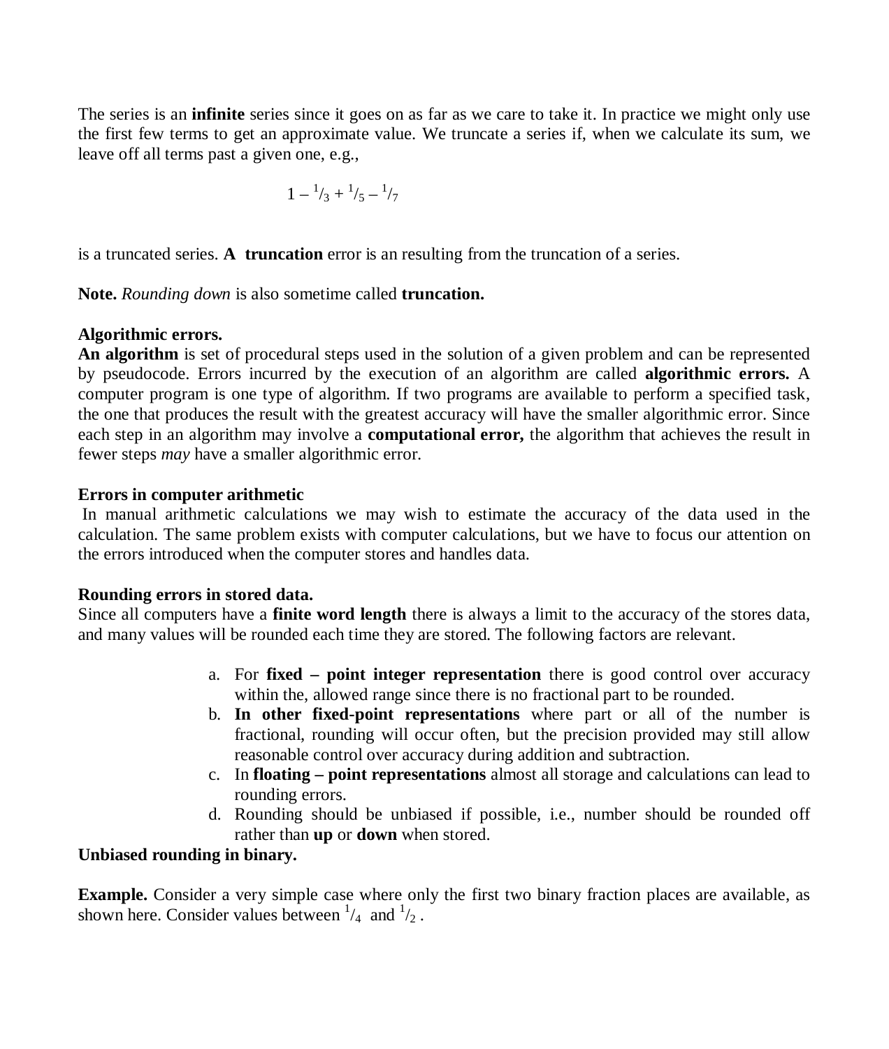The series is an **infinite** series since it goes on as far as we care to take it. In practice we might only use the first few terms to get an approximate value. We truncate a series if, when we calculate its sum, we leave off all terms past a given one, e.g.,

$$1 - {}^{1}/_{3} + {}^{1}/_{5} - {}^{1}/_{7}$$

is a truncated series. **A truncation** error is an resulting from the truncation of a series.

**Note.** *Rounding down* is also sometime called **truncation.**

**Algorithmic errors.**

**An algorithm** is set of procedural steps used in the solution of a given problem and can be represented by pseudocode. Errors incurred by the execution of an algorithm are called **algorithmic errors.** A computer program is one type of algorithm. If two programs are available to perform a specified task, the one that produces the result with the greatest accuracy will have the smaller algorithmic error. Since each step in an algorithm may involve a **computational error,** the algorithm that achieves the result in fewer steps *may* have a smaller algorithmic error.

**Errors in computer arithmetic**

In manual arithmetic calculations we may wish to estimate the accuracy of the data used in the calculation. The same problem exists with computer calculations, but we have to focus our attention on the errors introduced when the computer stores and handles data.

**Rounding errors in stored data.**

Since all computers have a **finite word length** there is always a limit to the accuracy of the stores data, and many values will be rounded each time they are stored. The following factors are relevant.

a. For **fixed – point integer representation** there is good control over accuracy within the, allowed range since there is no fractional part to be rounded.
b. **In other fixed-point representations** where part or all of the number is fractional, rounding will occur often, but the precision provided may still allow reasonable control over accuracy during addition and subtraction.
c. In **floating – point representations** almost all storage and calculations can lead to rounding errors.
d. Rounding should be unbiased if possible, i.e., number should be rounded off rather than **up** or **down** when stored.

**Unbiased rounding in binary.**

**Example.** Consider a very simple case where only the first two binary fraction places are available, as shown here. Consider values between ${}^{1}/_{4}$ and ${}^{1}/_{2}$ .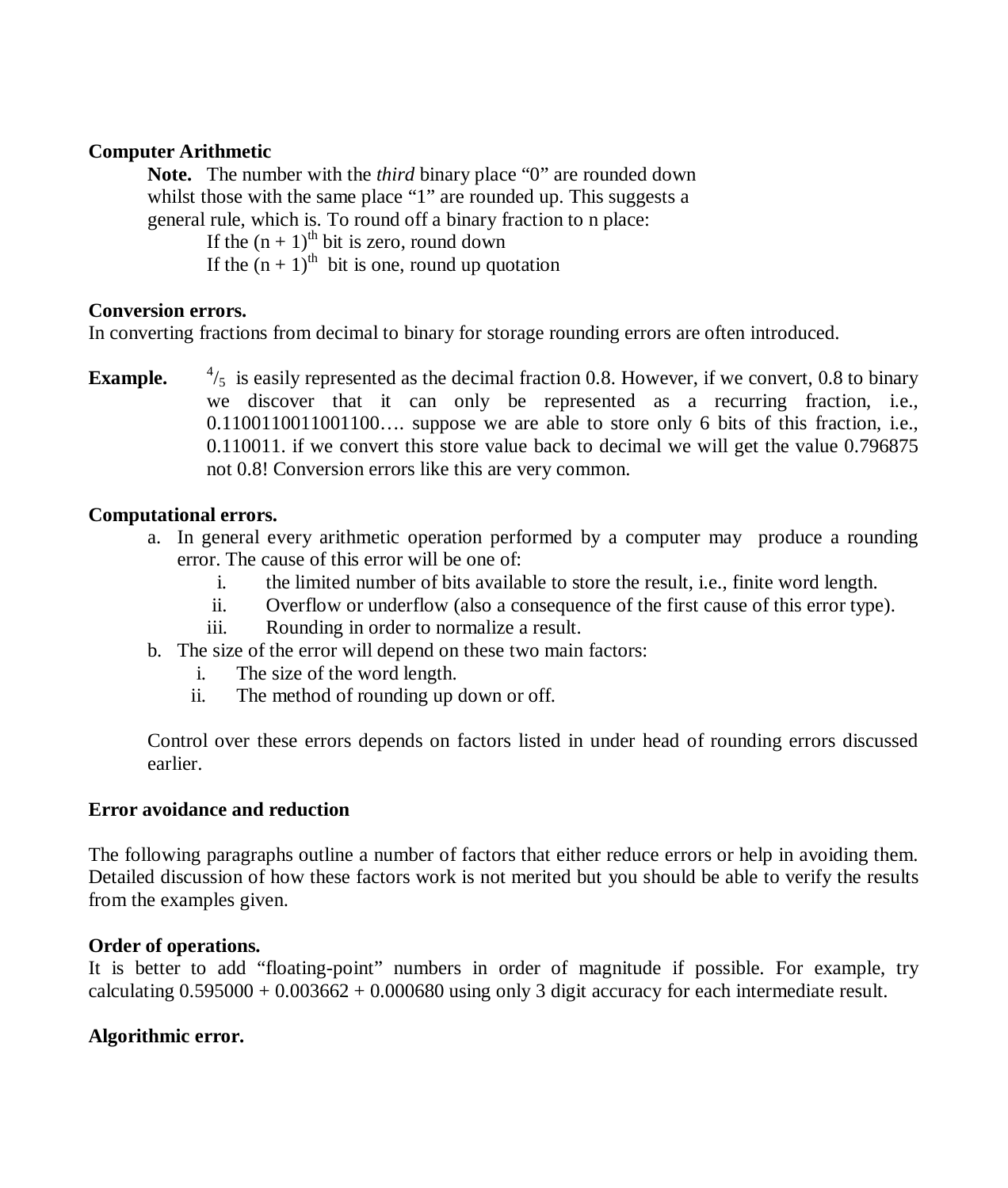**Computer Arithmetic**

**Note.** The number with the *third* binary place "0" are rounded down whilst those with the same place "1" are rounded up. This suggests a general rule, which is. To round off a binary fraction to n place:

If the $(n + 1)^{th}$ bit is zero, round down

If the $(n + 1)^{th}$ bit is one, round up quotation

**Conversion errors.**

In converting fractions from decimal to binary for storage rounding errors are often introduced.

**Example.** $^{4}/_{5}$ is easily represented as the decimal fraction 0.8. However, if we convert, 0.8 to binary we discover that it can only be represented as a recurring fraction, i.e., 0.1100110011001100…. suppose we are able to store only 6 bits of this fraction, i.e., 0.110011. if we convert this store value back to decimal we will get the value 0.796875 not 0.8! Conversion errors like this are very common.

**Computational errors.**

a. In general every arithmetic operation performed by a computer may produce a rounding error. The cause of this error will be one of:
   i. the limited number of bits available to store the result, i.e., finite word length.
   ii. Overflow or underflow (also a consequence of the first cause of this error type).
   iii. Rounding in order to normalize a result.
b. The size of the error will depend on these two main factors:
   i. The size of the word length.
   ii. The method of rounding up down or off.

Control over these errors depends on factors listed in under head of rounding errors discussed earlier.

**Error avoidance and reduction**

The following paragraphs outline a number of factors that either reduce errors or help in avoiding them. Detailed discussion of how these factors work is not merited but you should be able to verify the results from the examples given.

**Order of operations.**

It is better to add "floating-point" numbers in order of magnitude if possible. For example, try calculating 0.595000 + 0.003662 + 0.000680 using only 3 digit accuracy for each intermediate result.

**Algorithmic error.**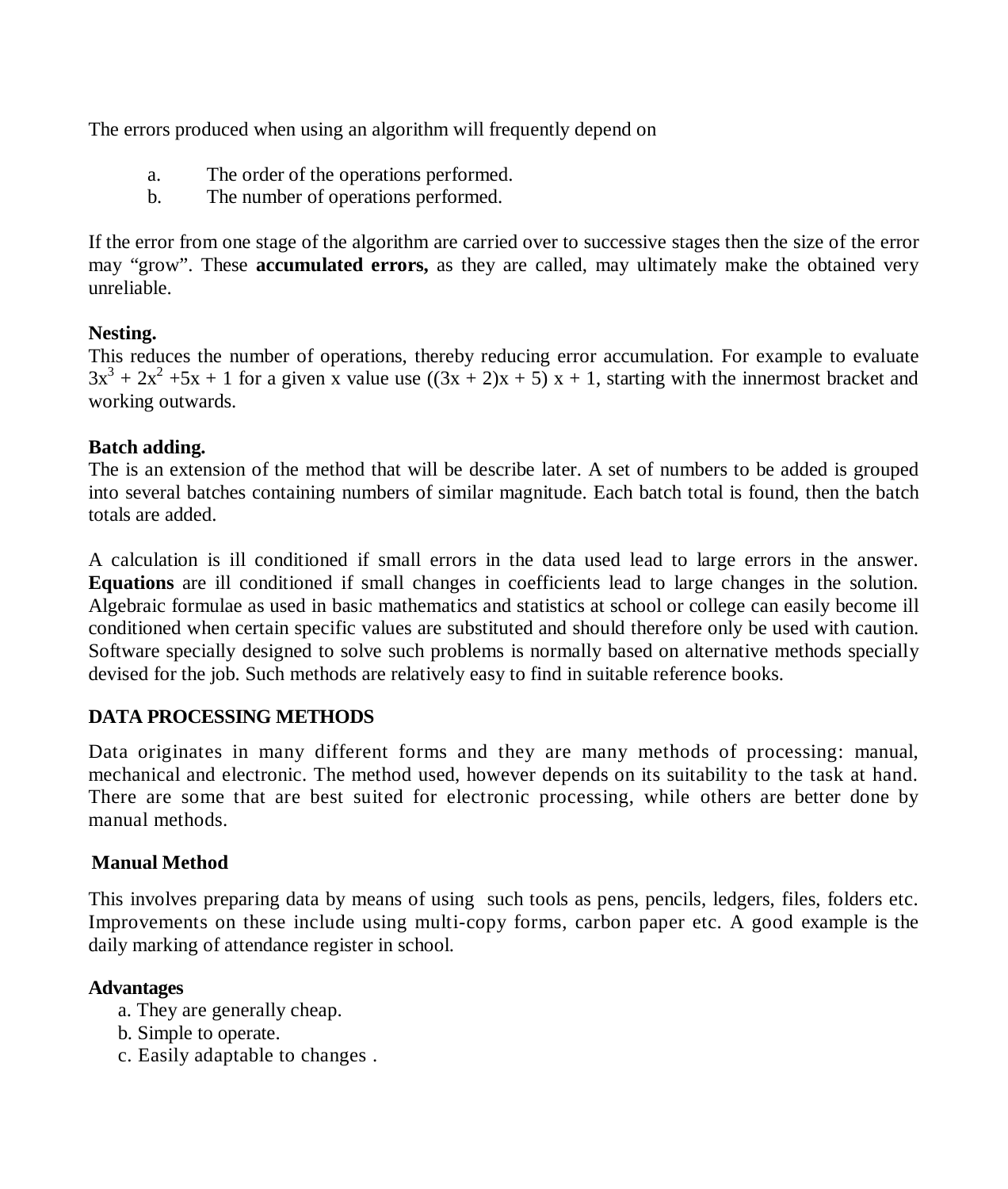The errors produced when using an algorithm will frequently depend on

a. The order of the operations performed.
b. The number of operations performed.

If the error from one stage of the algorithm are carried over to successive stages then the size of the error may "grow". These **accumulated errors,** as they are called, may ultimately make the obtained very unreliable.

**Nesting.**
This reduces the number of operations, thereby reducing error accumulation. For example to evaluate $3x^3 + 2x^2 + 5x + 1$ for a given x value use $((3x + 2)x + 5)\,x + 1$, starting with the innermost bracket and working outwards.

**Batch adding.**
The is an extension of the method that will be describe later. A set of numbers to be added is grouped into several batches containing numbers of similar magnitude. Each batch total is found, then the batch totals are added.

A calculation is ill conditioned if small errors in the data used lead to large errors in the answer. **Equations** are ill conditioned if small changes in coefficients lead to large changes in the solution. Algebraic formulae as used in basic mathematics and statistics at school or college can easily become ill conditioned when certain specific values are substituted and should therefore only be used with caution. Software specially designed to solve such problems is normally based on alternative methods specially devised for the job. Such methods are relatively easy to find in suitable reference books.

## DATA PROCESSING METHODS

Data originates in many different forms and they are many methods of processing: manual, mechanical and electronic. The method used, however depends on its suitability to the task at hand. There are some that are best suited for electronic processing, while others are better done by manual methods.

### Manual Method

This involves preparing data by means of using such tools as pens, pencils, ledgers, files, folders etc. Improvements on these include using multi-copy forms, carbon paper etc. A good example is the daily marking of attendance register in school.

**Advantages**

a. They are generally cheap.
b. Simple to operate.
c. Easily adaptable to changes .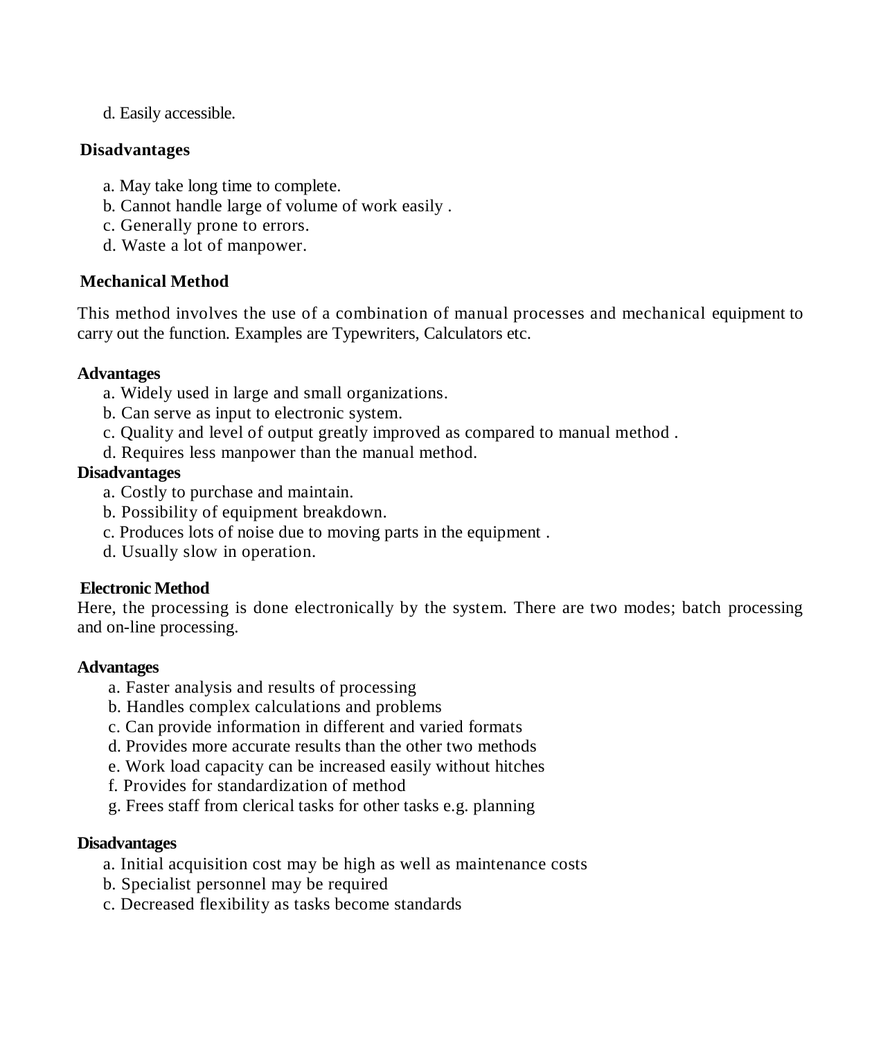d. Easily accessible.

**Disadvantages**

a. May take long time to complete.
b. Cannot handle large of volume of work easily .
c. Generally prone to errors.
d. Waste a lot of manpower.

**Mechanical Method**

This method involves the use of a combination of manual processes and mechanical equipment to carry out the function. Examples are Typewriters, Calculators etc.

**Advantages**

a. Widely used in large and small organizations.
b. Can serve as input to electronic system.
c. Quality and level of output greatly improved as compared to manual method .
d. Requires less manpower than the manual method.

**Disadvantages**

a. Costly to purchase and maintain.
b. Possibility of equipment breakdown.
c. Produces lots of noise due to moving parts in the equipment .
d. Usually slow in operation.

**Electronic Method**

Here, the processing is done electronically by the system. There are two modes; batch processing and on-line processing.

**Advantages**

a. Faster analysis and results of processing
b. Handles complex calculations and problems
c. Can provide information in different and varied formats
d. Provides more accurate results than the other two methods
e. Work load capacity can be increased easily without hitches
f. Provides for standardization of method
g. Frees staff from clerical tasks for other tasks e.g. planning

**Disadvantages**

a. Initial acquisition cost may be high as well as maintenance costs
b. Specialist personnel may be required
c. Decreased flexibility as tasks become standards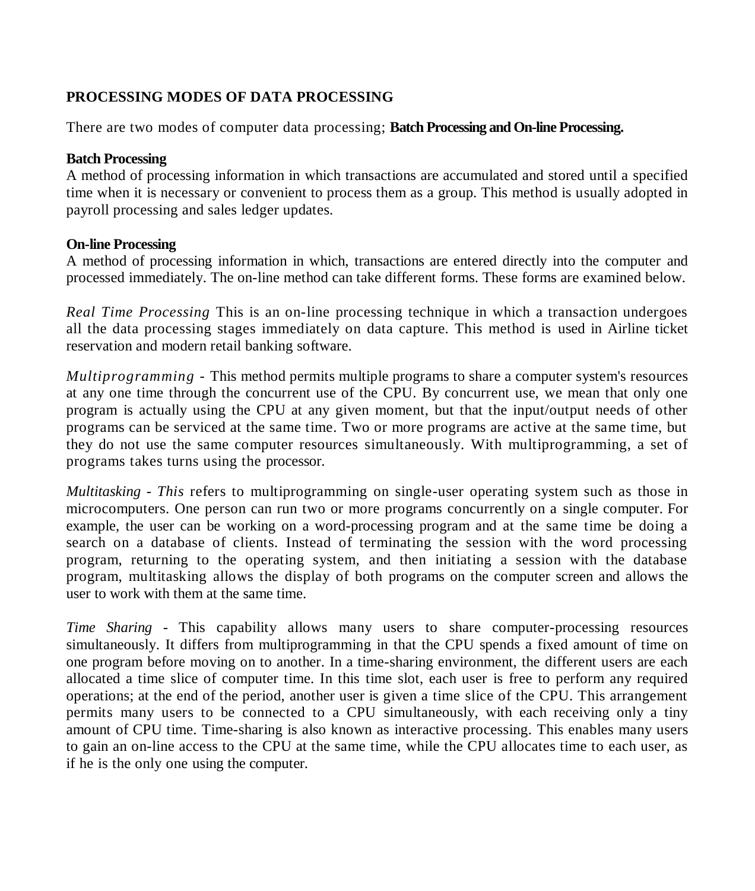**PROCESSING MODES OF DATA PROCESSING**

There are two modes of computer data processing; **Batch Processing and On-line Processing.**

**Batch Processing**
A method of processing information in which transactions are accumulated and stored until a specified time when it is necessary or convenient to process them as a group. This method is usually adopted in payroll processing and sales ledger updates.

**On-line Processing**
A method of processing information in which, transactions are entered directly into the computer and processed immediately. The on-line method can take different forms. These forms are examined below.

*Real Time Processing* This is an on-line processing technique in which a transaction undergoes all the data processing stages immediately on data capture. This method is used in Airline ticket reservation and modern retail banking software.

*Multiprogramming* - This method permits multiple programs to share a computer system's resources at any one time through the concurrent use of the CPU. By concurrent use, we mean that only one program is actually using the CPU at any given moment, but that the input/output needs of other programs can be serviced at the same time. Two or more programs are active at the same time, but they do not use the same computer resources simultaneously. With multiprogramming, a set of programs takes turns using the processor.

*Multitasking - This* refers to multiprogramming on single-user operating system such as those in microcomputers. One person can run two or more programs concurrently on a single computer. For example, the user can be working on a word-processing program and at the same time be doing a search on a database of clients. Instead of terminating the session with the word processing program, returning to the operating system, and then initiating a session with the database program, multitasking allows the display of both programs on the computer screen and allows the user to work with them at the same time.

*Time Sharing* - This capability allows many users to share computer-processing resources simultaneously. It differs from multiprogramming in that the CPU spends a fixed amount of time on one program before moving on to another. In a time-sharing environment, the different users are each allocated a time slice of computer time. In this time slot, each user is free to perform any required operations; at the end of the period, another user is given a time slice of the CPU. This arrangement permits many users to be connected to a CPU simultaneously, with each receiving only a tiny amount of CPU time. Time-sharing is also known as interactive processing. This enables many users to gain an on-line access to the CPU at the same time, while the CPU allocates time to each user, as if he is the only one using the computer.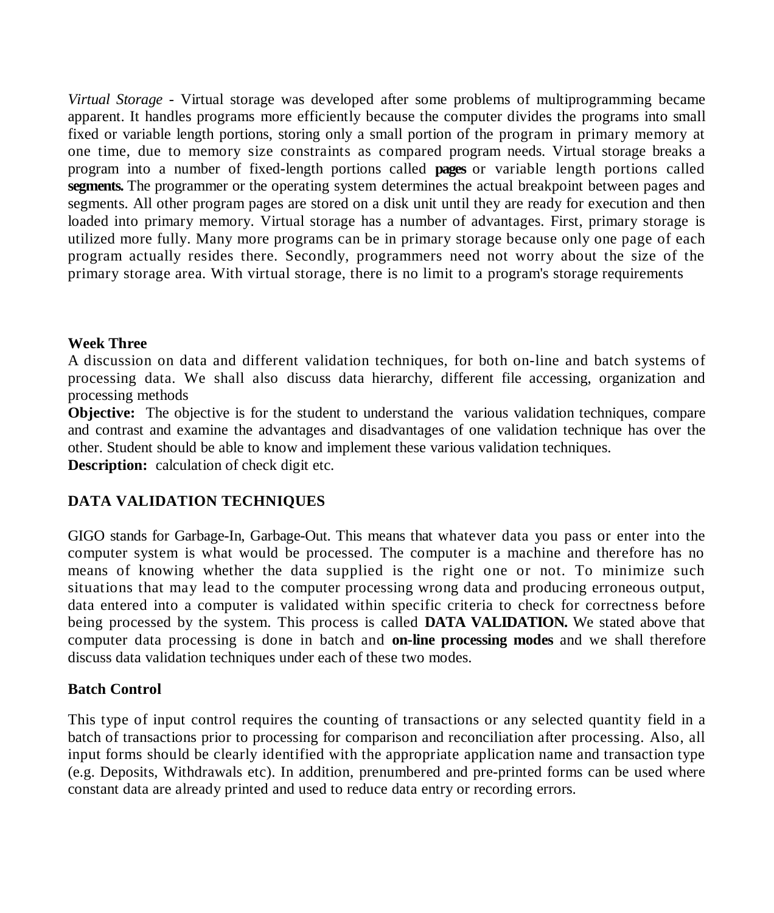*Virtual Storage* - Virtual storage was developed after some problems of multiprogramming became apparent. It handles programs more efficiently because the computer divides the programs into small fixed or variable length portions, storing only a small portion of the program in primary memory at one time, due to memory size constraints as compared program needs. Virtual storage breaks a program into a number of fixed-length portions called **pages** or variable length portions called **segments.** The programmer or the operating system determines the actual breakpoint between pages and segments. All other program pages are stored on a disk unit until they are ready for execution and then loaded into primary memory. Virtual storage has a number of advantages. First, primary storage is utilized more fully. Many more programs can be in primary storage because only one page of each program actually resides there. Secondly, programmers need not worry about the size of the primary storage area. With virtual storage, there is no limit to a program's storage requirements

**Week Three**

A discussion on data and different validation techniques, for both on-line and batch systems of processing data. We shall also discuss data hierarchy, different file accessing, organization and processing methods

**Objective:** The objective is for the student to understand the various validation techniques, compare and contrast and examine the advantages and disadvantages of one validation technique has over the other. Student should be able to know and implement these various validation techniques.

**Description:** calculation of check digit etc.

## DATA VALIDATION TECHNIQUES

GIGO stands for Garbage-In, Garbage-Out. This means that whatever data you pass or enter into the computer system is what would be processed. The computer is a machine and therefore has no means of knowing whether the data supplied is the right one or not. To minimize such situations that may lead to the computer processing wrong data and producing erroneous output, data entered into a computer is validated within specific criteria to check for correctness before being processed by the system. This process is called **DATA VALIDATION.** We stated above that computer data processing is done in batch and **on-line processing modes** and we shall therefore discuss data validation techniques under each of these two modes.

### Batch Control

This type of input control requires the counting of transactions or any selected quantity field in a batch of transactions prior to processing for comparison and reconciliation after processing. Also, all input forms should be clearly identified with the appropriate application name and transaction type (e.g. Deposits, Withdrawals etc). In addition, prenumbered and pre-printed forms can be used where constant data are already printed and used to reduce data entry or recording errors.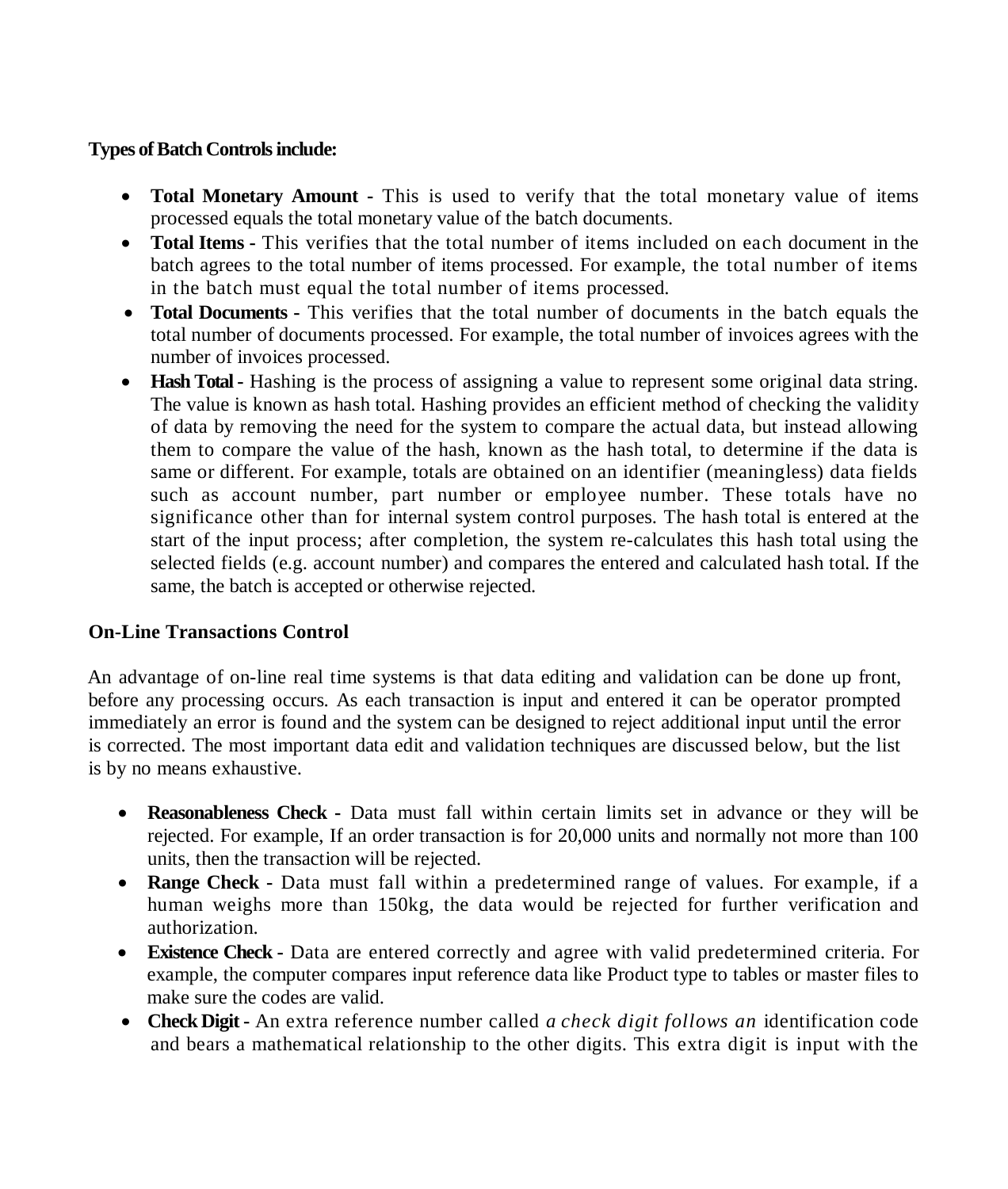**Types of Batch Controls include:**

- **Total Monetary Amount -** This is used to verify that the total monetary value of items processed equals the total monetary value of the batch documents.
- **Total Items -** This verifies that the total number of items included on each document in the batch agrees to the total number of items processed. For example, the total number of items in the batch must equal the total number of items processed.
- **Total Documents -** This verifies that the total number of documents in the batch equals the total number of documents processed. For example, the total number of invoices agrees with the number of invoices processed.
- **Hash Total -** Hashing is the process of assigning a value to represent some original data string. The value is known as hash total. Hashing provides an efficient method of checking the validity of data by removing the need for the system to compare the actual data, but instead allowing them to compare the value of the hash, known as the hash total, to determine if the data is same or different. For example, totals are obtained on an identifier (meaningless) data fields such as account number, part number or employee number. These totals have no significance other than for internal system control purposes. The hash total is entered at the start of the input process; after completion, the system re-calculates this hash total using the selected fields (e.g. account number) and compares the entered and calculated hash total. If the same, the batch is accepted or otherwise rejected.

**On-Line Transactions Control**

An advantage of on-line real time systems is that data editing and validation can be done up front, before any processing occurs. As each transaction is input and entered it can be operator prompted immediately an error is found and the system can be designed to reject additional input until the error is corrected. The most important data edit and validation techniques are discussed below, but the list is by no means exhaustive.

- **Reasonableness Check -** Data must fall within certain limits set in advance or they will be rejected. For example, If an order transaction is for 20,000 units and normally not more than 100 units, then the transaction will be rejected.
- **Range Check -** Data must fall within a predetermined range of values. For example, if a human weighs more than 150kg, the data would be rejected for further verification and authorization.
- **Existence Check -** Data are entered correctly and agree with valid predetermined criteria. For example, the computer compares input reference data like Product type to tables or master files to make sure the codes are valid.
- **Check Digit -** An extra reference number called *a check digit follows an* identification code and bears a mathematical relationship to the other digits. This extra digit is input with the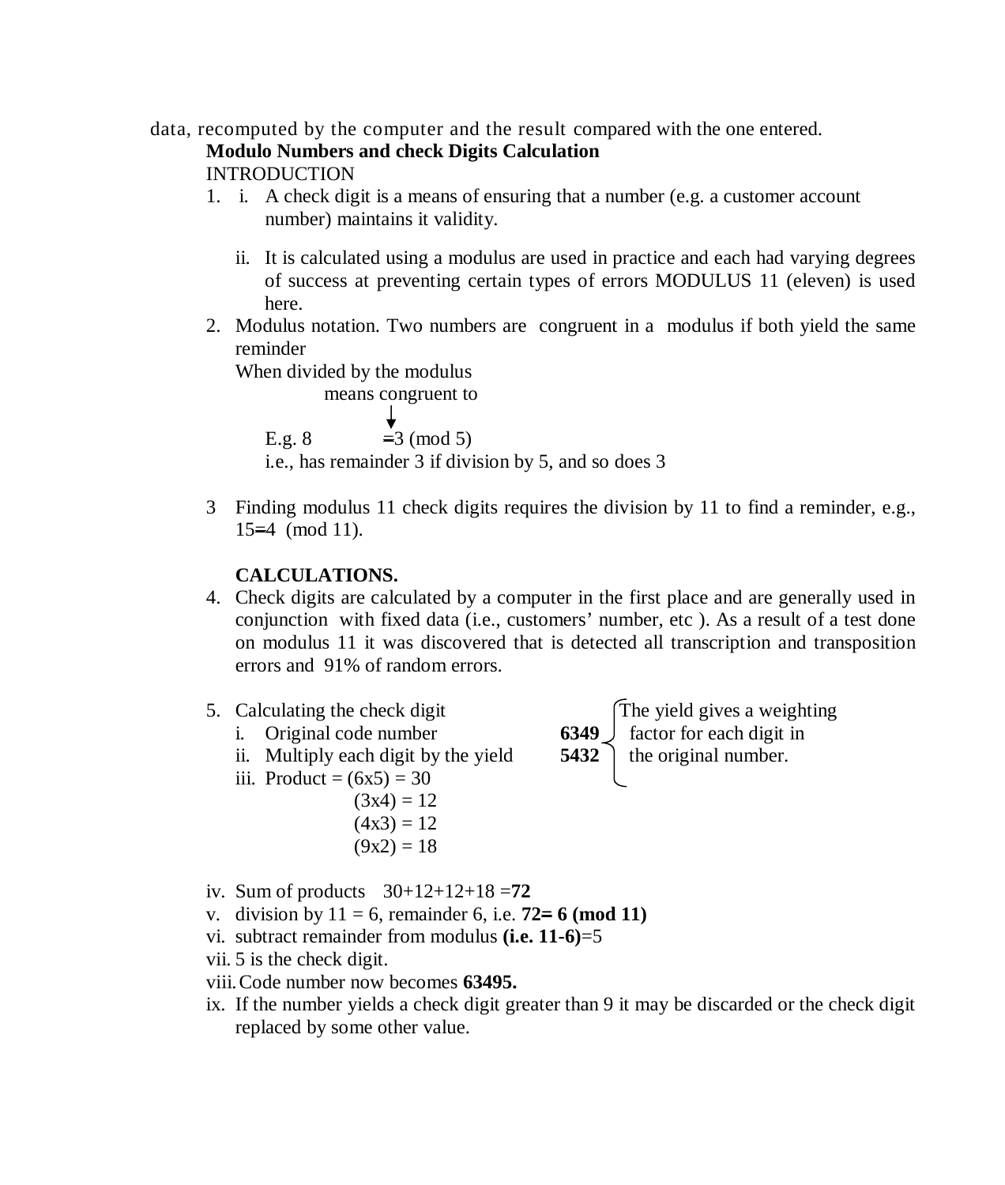data, recomputed by the computer and the result compared with the one entered.

**Modulo Numbers and check Digits Calculation**

INTRODUCTION

1. i. A check digit is a means of ensuring that a number (e.g. a customer account number) maintains it validity.

   ii. It is calculated using a modulus are used in practice and each had varying degrees of success at preventing certain types of errors MODULUS 11 (eleven) is used here.

2. Modulus notation. Two numbers are congruent in a modulus if both yield the same reminder
   When divided by the modulus

   means congruent to
   ↓
   E.g. 8 $\equiv$ 3 (mod 5)
   i.e., has remainder 3 if division by 5, and so does 3

3 Finding modulus 11 check digits requires the division by 11 to find a reminder, e.g., 15$\equiv$4 (mod 11).

**CALCULATIONS.**

4. Check digits are calculated by a computer in the first place and are generally used in conjunction with fixed data (i.e., customers' number, etc ). As a result of a test done on modulus 11 it was discovered that is detected all transcription and transposition errors and 91% of random errors.

5. Calculating the check digit
   i. Original code number **6349**
   ii. Multiply each digit by the yield **5432**

   (The yield gives a weighting factor for each digit in the original number.)

   iii. Product = (6x5) = 30
   (3x4) = 12
   (4x3) = 12
   (9x2) = 18

   iv. Sum of products 30+12+12+18 =**72**
   v. division by 11 = 6, remainder 6, i.e. **72$\equiv$ 6 (mod 11)**
   vi. subtract remainder from modulus **(i.e. 11-6)**=5
   vii. 5 is the check digit.
   viii. Code number now becomes **63495.**
   ix. If the number yields a check digit greater than 9 it may be discarded or the check digit replaced by some other value.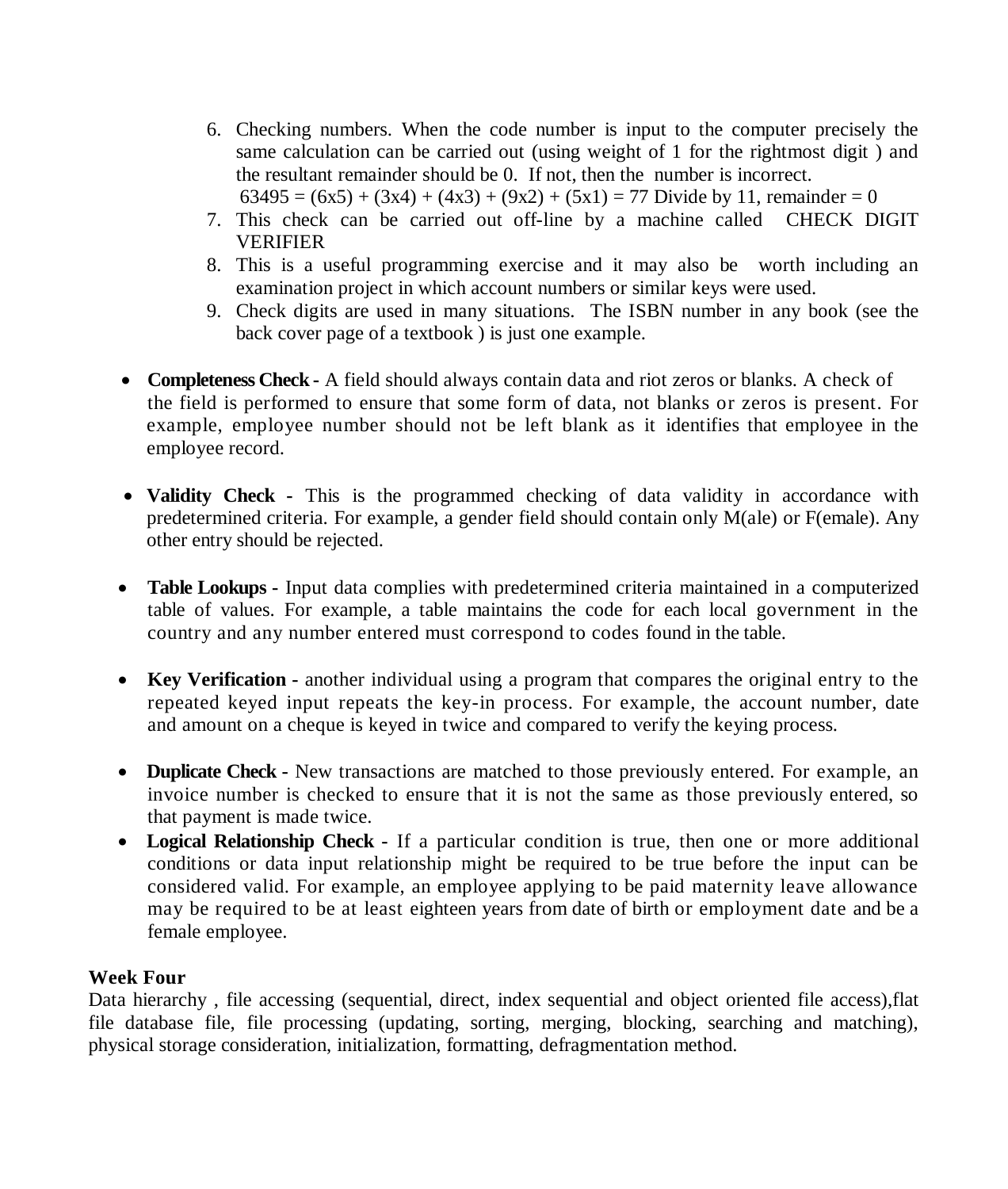6. Checking numbers. When the code number is input to the computer precisely the same calculation can be carried out (using weight of 1 for the rightmost digit ) and the resultant remainder should be 0. If not, then the number is incorrect.
   63495 = (6x5) + (3x4) + (4x3) + (9x2) + (5x1) = 77 Divide by 11, remainder = 0
7. This check can be carried out off-line by a machine called CHECK DIGIT VERIFIER
8. This is a useful programming exercise and it may also be worth including an examination project in which account numbers or similar keys were used.
9. Check digits are used in many situations. The ISBN number in any book (see the back cover page of a textbook ) is just one example.

- **Completeness Check -** A field should always contain data and riot zeros or blanks. A check of the field is performed to ensure that some form of data, not blanks or zeros is present. For example, employee number should not be left blank as it identifies that employee in the employee record.

- **Validity Check -** This is the programmed checking of data validity in accordance with predetermined criteria. For example, a gender field should contain only M(ale) or F(emale). Any other entry should be rejected.

- **Table Lookups -** Input data complies with predetermined criteria maintained in a computerized table of values. For example, a table maintains the code for each local government in the country and any number entered must correspond to codes found in the table.

- **Key Verification -** another individual using a program that compares the original entry to the repeated keyed input repeats the key-in process. For example, the account number, date and amount on a cheque is keyed in twice and compared to verify the keying process.

- **Duplicate Check -** New transactions are matched to those previously entered. For example, an invoice number is checked to ensure that it is not the same as those previously entered, so that payment is made twice.
- **Logical Relationship Check -** If a particular condition is true, then one or more additional conditions or data input relationship might be required to be true before the input can be considered valid. For example, an employee applying to be paid maternity leave allowance may be required to be at least eighteen years from date of birth or employment date and be a female employee.

**Week Four**

Data hierarchy , file accessing (sequential, direct, index sequential and object oriented file access),flat file database file, file processing (updating, sorting, merging, blocking, searching and matching), physical storage consideration, initialization, formatting, defragmentation method.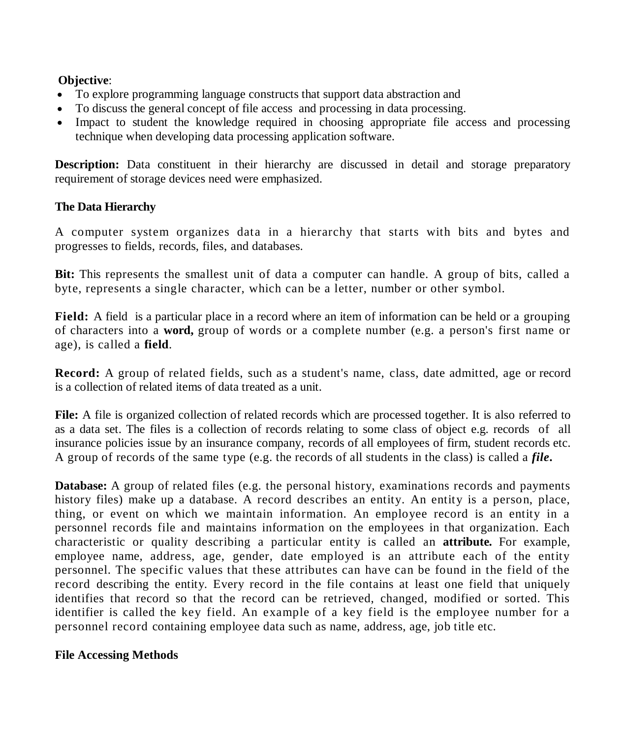**Objective**:

- To explore programming language constructs that support data abstraction and
- To discuss the general concept of file access and processing in data processing.
- Impact to student the knowledge required in choosing appropriate file access and processing technique when developing data processing application software.

**Description:** Data constituent in their hierarchy are discussed in detail and storage preparatory requirement of storage devices need were emphasized.

**The Data Hierarchy**

A computer system organizes data in a hierarchy that starts with bits and bytes and progresses to fields, records, files, and databases.

**Bit:** This represents the smallest unit of data a computer can handle. A group of bits, called a byte, represents a single character, which can be a letter, number or other symbol.

**Field:** A field is a particular place in a record where an item of information can be held or a grouping of characters into a **word,** group of words or a complete number (e.g. a person's first name or age), is called a **field**.

**Record:** A group of related fields, such as a student's name, class, date admitted, age or record is a collection of related items of data treated as a unit.

**File:** A file is organized collection of related records which are processed together. It is also referred to as a data set. The files is a collection of records relating to some class of object e.g. records of all insurance policies issue by an insurance company, records of all employees of firm, student records etc. A group of records of the same type (e.g. the records of all students in the class) is called a ***file*.**

**Database:** A group of related files (e.g. the personal history, examinations records and payments history files) make up a database. A record describes an entity. An entity is a person, place, thing, or event on which we maintain information. An employee record is an entity in a personnel records file and maintains information on the employees in that organization. Each characteristic or quality describing a particular entity is called an **attribute.** For example, employee name, address, age, gender, date employed is an attribute each of the entity personnel. The specific values that these attributes can have can be found in the field of the record describing the entity. Every record in the file contains at least one field that uniquely identifies that record so that the record can be retrieved, changed, modified or sorted. This identifier is called the key field. An example of a key field is the employee number for a personnel record containing employee data such as name, address, age, job title etc.

**File Accessing Methods**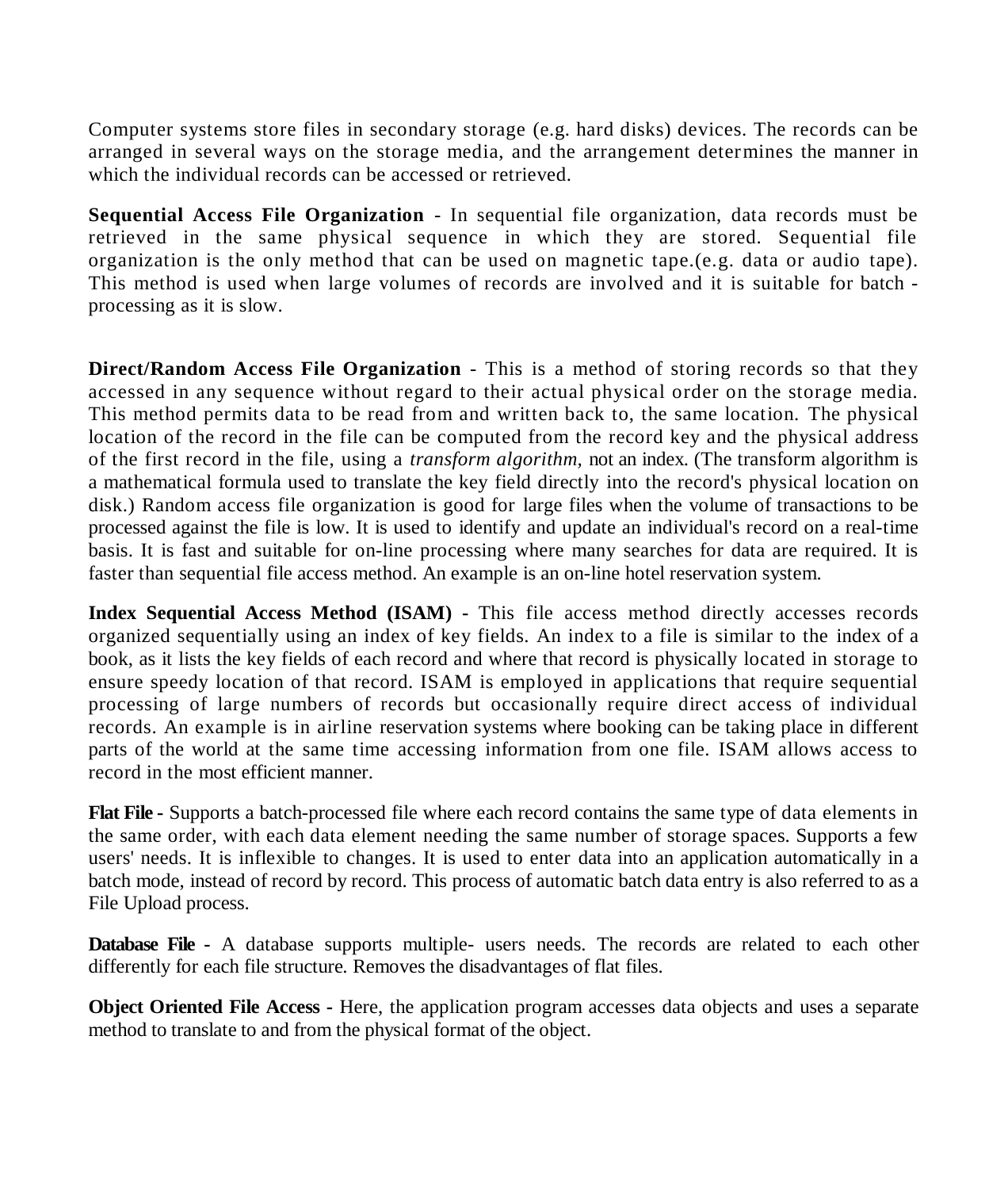Computer systems store files in secondary storage (e.g. hard disks) devices. The records can be arranged in several ways on the storage media, and the arrangement determines the manner in which the individual records can be accessed or retrieved.

**Sequential Access File Organization** - In sequential file organization, data records must be retrieved in the same physical sequence in which they are stored. Sequential file organization is the only method that can be used on magnetic tape.(e.g. data or audio tape). This method is used when large volumes of records are involved and it is suitable for batch - processing as it is slow.

**Direct/Random Access File Organization** - This is a method of storing records so that they accessed in any sequence without regard to their actual physical order on the storage media. This method permits data to be read from and written back to, the same location. The physical location of the record in the file can be computed from the record key and the physical address of the first record in the file, using a *transform algorithm,* not an index. (The transform algorithm is a mathematical formula used to translate the key field directly into the record's physical location on disk.) Random access file organization is good for large files when the volume of transactions to be processed against the file is low. It is used to identify and update an individual's record on a real-time basis. It is fast and suitable for on-line processing where many searches for data are required. It is faster than sequential file access method. An example is an on-line hotel reservation system.

**Index Sequential Access Method (ISAM)** - This file access method directly accesses records organized sequentially using an index of key fields. An index to a file is similar to the index of a book, as it lists the key fields of each record and where that record is physically located in storage to ensure speedy location of that record. ISAM is employed in applications that require sequential processing of large numbers of records but occasionally require direct access of individual records. An example is in airline reservation systems where booking can be taking place in different parts of the world at the same time accessing information from one file. ISAM allows access to record in the most efficient manner.

**Flat File -** Supports a batch-processed file where each record contains the same type of data elements in the same order, with each data element needing the same number of storage spaces. Supports a few users' needs. It is inflexible to changes. It is used to enter data into an application automatically in a batch mode, instead of record by record. This process of automatic batch data entry is also referred to as a File Upload process.

**Database File -** A database supports multiple- users needs. The records are related to each other differently for each file structure. Removes the disadvantages of flat files.

**Object Oriented File Access -** Here, the application program accesses data objects and uses a separate method to translate to and from the physical format of the object.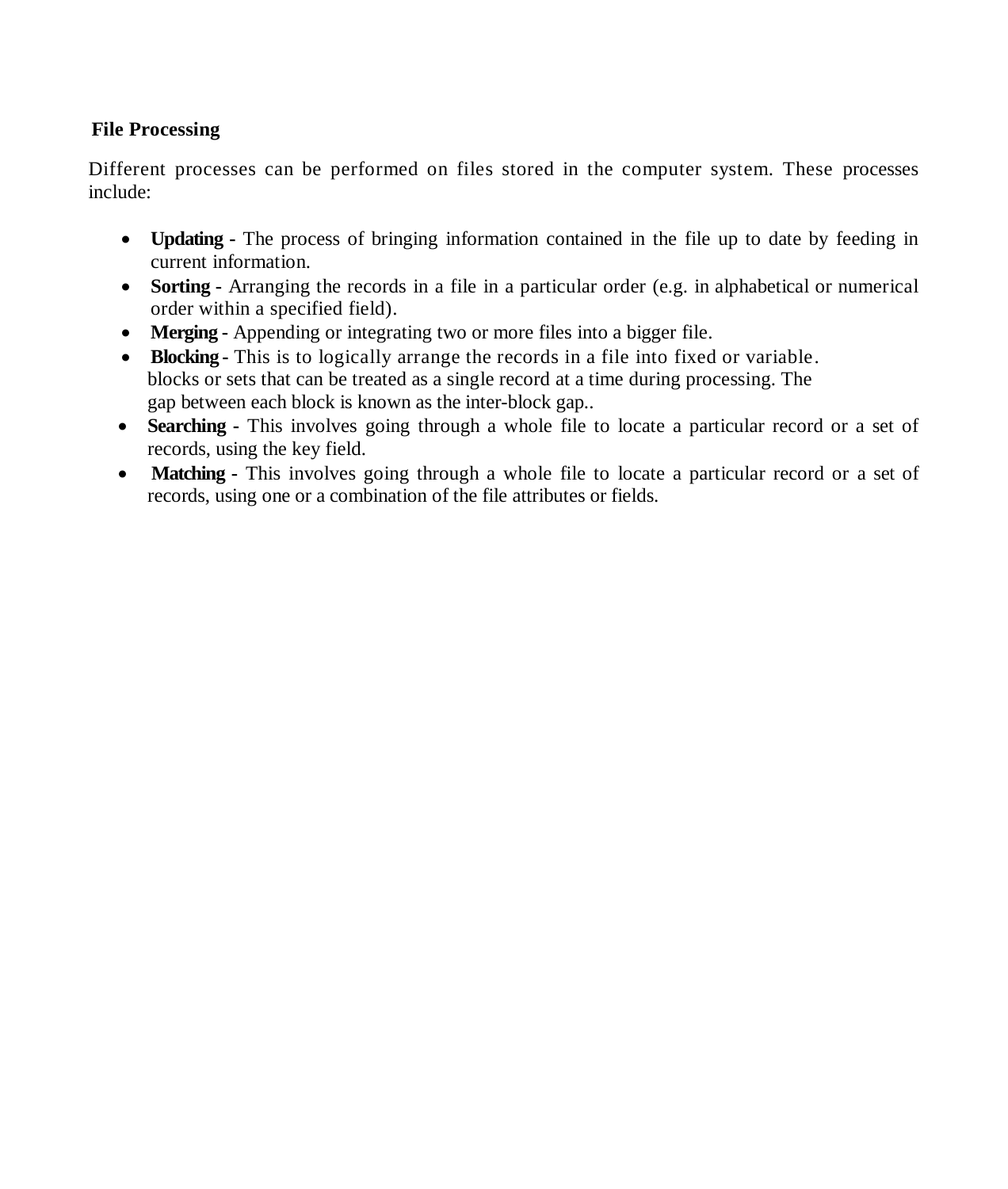**File Processing**

Different processes can be performed on files stored in the computer system. These processes include:

- **Updating -** The process of bringing information contained in the file up to date by feeding in current information.
- **Sorting -** Arranging the records in a file in a particular order (e.g. in alphabetical or numerical order within a specified field).
- **Merging -** Appending or integrating two or more files into a bigger file.
- **Blocking -** This is to logically arrange the records in a file into fixed or variable. blocks or sets that can be treated as a single record at a time during processing. The gap between each block is known as the inter-block gap..
- **Searching -** This involves going through a whole file to locate a particular record or a set of records, using the key field.
- **Matching -** This involves going through a whole file to locate a particular record or a set of records, using one or a combination of the file attributes or fields.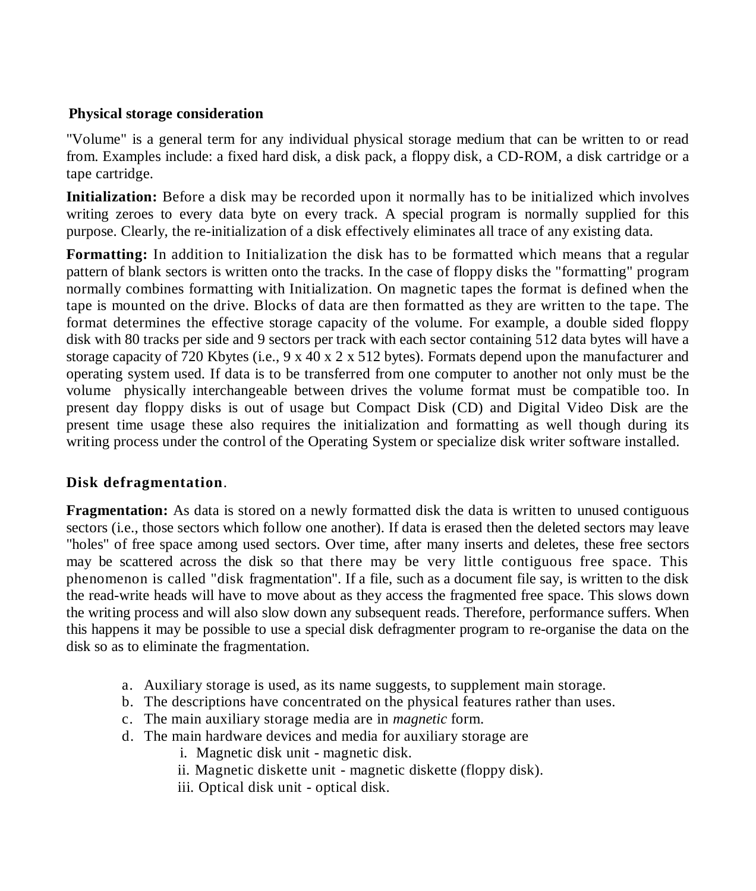**Physical storage consideration**

"Volume" is a general term for any individual physical storage medium that can be written to or read from. Examples include: a fixed hard disk, a disk pack, a floppy disk, a CD-ROM, a disk cartridge or a tape cartridge.

**Initialization:** Before a disk may be recorded upon it normally has to be initialized which involves writing zeroes to every data byte on every track. A special program is normally supplied for this purpose. Clearly, the re-initialization of a disk effectively eliminates all trace of any existing data.

**Formatting:** In addition to Initialization the disk has to be formatted which means that a regular pattern of blank sectors is written onto the tracks. In the case of floppy disks the "formatting" program normally combines formatting with Initialization. On magnetic tapes the format is defined when the tape is mounted on the drive. Blocks of data are then formatted as they are written to the tape. The format determines the effective storage capacity of the volume. For example, a double sided floppy disk with 80 tracks per side and 9 sectors per track with each sector containing 512 data bytes will have a storage capacity of 720 Kbytes (i.e., 9 x 40 x 2 x 512 bytes). Formats depend upon the manufacturer and operating system used. If data is to be transferred from one computer to another not only must be the volume physically interchangeable between drives the volume format must be compatible too. In present day floppy disks is out of usage but Compact Disk (CD) and Digital Video Disk are the present time usage these also requires the initialization and formatting as well though during its writing process under the control of the Operating System or specialize disk writer software installed.

**Disk defragmentation**.

**Fragmentation:** As data is stored on a newly formatted disk the data is written to unused contiguous sectors (i.e., those sectors which follow one another). If data is erased then the deleted sectors may leave "holes" of free space among used sectors. Over time, after many inserts and deletes, these free sectors may be scattered across the disk so that there may be very little contiguous free space. This phenomenon is called "disk fragmentation". If a file, such as a document file say, is written to the disk the read-write heads will have to move about as they access the fragmented free space. This slows down the writing process and will also slow down any subsequent reads. Therefore, performance suffers. When this happens it may be possible to use a special disk defragmenter program to re-organise the data on the disk so as to eliminate the fragmentation.

a. Auxiliary storage is used, as its name suggests, to supplement main storage.
b. The descriptions have concentrated on the physical features rather than uses.
c. The main auxiliary storage media are in *magnetic* form.
d. The main hardware devices and media for auxiliary storage are
    i. Magnetic disk unit - magnetic disk.
    ii. Magnetic diskette unit - magnetic diskette (floppy disk).
    iii. Optical disk unit - optical disk.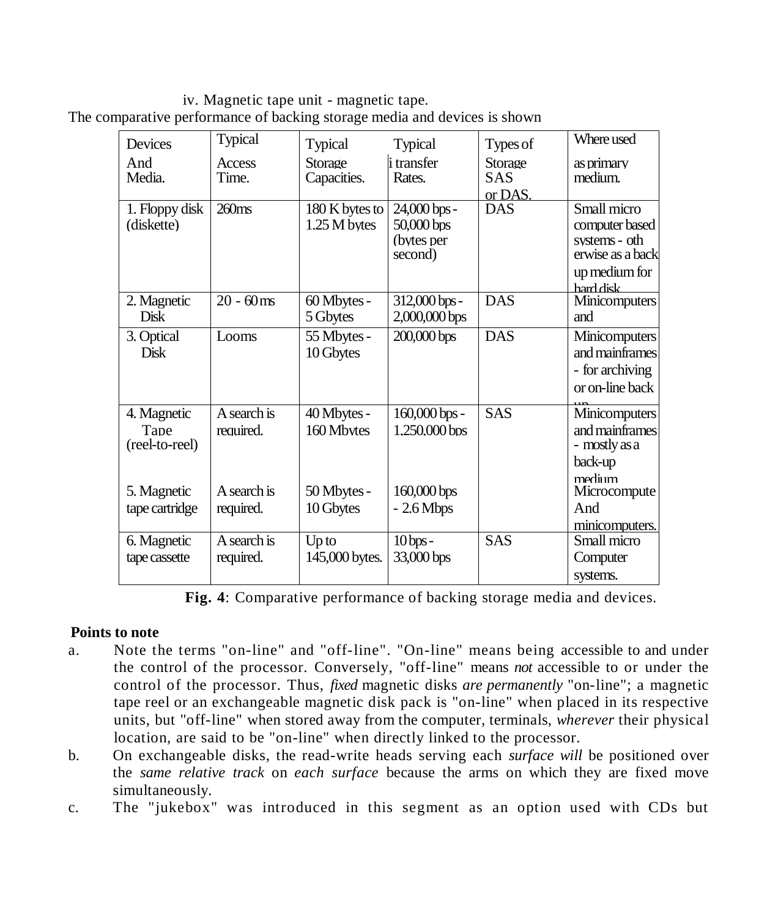iv. Magnetic tape unit - magnetic tape.

The comparative performance of backing storage media and devices is shown

| Devices And Media. | Typical Access Time. | Typical Storage Capacities. | Typical i transfer Rates. | Types of Storage SAS or DAS. | Where used as primary medium. |
|---|---|---|---|---|---|
| 1. Floppy disk (diskette) | 260ms | 180 K bytes to 1.25 M bytes | 24,000 bps - 50,000 bps (bytes per second) | DAS | Small micro computer based systems - oth erwise as a back up medium for hard disk |
| 2. Magnetic Disk | 20 - 60 ms | 60 Mbytes - 5 Gbytes | 312,000 bps - 2,000,000 bps | DAS | Minicomputers and |
| 3. Optical Disk | Looms | 55 Mbytes - 10 Gbytes | 200,000 bps | DAS | Minicomputers and mainframes - for archiving or on-line back up |
| 4. Magnetic Tape (reel-to-reel) | A search is required. | 40 Mbytes - 160 Mbytes | 160,000 bps - 1,250,000 bps | SAS | Minicomputers and mainframes - mostly as a back-up medium |
| 5. Magnetic tape cartridge | A search is required. | 50 Mbytes - 10 Gbytes | 160,000 bps - 2.6 Mbps | | Microcompute And minicomputers. |
| 6. Magnetic tape cassette | A search is required. | Up to 145,000 bytes. | 10 bps - 33,000 bps | SAS | Small micro Computer systems. |

**Fig. 4**: Comparative performance of backing storage media and devices.

**Points to note**

a. Note the terms "on-line" and "off-line". "On-line" means being accessible to and under the control of the processor. Conversely, "off-line" means *not* accessible to or under the control of the processor. Thus, *fixed* magnetic disks *are permanently* "on-line"; a magnetic tape reel or an exchangeable magnetic disk pack is "on-line" when placed in its respective units, but "off-line" when stored away from the computer, terminals, *wherever* their physical location, are said to be "on-line" when directly linked to the processor.

b. On exchangeable disks, the read-write heads serving each *surface will* be positioned over the *same relative track* on *each surface* because the arms on which they are fixed move simultaneously.

c. The "jukebox" was introduced in this segment as an option used with CDs but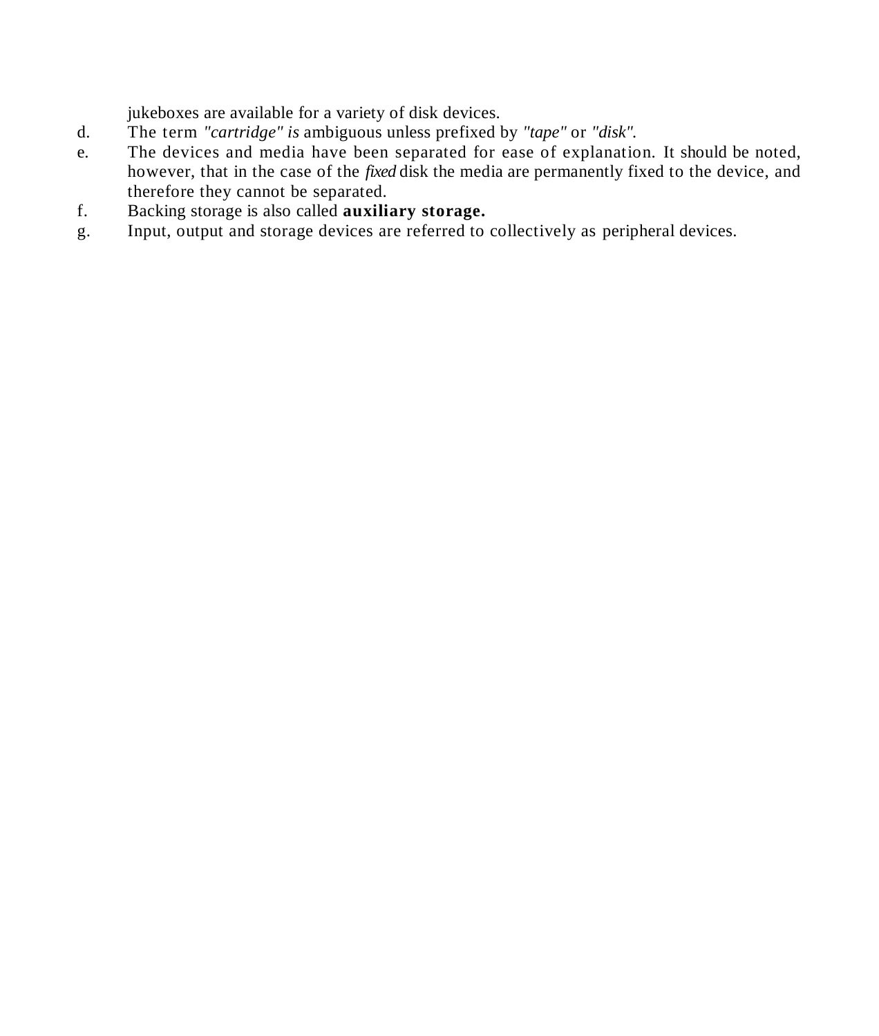jukeboxes are available for a variety of disk devices.

d. The term *"cartridge" is* ambiguous unless prefixed by *"tape"* or *"disk"*.

e. The devices and media have been separated for ease of explanation. It should be noted, however, that in the case of the *fixed* disk the media are permanently fixed to the device, and therefore they cannot be separated.

f. Backing storage is also called **auxiliary storage.**

g. Input, output and storage devices are referred to collectively as peripheral devices.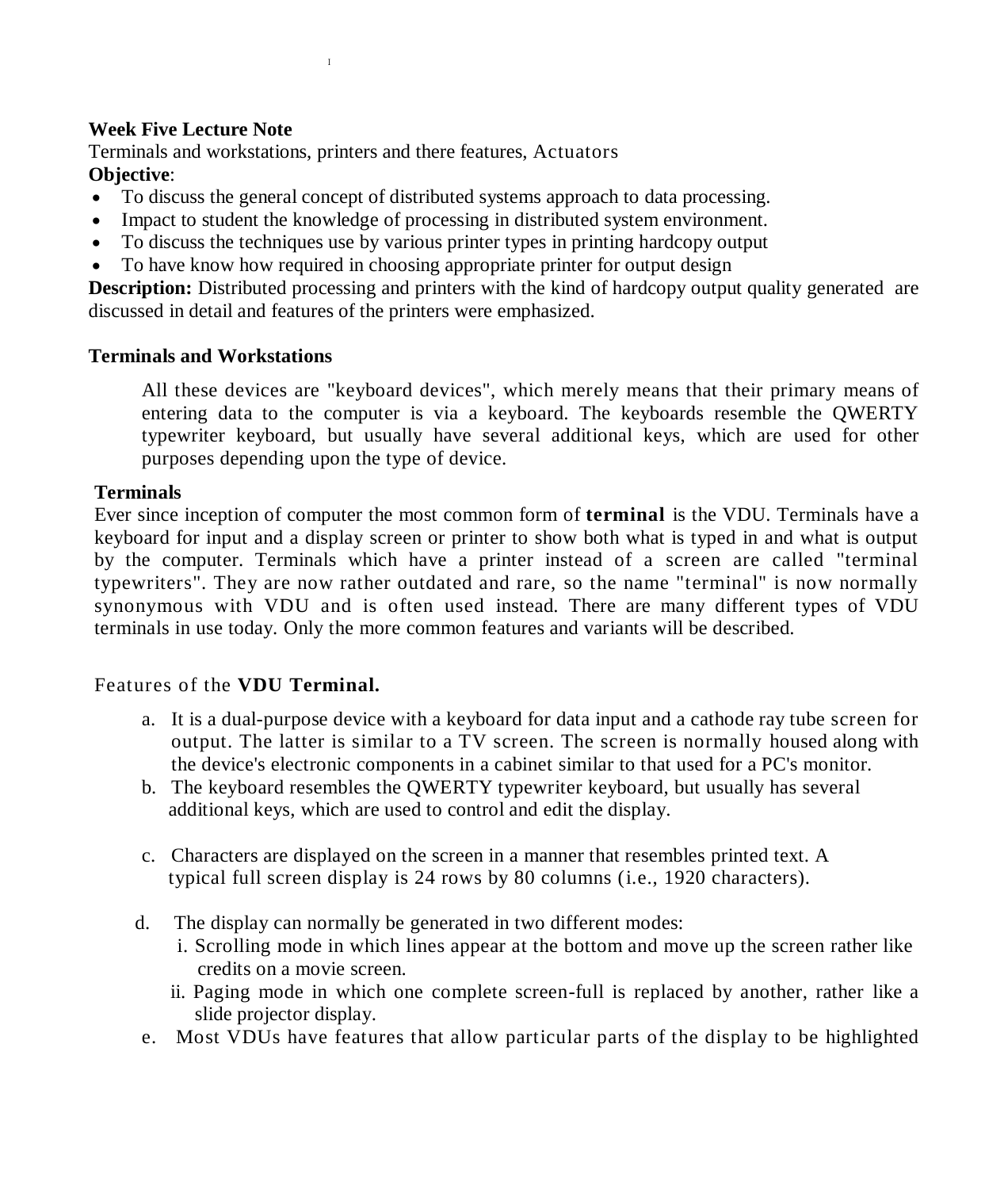**Week Five Lecture Note**

Terminals and workstations, printers and there features, Actuators

**Objective**:

- To discuss the general concept of distributed systems approach to data processing.
- Impact to student the knowledge of processing in distributed system environment.
- To discuss the techniques use by various printer types in printing hardcopy output
- To have know how required in choosing appropriate printer for output design

**Description:** Distributed processing and printers with the kind of hardcopy output quality generated are discussed in detail and features of the printers were emphasized.

## Terminals and Workstations

All these devices are "keyboard devices", which merely means that their primary means of entering data to the computer is via a keyboard. The keyboards resemble the QWERTY typewriter keyboard, but usually have several additional keys, which are used for other purposes depending upon the type of device.

### Terminals

Ever since inception of computer the most common form of **terminal** is the VDU. Terminals have a keyboard for input and a display screen or printer to show both what is typed in and what is output by the computer. Terminals which have a printer instead of a screen are called "terminal typewriters". They are now rather outdated and rare, so the name "terminal" is now normally synonymous with VDU and is often used instead. There are many different types of VDU terminals in use today. Only the more common features and variants will be described.

Features of the **VDU Terminal.**

a. It is a dual-purpose device with a keyboard for data input and a cathode ray tube screen for output. The latter is similar to a TV screen. The screen is normally housed along with the device's electronic components in a cabinet similar to that used for a PC's monitor.

b. The keyboard resembles the QWERTY typewriter keyboard, but usually has several additional keys, which are used to control and edit the display.

c. Characters are displayed on the screen in a manner that resembles printed text. A typical full screen display is 24 rows by 80 columns (i.e., 1920 characters).

d. The display can normally be generated in two different modes:
   i. Scrolling mode in which lines appear at the bottom and move up the screen rather like credits on a movie screen.
   ii. Paging mode in which one complete screen-full is replaced by another, rather like a slide projector display.

e. Most VDUs have features that allow particular parts of the display to be highlighted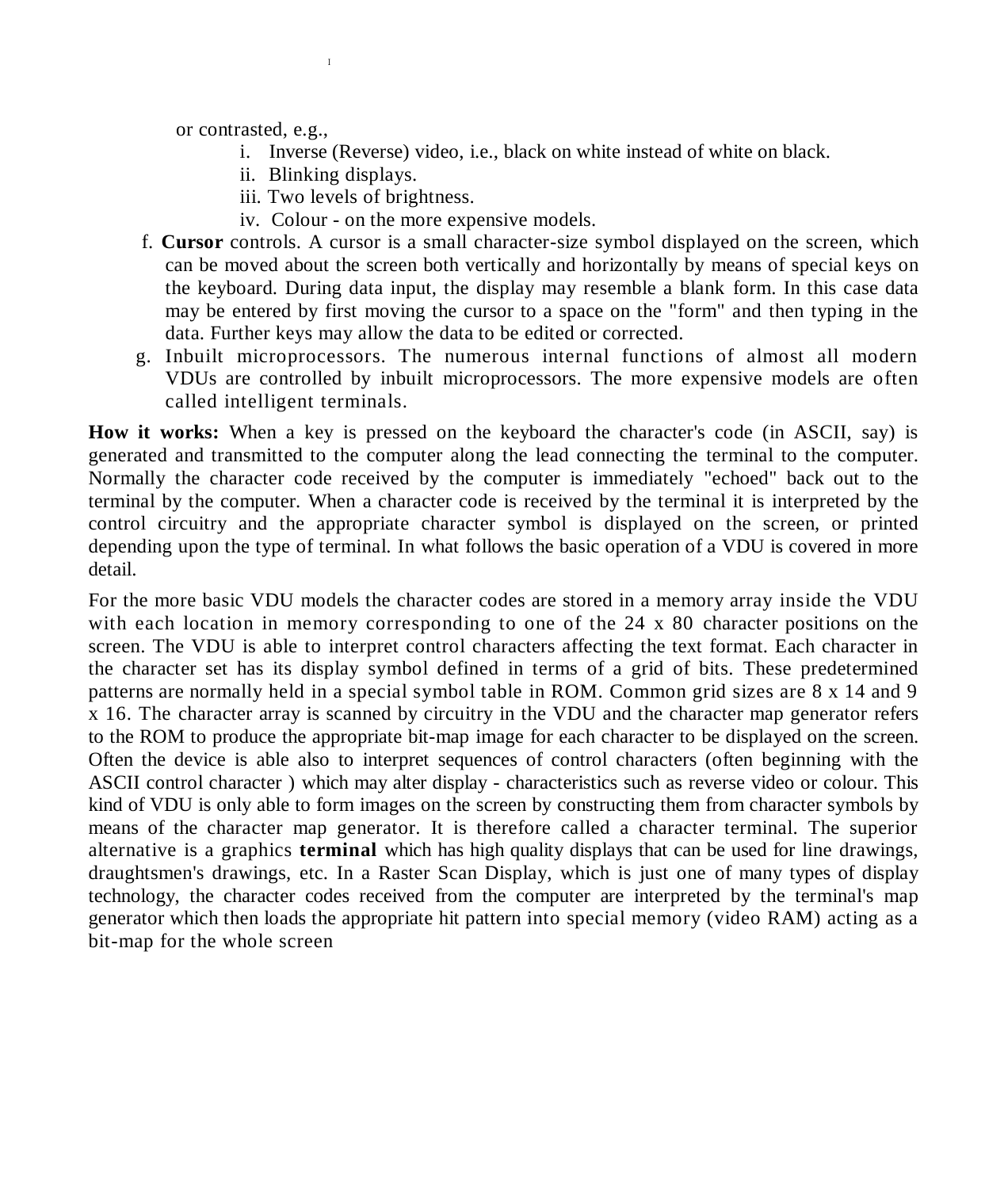or contrasted, e.g.,

i. Inverse (Reverse) video, i.e., black on white instead of white on black.
ii. Blinking displays.
iii. Two levels of brightness.
iv. Colour - on the more expensive models.

f. **Cursor** controls. A cursor is a small character-size symbol displayed on the screen, which can be moved about the screen both vertically and horizontally by means of special keys on the keyboard. During data input, the display may resemble a blank form. In this case data may be entered by first moving the cursor to a space on the "form" and then typing in the data. Further keys may allow the data to be edited or corrected.

g. Inbuilt microprocessors. The numerous internal functions of almost all modern VDUs are controlled by inbuilt microprocessors. The more expensive models are often called intelligent terminals.

**How it works:** When a key is pressed on the keyboard the character's code (in ASCII, say) is generated and transmitted to the computer along the lead connecting the terminal to the computer. Normally the character code received by the computer is immediately "echoed" back out to the terminal by the computer. When a character code is received by the terminal it is interpreted by the control circuitry and the appropriate character symbol is displayed on the screen, or printed depending upon the type of terminal. In what follows the basic operation of a VDU is covered in more detail.

For the more basic VDU models the character codes are stored in a memory array inside the VDU with each location in memory corresponding to one of the 24 x 80 character positions on the screen. The VDU is able to interpret control characters affecting the text format. Each character in the character set has its display symbol defined in terms of a grid of bits. These predetermined patterns are normally held in a special symbol table in ROM. Common grid sizes are 8 x 14 and 9 x 16. The character array is scanned by circuitry in the VDU and the character map generator refers to the ROM to produce the appropriate bit-map image for each character to be displayed on the screen. Often the device is able also to interpret sequences of control characters (often beginning with the ASCII control character ) which may alter display - characteristics such as reverse video or colour. This kind of VDU is only able to form images on the screen by constructing them from character symbols by means of the character map generator. It is therefore called a character terminal. The superior alternative is a graphics **terminal** which has high quality displays that can be used for line drawings, draughtsmen's drawings, etc. In a Raster Scan Display, which is just one of many types of display technology, the character codes received from the computer are interpreted by the terminal's map generator which then loads the appropriate hit pattern into special memory (video RAM) acting as a bit-map for the whole screen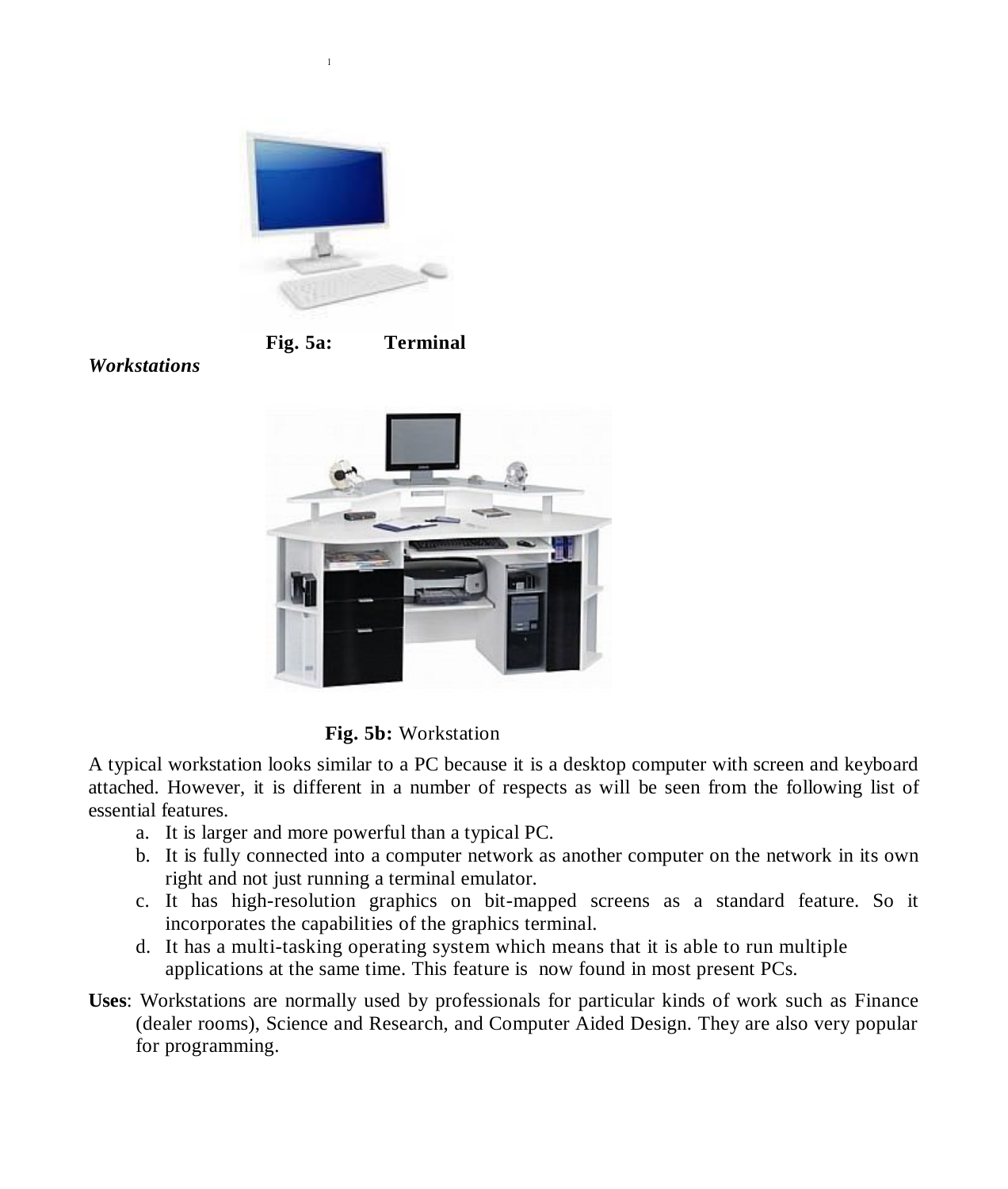**Fig. 5a:** **Terminal**

***Workstations***

**Fig. 5b:** Workstation

A typical workstation looks similar to a PC because it is a desktop computer with screen and keyboard attached. However, it is different in a number of respects as will be seen from the following list of essential features.

a. It is larger and more powerful than a typical PC.
b. It is fully connected into a computer network as another computer on the network in its own right and not just running a terminal emulator.
c. It has high-resolution graphics on bit-mapped screens as a standard feature. So it incorporates the capabilities of the graphics terminal.
d. It has a multi-tasking operating system which means that it is able to run multiple applications at the same time. This feature is now found in most present PCs.

**Uses**: Workstations are normally used by professionals for particular kinds of work such as Finance (dealer rooms), Science and Research, and Computer Aided Design. They are also very popular for programming.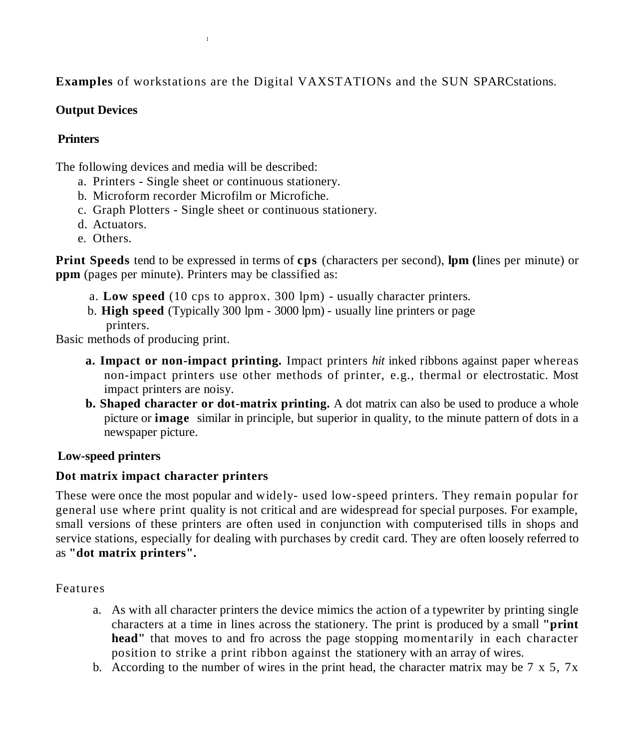**Examples** of workstations are the Digital VAXSTATIONs and the SUN SPARCstations.

## Output Devices

### Printers

The following devices and media will be described:

a. Printers - Single sheet or continuous stationery.
b. Microform recorder Microfilm or Microfiche.
c. Graph Plotters - Single sheet or continuous stationery.
d. Actuators.
e. Others.

**Print Speeds** tend to be expressed in terms of **cps** (characters per second), **lpm (**lines per minute) or **ppm** (pages per minute). Printers may be classified as:

a. **Low speed** (10 cps to approx. 300 lpm) - usually character printers.
b. **High speed** (Typically 300 lpm - 3000 lpm) - usually line printers or page printers.

Basic methods of producing print.

**a. Impact or non-impact printing.** Impact printers *hit* inked ribbons against paper whereas non-impact printers use other methods of printer, e.g., thermal or electrostatic. Most impact printers are noisy.

**b. Shaped character or dot-matrix printing.** A dot matrix can also be used to produce a whole picture or **image** similar in principle, but superior in quality, to the minute pattern of dots in a newspaper picture.

### Low-speed printers

#### Dot matrix impact character printers

These were once the most popular and widely- used low-speed printers. They remain popular for general use where print quality is not critical and are widespread for special purposes. For example, small versions of these printers are often used in conjunction with computerised tills in shops and service stations, especially for dealing with purchases by credit card. They are often loosely referred to as **"dot matrix printers".**

Features

a. As with all character printers the device mimics the action of a typewriter by printing single characters at a time in lines across the stationery. The print is produced by a small **"print head"** that moves to and fro across the page stopping momentarily in each character position to strike a print ribbon against the stationery with an array of wires.
b. According to the number of wires in the print head, the character matrix may be 7 x 5, 7x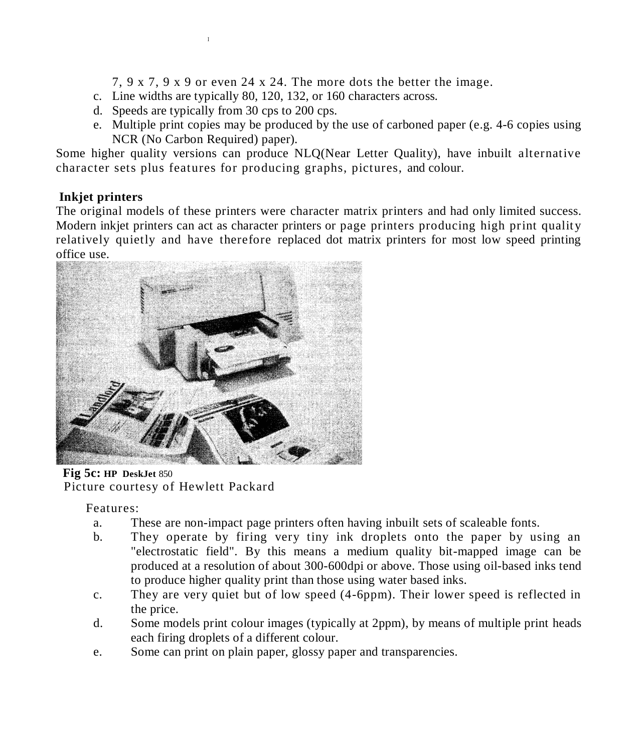7, 9 x 7, 9 x 9 or even 24 x 24. The more dots the better the image.

c. Line widths are typically 80, 120, 132, or 160 characters across.

d. Speeds are typically from 30 cps to 200 cps.

e. Multiple print copies may be produced by the use of carboned paper (e.g. 4-6 copies using NCR (No Carbon Required) paper).

Some higher quality versions can produce NLQ(Near Letter Quality), have inbuilt alternative character sets plus features for producing graphs, pictures, and colour.

**Inkjet printers**

The original models of these printers were character matrix printers and had only limited success. Modern inkjet printers can act as character printers or page printers producing high print quality relatively quietly and have therefore replaced dot matrix printers for most low speed printing office use.

**Fig 5c: HP DeskJet** 850
Picture courtesy of Hewlett Packard

Features:

a. These are non-impact page printers often having inbuilt sets of scaleable fonts.

b. They operate by firing very tiny ink droplets onto the paper by using an "electrostatic field". By this means a medium quality bit-mapped image can be produced at a resolution of about 300-600dpi or above. Those using oil-based inks tend to produce higher quality print than those using water based inks.

c. They are very quiet but of low speed (4-6ppm). Their lower speed is reflected in the price.

d. Some models print colour images (typically at 2ppm), by means of multiple print heads each firing droplets of a different colour.

e. Some can print on plain paper, glossy paper and transparencies.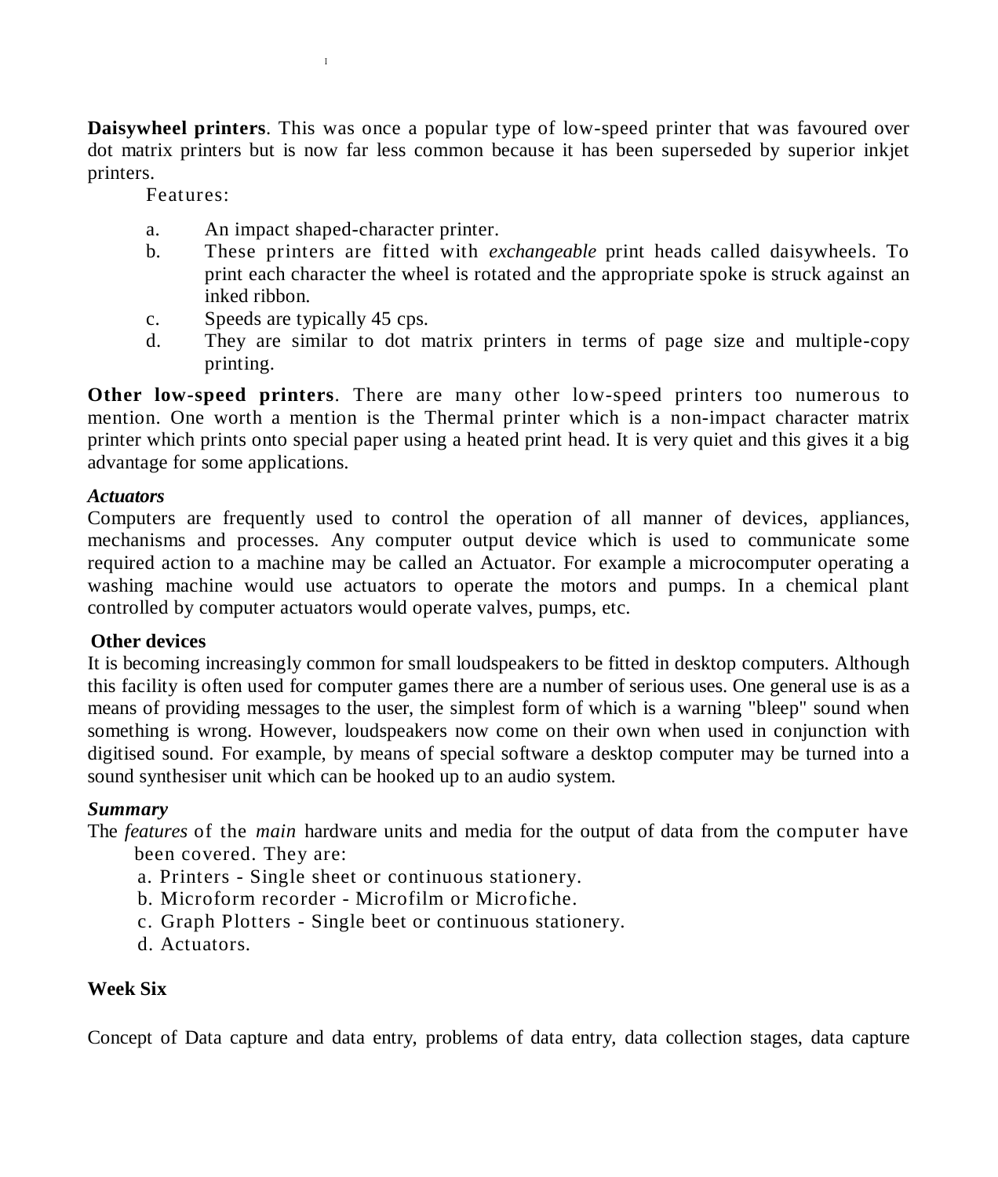**Daisywheel printers**. This was once a popular type of low-speed printer that was favoured over dot matrix printers but is now far less common because it has been superseded by superior inkjet printers.

Features:

a. An impact shaped-character printer.
b. These printers are fitted with *exchangeable* print heads called daisywheels. To print each character the wheel is rotated and the appropriate spoke is struck against an inked ribbon.
c. Speeds are typically 45 cps.
d. They are similar to dot matrix printers in terms of page size and multiple-copy printing.

**Other low-speed printers**. There are many other low-speed printers too numerous to mention. One worth a mention is the Thermal printer which is a non-impact character matrix printer which prints onto special paper using a heated print head. It is very quiet and this gives it a big advantage for some applications.

***Actuators***

Computers are frequently used to control the operation of all manner of devices, appliances, mechanisms and processes. Any computer output device which is used to communicate some required action to a machine may be called an Actuator. For example a microcomputer operating a washing machine would use actuators to operate the motors and pumps. In a chemical plant controlled by computer actuators would operate valves, pumps, etc.

**Other devices**

It is becoming increasingly common for small loudspeakers to be fitted in desktop computers. Although this facility is often used for computer games there are a number of serious uses. One general use is as a means of providing messages to the user, the simplest form of which is a warning "bleep" sound when something is wrong. However, loudspeakers now come on their own when used in conjunction with digitised sound. For example, by means of special software a desktop computer may be turned into a sound synthesiser unit which can be hooked up to an audio system.

***Summary***

The *features* of the *main* hardware units and media for the output of data from the computer have been covered. They are:

a. Printers - Single sheet or continuous stationery.
b. Microform recorder - Microfilm or Microfiche.
c. Graph Plotters - Single beet or continuous stationery.
d. Actuators.

**Week Six**

Concept of Data capture and data entry, problems of data entry, data collection stages, data capture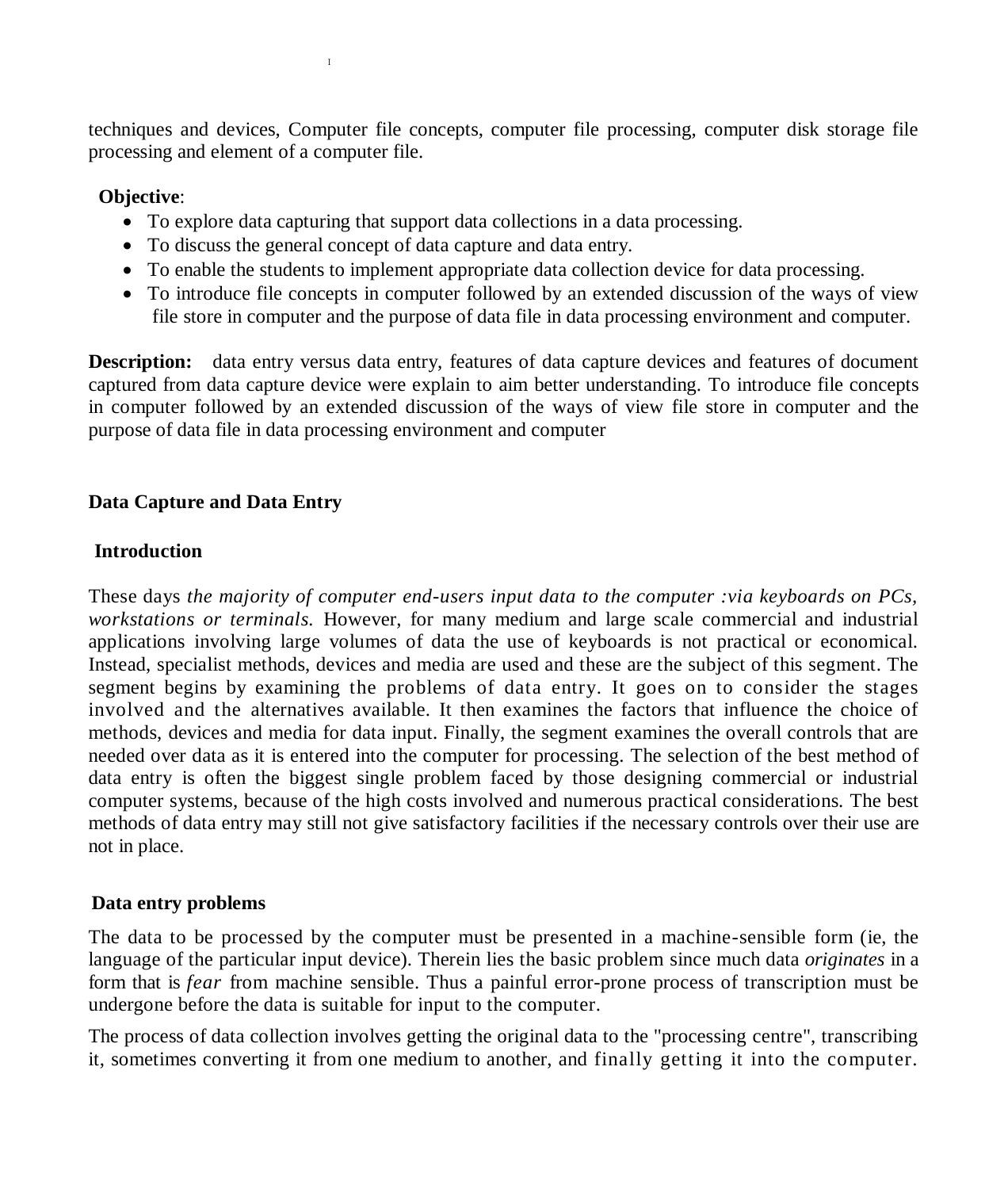techniques and devices, Computer file concepts, computer file processing, computer disk storage file processing and element of a computer file.

**Objective**:

- To explore data capturing that support data collections in a data processing.
- To discuss the general concept of data capture and data entry.
- To enable the students to implement appropriate data collection device for data processing.
- To introduce file concepts in computer followed by an extended discussion of the ways of view file store in computer and the purpose of data file in data processing environment and computer.

**Description:** data entry versus data entry, features of data capture devices and features of document captured from data capture device were explain to aim better understanding. To introduce file concepts in computer followed by an extended discussion of the ways of view file store in computer and the purpose of data file in data processing environment and computer

## Data Capture and Data Entry

### Introduction

These days *the majority of computer end-users input data to the computer :via keyboards on PCs, workstations or terminals.* However, for many medium and large scale commercial and industrial applications involving large volumes of data the use of keyboards is not practical or economical. Instead, specialist methods, devices and media are used and these are the subject of this segment. The segment begins by examining the problems of data entry. It goes on to consider the stages involved and the alternatives available. It then examines the factors that influence the choice of methods, devices and media for data input. Finally, the segment examines the overall controls that are needed over data as it is entered into the computer for processing. The selection of the best method of data entry is often the biggest single problem faced by those designing commercial or industrial computer systems, because of the high costs involved and numerous practical considerations. The best methods of data entry may still not give satisfactory facilities if the necessary controls over their use are not in place.

### Data entry problems

The data to be processed by the computer must be presented in a machine-sensible form (ie, the language of the particular input device). Therein lies the basic problem since much data *originates* in a form that is *fear* from machine sensible. Thus a painful error-prone process of transcription must be undergone before the data is suitable for input to the computer.

The process of data collection involves getting the original data to the "processing centre", transcribing it, sometimes converting it from one medium to another, and finally getting it into the computer.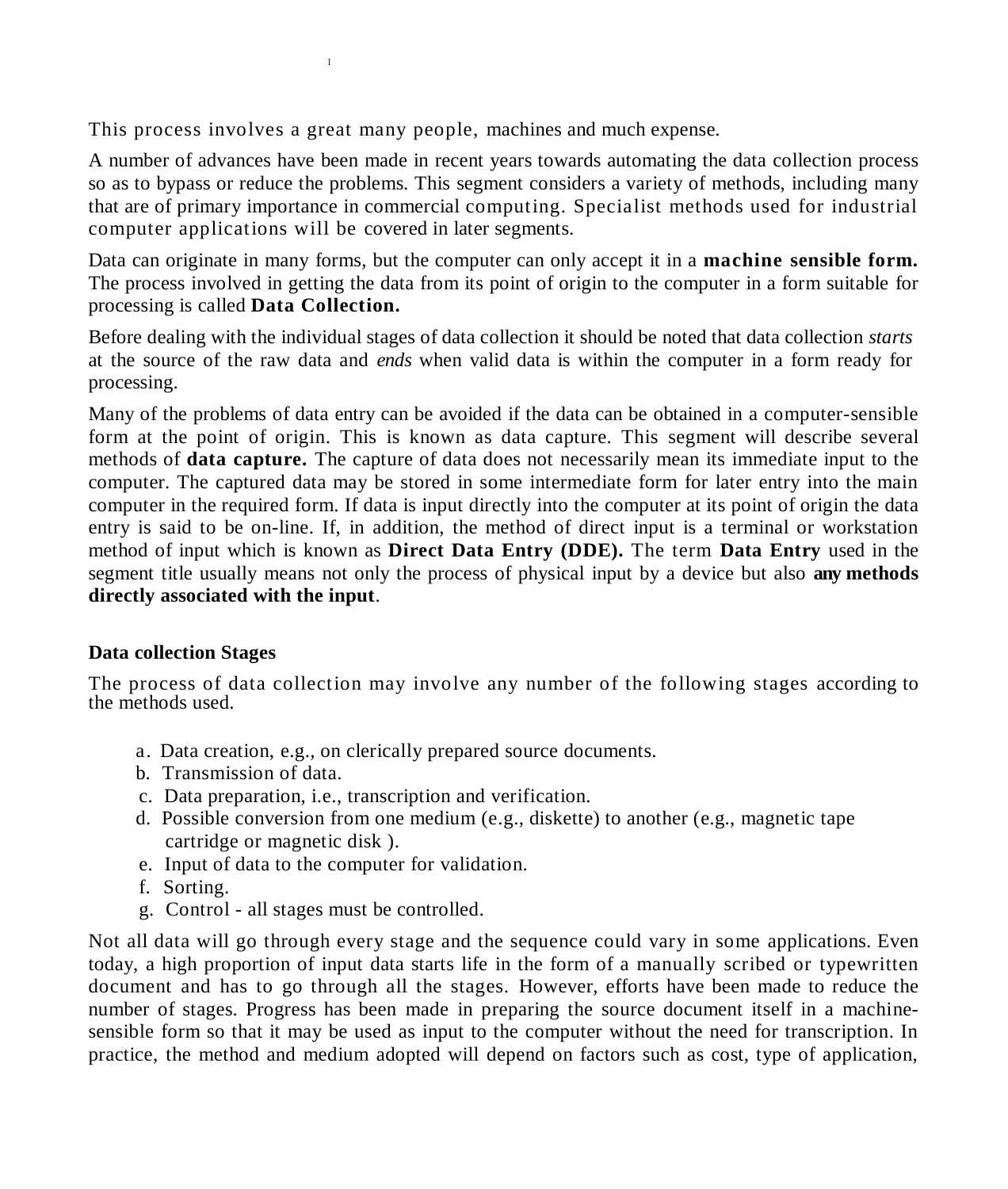This process involves a great many people, machines and much expense.

A number of advances have been made in recent years towards automating the data collection process so as to bypass or reduce the problems. This segment considers a variety of methods, including many that are of primary importance in commercial computing. Specialist methods used for industrial computer applications will be covered in later segments.

Data can originate in many forms, but the computer can only accept it in a **machine sensible form.** The process involved in getting the data from its point of origin to the computer in a form suitable for processing is called **Data Collection.**

Before dealing with the individual stages of data collection it should be noted that data collection *starts* at the source of the raw data and *ends* when valid data is within the computer in a form ready for processing.

Many of the problems of data entry can be avoided if the data can be obtained in a computer-sensible form at the point of origin. This is known as data capture. This segment will describe several methods of **data capture.** The capture of data does not necessarily mean its immediate input to the computer. The captured data may be stored in some intermediate form for later entry into the main computer in the required form. If data is input directly into the computer at its point of origin the data entry is said to be on-line. If, in addition, the method of direct input is a terminal or workstation method of input which is known as **Direct Data Entry (DDE).** The term **Data Entry** used in the segment title usually means not only the process of physical input by a device but also **any methods directly associated with the input**.

**Data collection Stages**

The process of data collection may involve any number of the following stages according to the methods used.

a. Data creation, e.g., on clerically prepared source documents.
b. Transmission of data.
c. Data preparation, i.e., transcription and verification.
d. Possible conversion from one medium (e.g., diskette) to another (e.g., magnetic tape cartridge or magnetic disk ).
e. Input of data to the computer for validation.
f. Sorting.
g. Control - all stages must be controlled.

Not all data will go through every stage and the sequence could vary in some applications. Even today, a high proportion of input data starts life in the form of a manually scribed or typewritten document and has to go through all the stages. However, efforts have been made to reduce the number of stages. Progress has been made in preparing the source document itself in a machine-sensible form so that it may be used as input to the computer without the need for transcription. In practice, the method and medium adopted will depend on factors such as cost, type of application,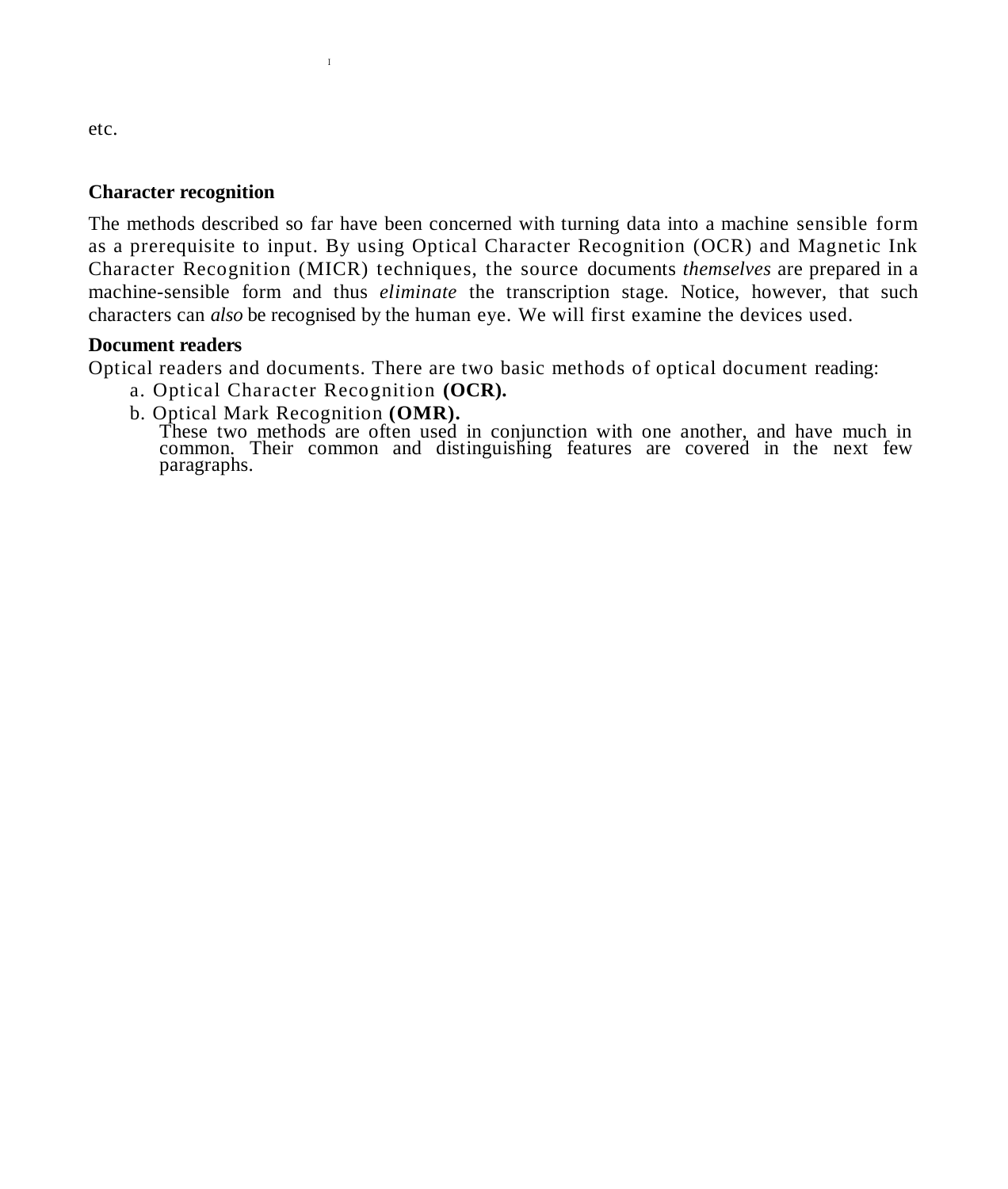etc.

**Character recognition**

The methods described so far have been concerned with turning data into a machine sensible form as a prerequisite to input. By using Optical Character Recognition (OCR) and Magnetic Ink Character Recognition (MICR) techniques, the source documents *themselves* are prepared in a machine-sensible form and thus *eliminate* the transcription stage. Notice, however, that such characters can *also* be recognised by the human eye. We will first examine the devices used.

**Document readers**

Optical readers and documents. There are two basic methods of optical document reading:

a. Optical Character Recognition **(OCR).**

b. Optical Mark Recognition **(OMR).**

These two methods are often used in conjunction with one another, and have much in common. Their common and distinguishing features are covered in the next few paragraphs.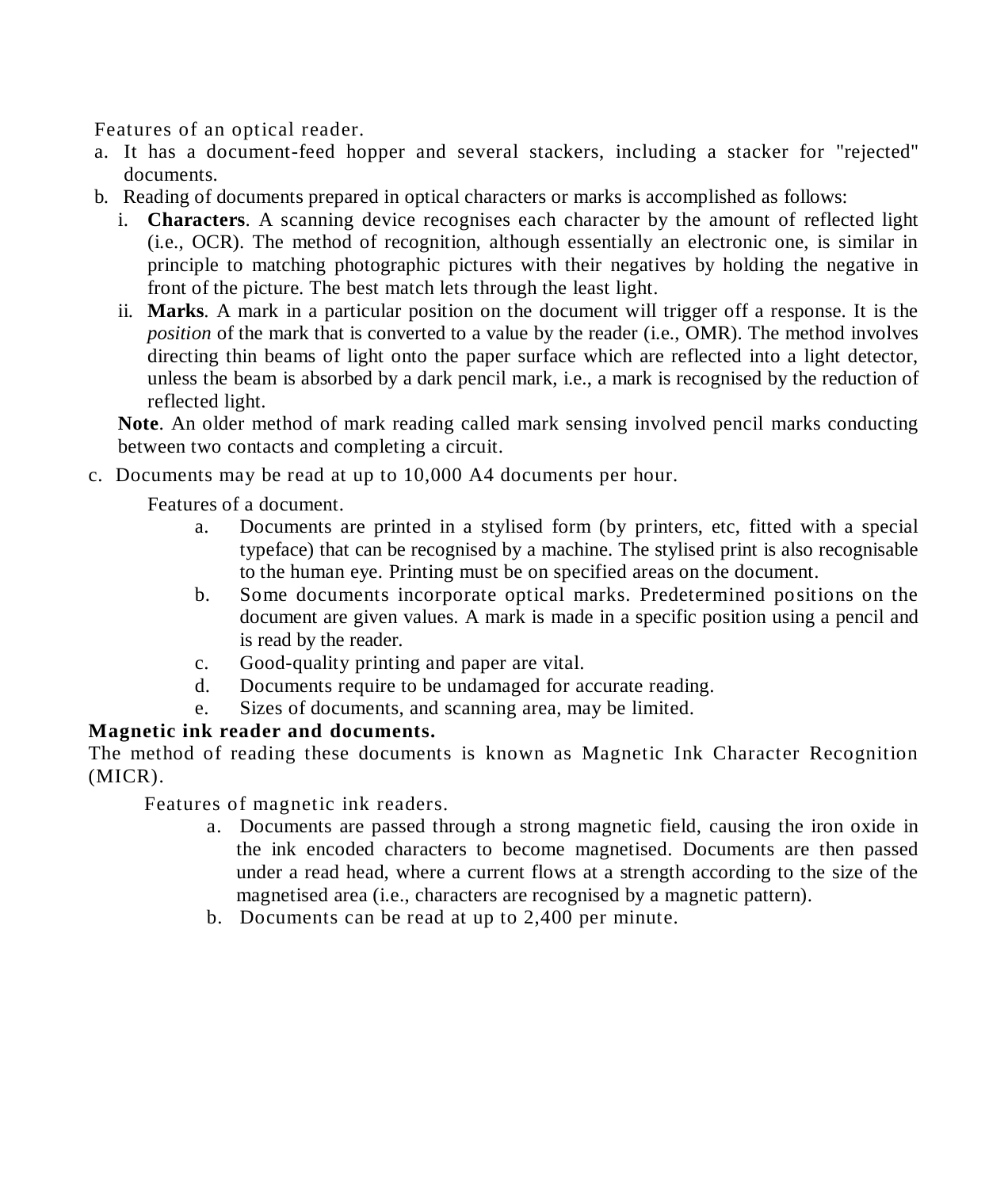Features of an optical reader.

a. It has a document-feed hopper and several stackers, including a stacker for "rejected" documents.
b. Reading of documents prepared in optical characters or marks is accomplished as follows:
   i. **Characters**. A scanning device recognises each character by the amount of reflected light (i.e., OCR). The method of recognition, although essentially an electronic one, is similar in principle to matching photographic pictures with their negatives by holding the negative in front of the picture. The best match lets through the least light.
   ii. **Marks**. A mark in a particular position on the document will trigger off a response. It is the *position* of the mark that is converted to a value by the reader (i.e., OMR). The method involves directing thin beams of light onto the paper surface which are reflected into a light detector, unless the beam is absorbed by a dark pencil mark, i.e., a mark is recognised by the reduction of reflected light.

   **Note**. An older method of mark reading called mark sensing involved pencil marks conducting between two contacts and completing a circuit.
c. Documents may be read at up to 10,000 A4 documents per hour.

Features of a document.

a. Documents are printed in a stylised form (by printers, etc, fitted with a special typeface) that can be recognised by a machine. The stylised print is also recognisable to the human eye. Printing must be on specified areas on the document.
b. Some documents incorporate optical marks. Predetermined positions on the document are given values. A mark is made in a specific position using a pencil and is read by the reader.
c. Good-quality printing and paper are vital.
d. Documents require to be undamaged for accurate reading.
e. Sizes of documents, and scanning area, may be limited.

**Magnetic ink reader and documents.**

The method of reading these documents is known as Magnetic Ink Character Recognition (MICR).

Features of magnetic ink readers.

a. Documents are passed through a strong magnetic field, causing the iron oxide in the ink encoded characters to become magnetised. Documents are then passed under a read head, where a current flows at a strength according to the size of the magnetised area (i.e., characters are recognised by a magnetic pattern).
b. Documents can be read at up to 2,400 per minute.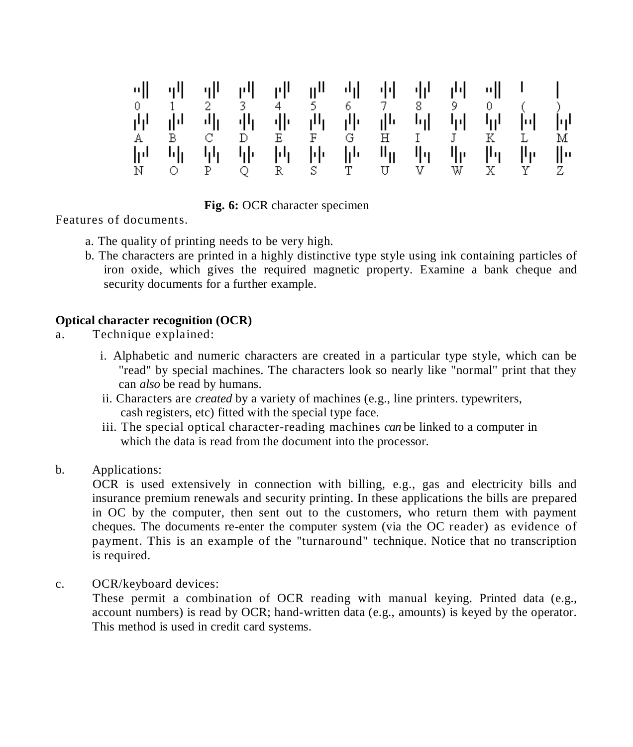**Fig. 6:** OCR character specimen

Features of documents.

a. The quality of printing needs to be very high.
b. The characters are printed in a highly distinctive type style using ink containing particles of iron oxide, which gives the required magnetic property. Examine a bank cheque and security documents for a further example.

**Optical character recognition (OCR)**

a. Technique explained:

   i. Alphabetic and numeric characters are created in a particular type style, which can be "read" by special machines. The characters look so nearly like "normal" print that they can *also* be read by humans.
   ii. Characters are *created* by a variety of machines (e.g., line printers. typewriters, cash registers, etc) fitted with the special type face.
   iii. The special optical character-reading machines *can* be linked to a computer in which the data is read from the document into the processor.

b. Applications:
   OCR is used extensively in connection with billing, e.g., gas and electricity bills and insurance premium renewals and security printing. In these applications the bills are prepared in OC by the computer, then sent out to the customers, who return them with payment cheques. The documents re-enter the computer system (via the OC reader) as evidence of payment. This is an example of the "turnaround" technique. Notice that no transcription is required.

c. OCR/keyboard devices:
   These permit a combination of OCR reading with manual keying. Printed data (e.g., account numbers) is read by OCR; hand-written data (e.g., amounts) is keyed by the operator. This method is used in credit card systems.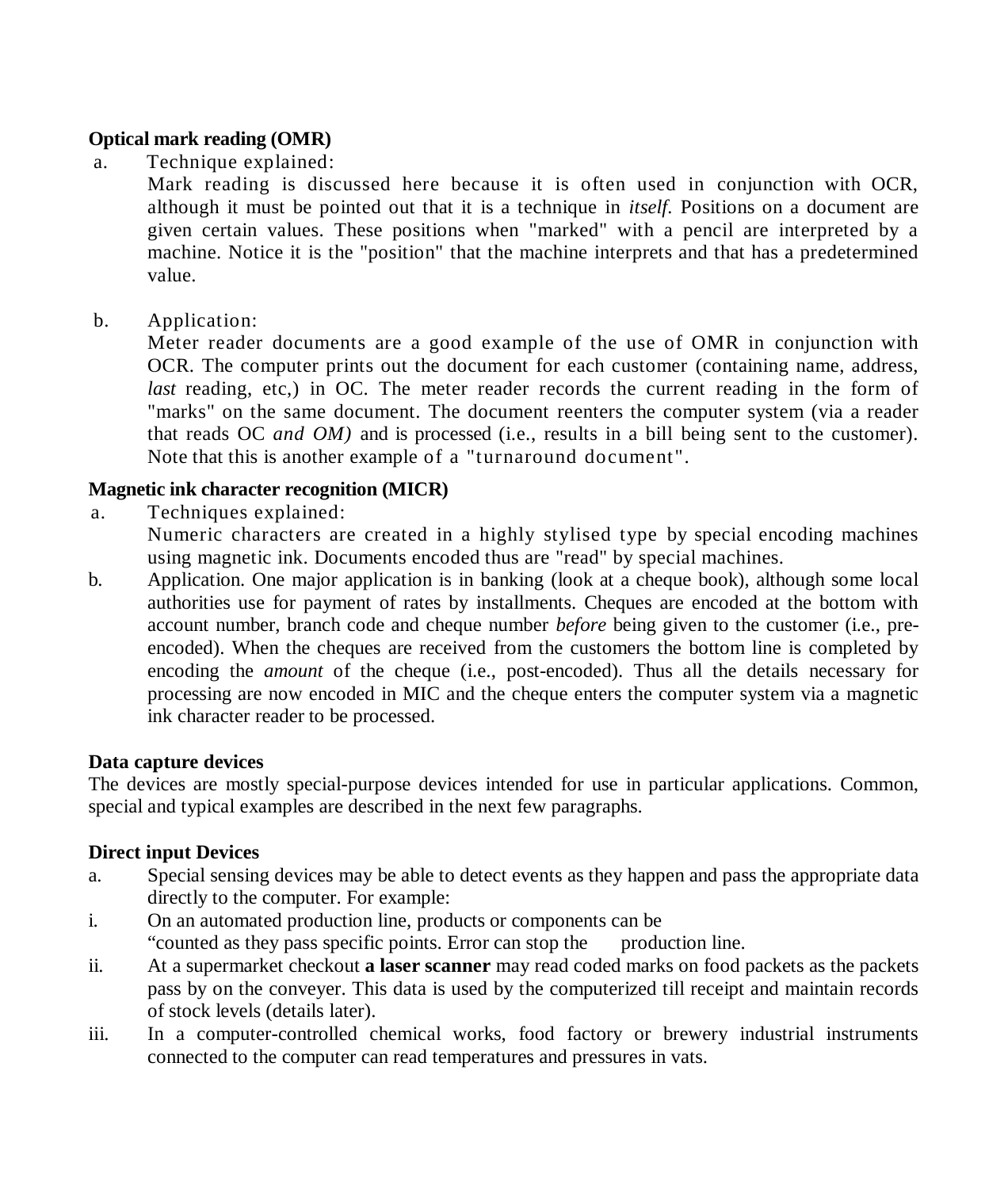**Optical mark reading (OMR)**

a. Technique explained:

Mark reading is discussed here because it is often used in conjunction with OCR, although it must be pointed out that it is a technique in *itself*. Positions on a document are given certain values. These positions when "marked" with a pencil are interpreted by a machine. Notice it is the "position" that the machine interprets and that has a predetermined value.

b. Application:

Meter reader documents are a good example of the use of OMR in conjunction with OCR. The computer prints out the document for each customer (containing name, address, *last* reading, etc,) in OC. The meter reader records the current reading in the form of "marks" on the same document. The document reenters the computer system (via a reader that reads OC *and OM)* and is processed (i.e., results in a bill being sent to the customer). Note that this is another example of a "turnaround document".

**Magnetic ink character recognition (MICR)**

a. Techniques explained:

Numeric characters are created in a highly stylised type by special encoding machines using magnetic ink. Documents encoded thus are "read" by special machines.

b. Application. One major application is in banking (look at a cheque book), although some local authorities use for payment of rates by installments. Cheques are encoded at the bottom with account number, branch code and cheque number *before* being given to the customer (i.e., pre-encoded). When the cheques are received from the customers the bottom line is completed by encoding the *amount* of the cheque (i.e., post-encoded). Thus all the details necessary for processing are now encoded in MIC and the cheque enters the computer system via a magnetic ink character reader to be processed.

**Data capture devices**

The devices are mostly special-purpose devices intended for use in particular applications. Common, special and typical examples are described in the next few paragraphs.

**Direct input Devices**

a. Special sensing devices may be able to detect events as they happen and pass the appropriate data directly to the computer. For example:

i. On an automated production line, products or components can be "counted as they pass specific points. Error can stop the production line.

ii. At a supermarket checkout **a laser scanner** may read coded marks on food packets as the packets pass by on the conveyer. This data is used by the computerized till receipt and maintain records of stock levels (details later).

iii. In a computer-controlled chemical works, food factory or brewery industrial instruments connected to the computer can read temperatures and pressures in vats.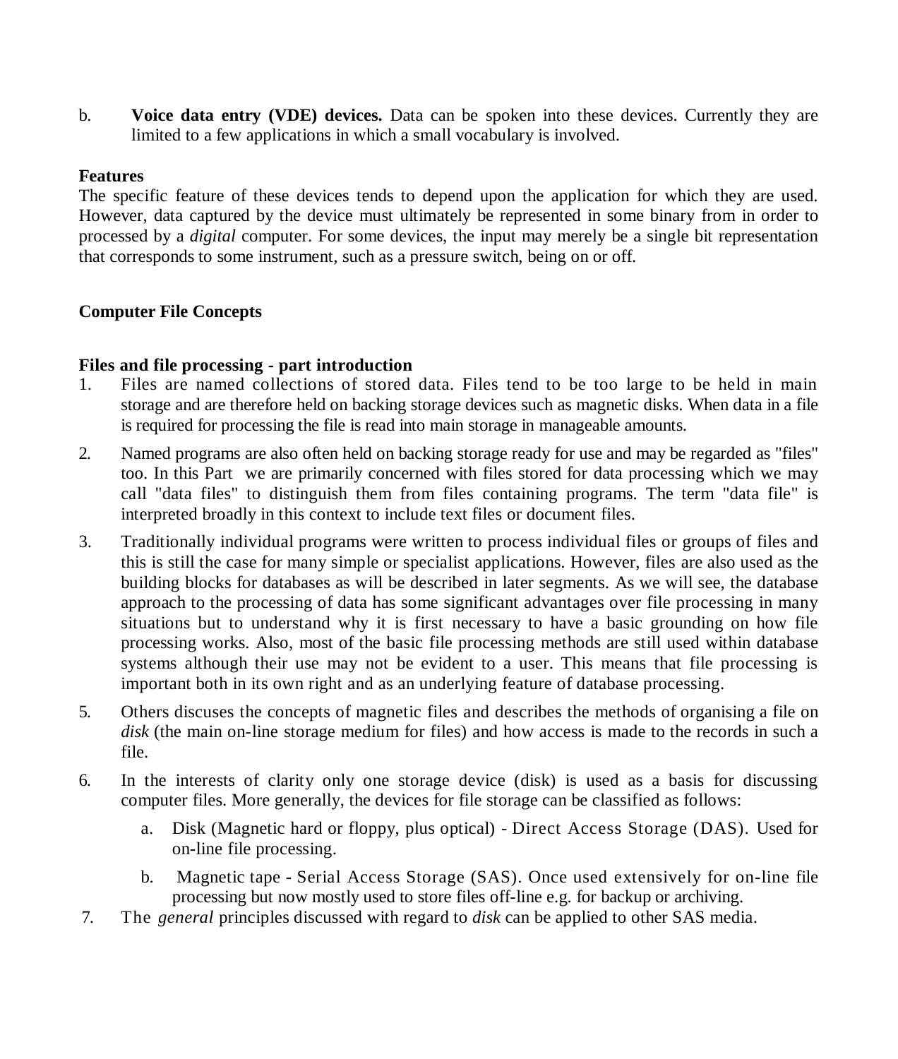b. **Voice data entry (VDE) devices.** Data can be spoken into these devices. Currently they are limited to a few applications in which a small vocabulary is involved.

**Features**

The specific feature of these devices tends to depend upon the application for which they are used. However, data captured by the device must ultimately be represented in some binary from in order to processed by a *digital* computer. For some devices, the input may merely be a single bit representation that corresponds to some instrument, such as a pressure switch, being on or off.

**Computer File Concepts**

**Files and file processing - part introduction**

1. Files are named collections of stored data. Files tend to be too large to be held in main storage and are therefore held on backing storage devices such as magnetic disks. When data in a file is required for processing the file is read into main storage in manageable amounts.

2. Named programs are also often held on backing storage ready for use and may be regarded as "files" too. In this Part we are primarily concerned with files stored for data processing which we may call "data files" to distinguish them from files containing programs. The term "data file" is interpreted broadly in this context to include text files or document files.

3. Traditionally individual programs were written to process individual files or groups of files and this is still the case for many simple or specialist applications. However, files are also used as the building blocks for databases as will be described in later segments. As we will see, the database approach to the processing of data has some significant advantages over file processing in many situations but to understand why it is first necessary to have a basic grounding on how file processing works. Also, most of the basic file processing methods are still used within database systems although their use may not be evident to a user. This means that file processing is important both in its own right and as an underlying feature of database processing.

5. Others discuses the concepts of magnetic files and describes the methods of organising a file on *disk* (the main on-line storage medium for files) and how access is made to the records in such a file.

6. In the interests of clarity only one storage device (disk) is used as a basis for discussing computer files. More generally, the devices for file storage can be classified as follows:

   a. Disk (Magnetic hard or floppy, plus optical) - Direct Access Storage (DAS). Used for on-line file processing.

   b. Magnetic tape - Serial Access Storage (SAS). Once used extensively for on-line file processing but now mostly used to store files off-line e.g. for backup or archiving.

7. The *general* principles discussed with regard to *disk* can be applied to other SAS media.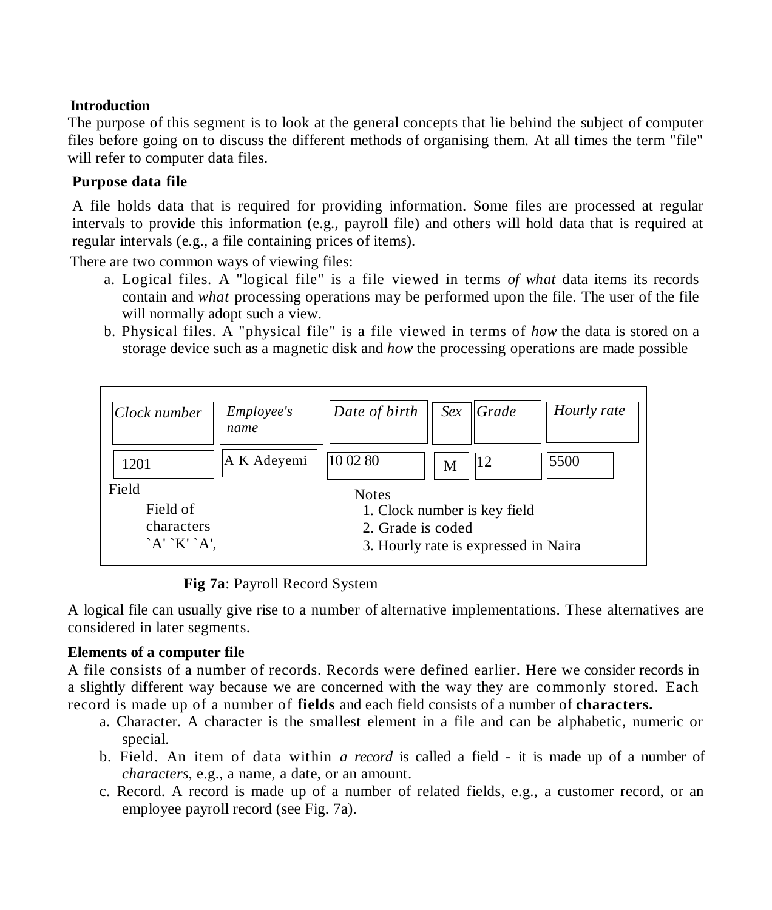**Introduction**

The purpose of this segment is to look at the general concepts that lie behind the subject of computer files before going on to discuss the different methods of organising them. At all times the term "file" will refer to computer data files.

**Purpose data file**

A file holds data that is required for providing information. Some files are processed at regular intervals to provide this information (e.g., payroll file) and others will hold data that is required at regular intervals (e.g., a file containing prices of items).

There are two common ways of viewing files:

a. Logical files. A "logical file" is a file viewed in terms *of what* data items its records contain and *what* processing operations may be performed upon the file. The user of the file will normally adopt such a view.
b. Physical files. A "physical file" is a file viewed in terms of *how* the data is stored on a storage device such as a magnetic disk and *how* the processing operations are made possible

| *Clock number* | *Employee's name* | *Date of birth* | *Sex* | *Grade* | *Hourly rate* |
|---|---|---|---|---|---|
| 1201 | A K Adeyemi | 10 02 80 | M | 12 | 5500 |

Field

Field of characters `A' `K' `A',

Notes
1. Clock number is key field
2. Grade is coded
3. Hourly rate is expressed in Naira

**Fig 7a**: Payroll Record System

A logical file can usually give rise to a number of alternative implementations. These alternatives are considered in later segments.

**Elements of a computer file**

A file consists of a number of records. Records were defined earlier. Here we consider records in a slightly different way because we are concerned with the way they are commonly stored. Each record is made up of a number of **fields** and each field consists of a number of **characters.**

a. Character. A character is the smallest element in a file and can be alphabetic, numeric or special.
b. Field. An item of data within *a record* is called a field - it is made up of a number of *characters*, e.g., a name, a date, or an amount.
c. Record. A record is made up of a number of related fields, e.g., a customer record, or an employee payroll record (see Fig. 7a).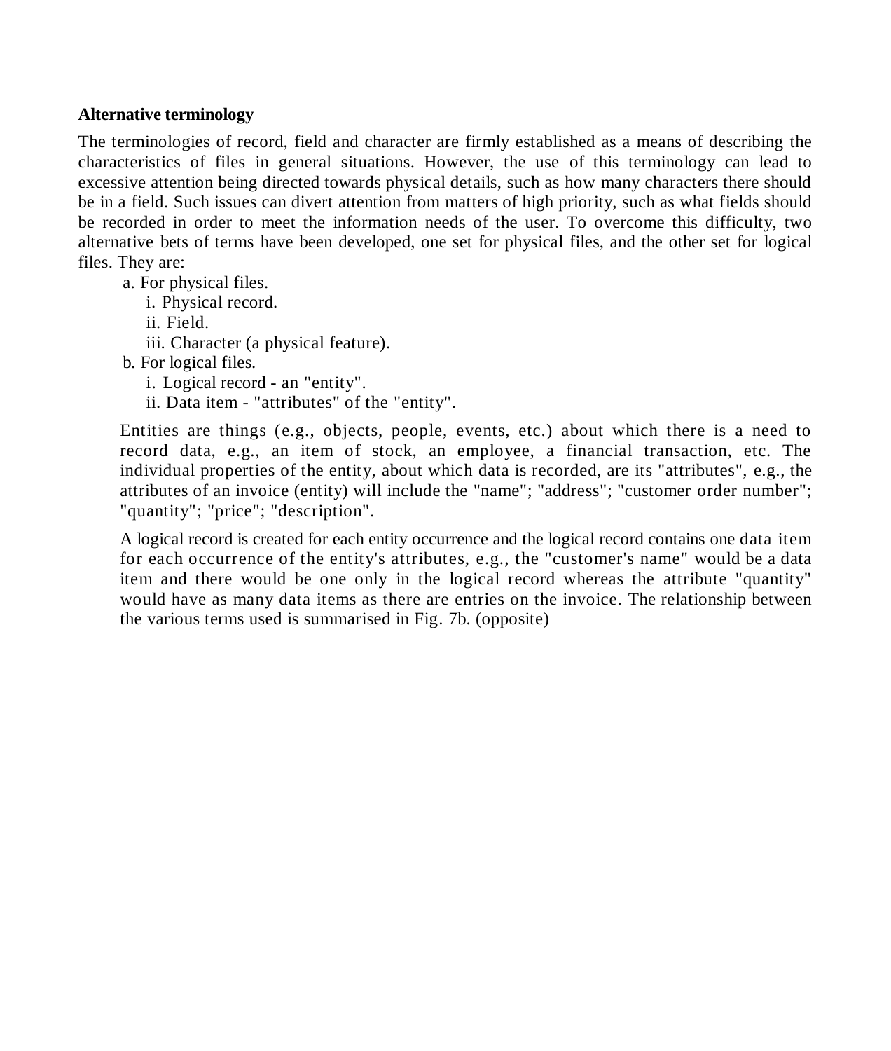**Alternative terminology**

The terminologies of record, field and character are firmly established as a means of describing the characteristics of files in general situations. However, the use of this terminology can lead to excessive attention being directed towards physical details, such as how many characters there should be in a field. Such issues can divert attention from matters of high priority, such as what fields should be recorded in order to meet the information needs of the user. To overcome this difficulty, two alternative bets of terms have been developed, one set for physical files, and the other set for logical files. They are:

a. For physical files.
   i. Physical record.
   ii. Field.
   iii. Character (a physical feature).

b. For logical files.
   i. Logical record - an "entity".
   ii. Data item - "attributes" of the "entity".

Entities are things (e.g., objects, people, events, etc.) about which there is a need to record data, e.g., an item of stock, an employee, a financial transaction, etc. The individual properties of the entity, about which data is recorded, are its "attributes", e.g., the attributes of an invoice (entity) will include the "name"; "address"; "customer order number"; "quantity"; "price"; "description".

A logical record is created for each entity occurrence and the logical record contains one data item for each occurrence of the entity's attributes, e.g., the "customer's name" would be a data item and there would be one only in the logical record whereas the attribute "quantity" would have as many data items as there are entries on the invoice. The relationship between the various terms used is summarised in Fig. 7b. (opposite)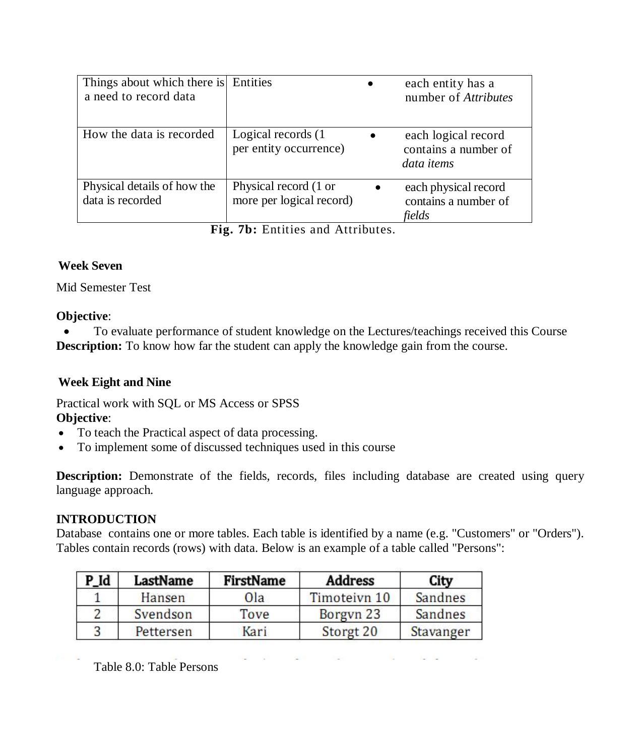| | | |
|---|---|---|
| Things about which there is a need to record data | Entities | • each entity has a number of *Attributes* |
| How the data is recorded | Logical records (1 per entity occurrence) | • each logical record contains a number of *data items* |
| Physical details of how the data is recorded | Physical record (1 or more per logical record) | • each physical record contains a number of *fields* |

**Fig. 7b:** Entities and Attributes.

**Week Seven**

Mid Semester Test

**Objective**:

- To evaluate performance of student knowledge on the Lectures/teachings received this Course

**Description:** To know how far the student can apply the knowledge gain from the course.

**Week Eight and Nine**

Practical work with SQL or MS Access or SPSS

**Objective**:

- To teach the Practical aspect of data processing.
- To implement some of discussed techniques used in this course

**Description:** Demonstrate of the fields, records, files including database are created using query language approach.

**INTRODUCTION**

Database contains one or more tables. Each table is identified by a name (e.g. "Customers" or "Orders"). Tables contain records (rows) with data. Below is an example of a table called "Persons":

| P_Id | LastName | FirstName | Address | City |
|---|---|---|---|---|
| 1 | Hansen | Ola | Timoteivn 10 | Sandnes |
| 2 | Svendson | Tove | Borgvn 23 | Sandnes |
| 3 | Pettersen | Kari | Storgt 20 | Stavanger |

Table 8.0: Table Persons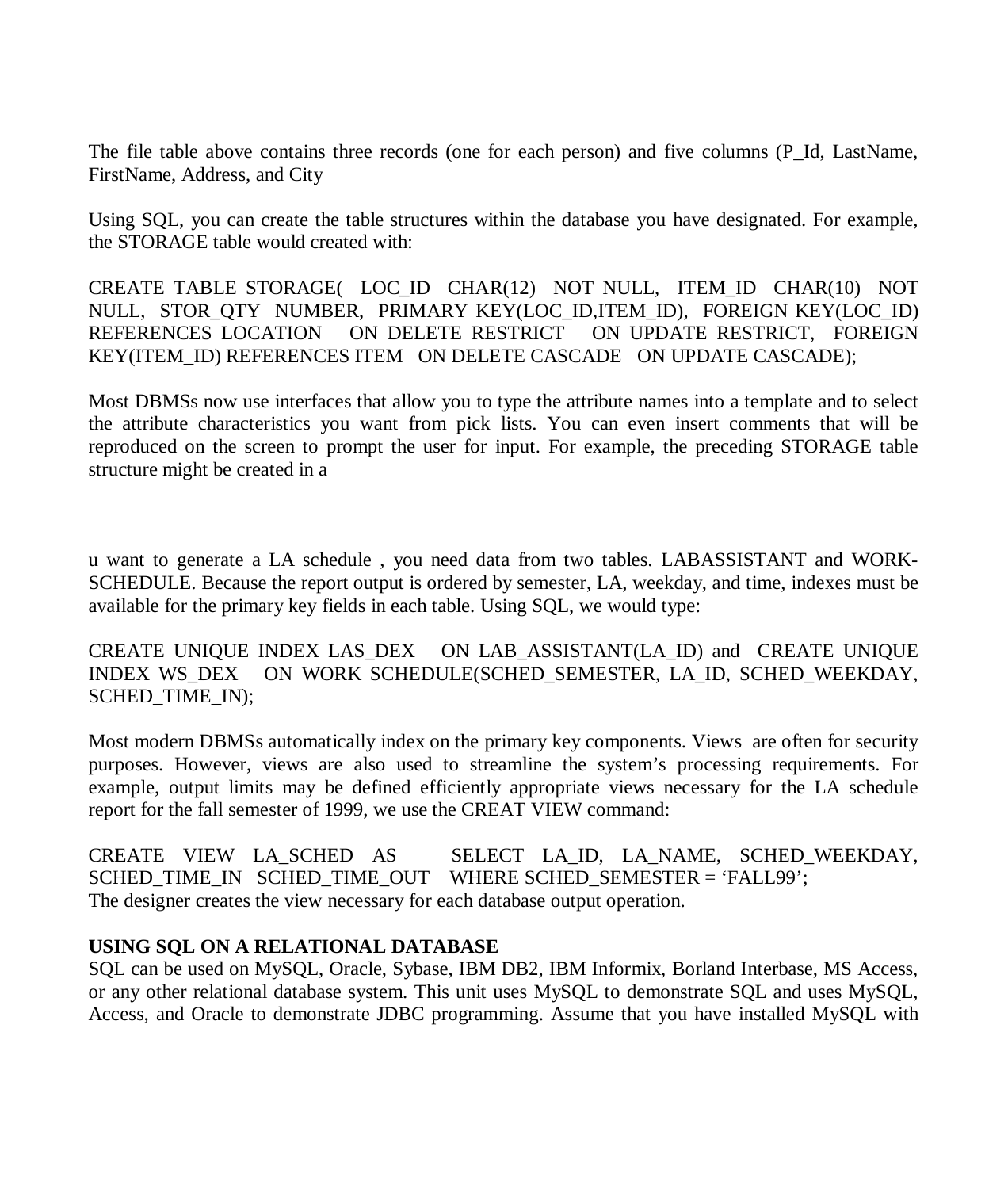The file table above contains three records (one for each person) and five columns (P_Id, LastName, FirstName, Address, and City

Using SQL, you can create the table structures within the database you have designated. For example, the STORAGE table would created with:

CREATE TABLE STORAGE( LOC_ID CHAR(12) NOT NULL, ITEM_ID CHAR(10) NOT NULL, STOR_QTY NUMBER, PRIMARY KEY(LOC_ID,ITEM_ID), FOREIGN KEY(LOC_ID) REFERENCES LOCATION ON DELETE RESTRICT ON UPDATE RESTRICT, FOREIGN KEY(ITEM_ID) REFERENCES ITEM ON DELETE CASCADE ON UPDATE CASCADE);

Most DBMSs now use interfaces that allow you to type the attribute names into a template and to select the attribute characteristics you want from pick lists. You can even insert comments that will be reproduced on the screen to prompt the user for input. For example, the preceding STORAGE table structure might be created in a

u want to generate a LA schedule , you need data from two tables. LABASSISTANT and WORK-SCHEDULE. Because the report output is ordered by semester, LA, weekday, and time, indexes must be available for the primary key fields in each table. Using SQL, we would type:

CREATE UNIQUE INDEX LAS_DEX ON LAB_ASSISTANT(LA_ID) and CREATE UNIQUE INDEX WS_DEX ON WORK SCHEDULE(SCHED_SEMESTER, LA_ID, SCHED_WEEKDAY, SCHED_TIME_IN);

Most modern DBMSs automatically index on the primary key components. Views are often for security purposes. However, views are also used to streamline the system's processing requirements. For example, output limits may be defined efficiently appropriate views necessary for the LA schedule report for the fall semester of 1999, we use the CREAT VIEW command:

CREATE VIEW LA_SCHED AS SELECT LA_ID, LA_NAME, SCHED_WEEKDAY, SCHED_TIME_IN SCHED_TIME_OUT WHERE SCHED_SEMESTER = 'FALL99';
The designer creates the view necessary for each database output operation.

**USING SQL ON A RELATIONAL DATABASE**
SQL can be used on MySQL, Oracle, Sybase, IBM DB2, IBM Informix, Borland Interbase, MS Access, or any other relational database system. This unit uses MySQL to demonstrate SQL and uses MySQL, Access, and Oracle to demonstrate JDBC programming. Assume that you have installed MySQL with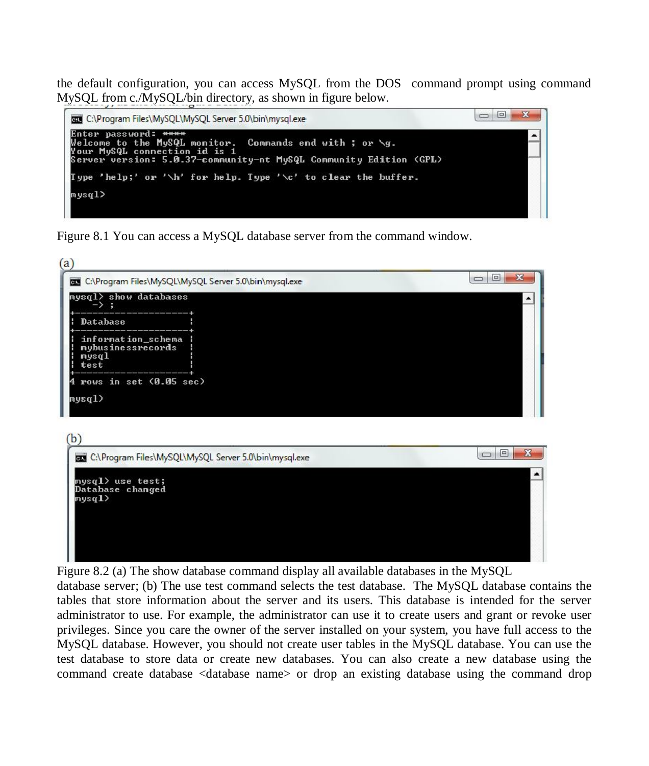the default configuration, you can access MySQL from the DOS command prompt using command MySQL from c./MySQL/bin directory, as shown in figure below.

```
C:\Program Files\MySQL\MySQL Server 5.0\bin\mysql.exe

Enter password: ****
Welcome to the MySQL monitor.  Commands end with ; or \g.
Your MySQL connection id is 1
Server version: 5.0.37-community-nt MySQL Community Edition (GPL)

Type 'help;' or '\h' for help. Type '\c' to clear the buffer.

mysql>
```

Figure 8.1 You can access a MySQL database server from the command window.

(a)

```
C:\Program Files\MySQL\MySQL Server 5.0\bin\mysql.exe

mysql> show databases
    -> ;
+--------------------+
| Database           |
+--------------------+
| information_schema |
| mybusinessrecords  |
| mysql              |
| test               |
+--------------------+
4 rows in set (0.05 sec)

mysql>
```

(b)

```
C:\Program Files\MySQL\MySQL Server 5.0\bin\mysql.exe

mysql> use test;
Database changed
mysql>
```

Figure 8.2 (a) The show database command display all available databases in the MySQL database server; (b) The use test command selects the test database. The MySQL database contains the tables that store information about the server and its users. This database is intended for the server administrator to use. For example, the administrator can use it to create users and grant or revoke user privileges. Since you care the owner of the server installed on your system, you have full access to the MySQL database. However, you should not create user tables in the MySQL database. You can use the test database to store data or create new databases. You can also create a new database using the command create database <database name> or drop an existing database using the command drop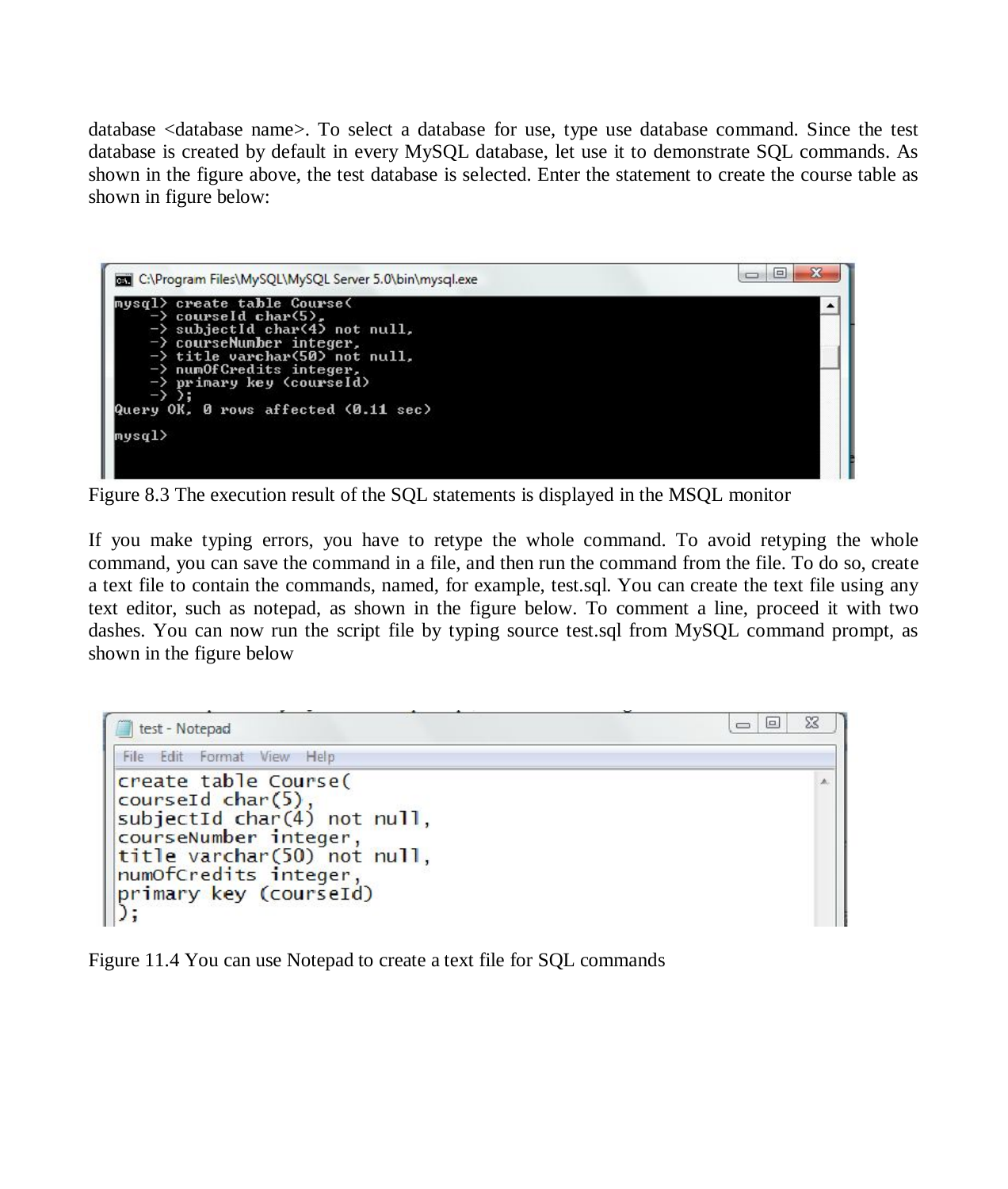database <database name>. To select a database for use, type use database command. Since the test database is created by default in every MySQL database, let use it to demonstrate SQL commands. As shown in the figure above, the test database is selected. Enter the statement to create the course table as shown in figure below:

```
C:\Program Files\MySQL\MySQL Server 5.0\bin\mysql.exe
mysql> create table Course(
    -> courseId char(5),
    -> subjectId char(4) not null,
    -> courseNumber integer,
    -> title varchar(50) not null,
    -> numOfCredits integer,
    -> primary key (courseId)
    -> );
Query OK, 0 rows affected (0.11 sec)

mysql>
```

Figure 8.3 The execution result of the SQL statements is displayed in the MSQL monitor

If you make typing errors, you have to retype the whole command. To avoid retyping the whole command, you can save the command in a file, and then run the command from the file. To do so, create a text file to contain the commands, named, for example, test.sql. You can create the text file using any text editor, such as notepad, as shown in the figure below. To comment a line, proceed it with two dashes. You can now run the script file by typing source test.sql from MySQL command prompt, as shown in the figure below

```
test - Notepad
File  Edit  Format  View  Help
create table Course(
courseId char(5),
subjectId char(4) not null,
courseNumber integer,
title varchar(50) not null,
numOfCredits integer,
primary key (courseId)
);
```

Figure 11.4 You can use Notepad to create a text file for SQL commands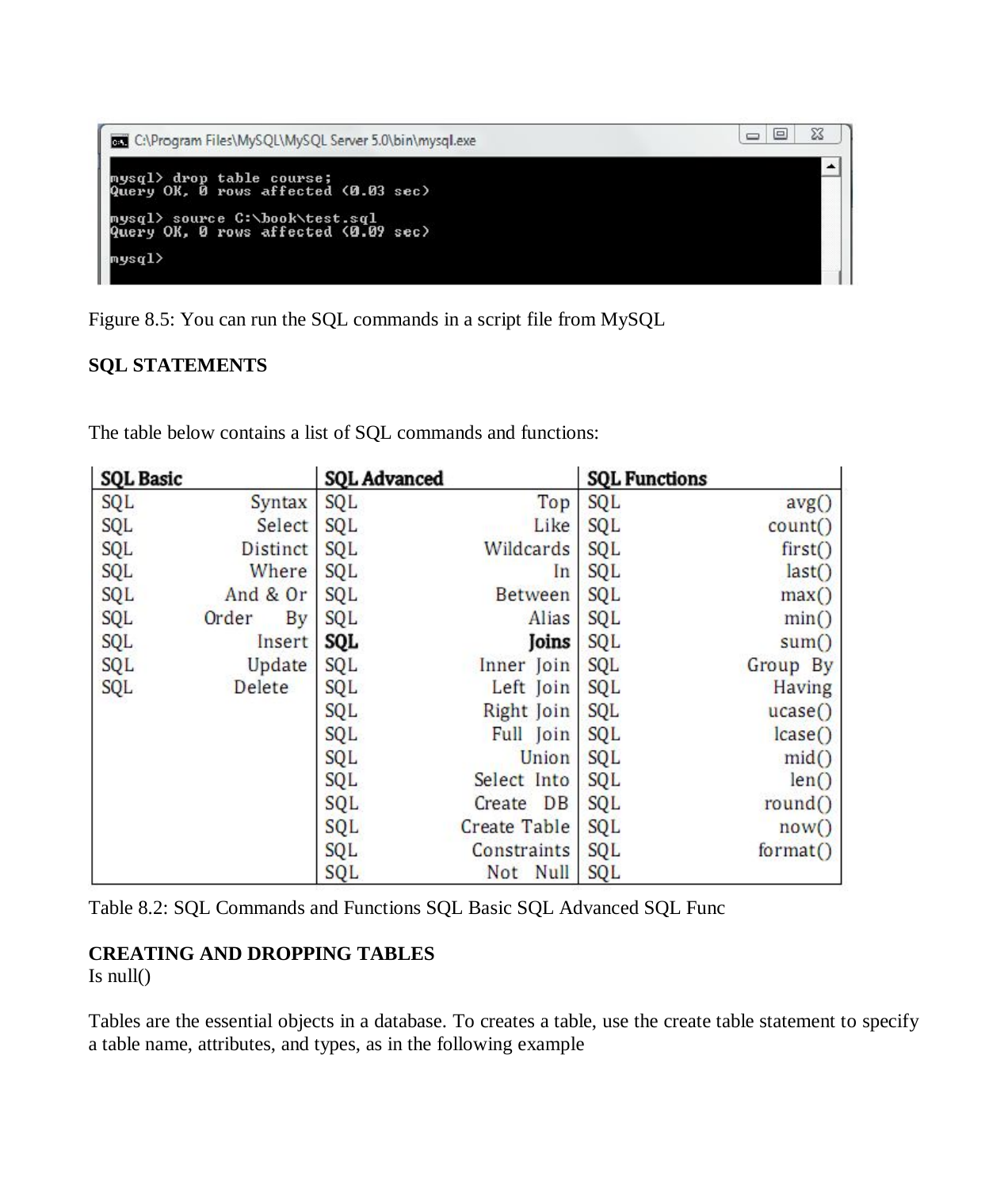```
C:\Program Files\MySQL\MySQL Server 5.0\bin\mysql.exe

mysql> drop table course;
Query OK, 0 rows affected (0.03 sec)

mysql> source C:\book\test.sql
Query OK, 0 rows affected (0.09 sec)

mysql>
```

Figure 8.5: You can run the SQL commands in a script file from MySQL

**SQL STATEMENTS**

The table below contains a list of SQL commands and functions:

| SQL Basic | SQL Advanced | SQL Functions |
|---|---|---|
| SQL Syntax | SQL Top | SQL avg() |
| SQL Select | SQL Like | SQL count() |
| SQL Distinct | SQL Wildcards | SQL first() |
| SQL Where | SQL In | SQL last() |
| SQL And & Or | SQL Between | SQL max() |
| SQL Order By | SQL Alias | SQL min() |
| SQL Insert | **SQL Joins** | SQL sum() |
| SQL Update | SQL Inner Join | SQL Group By |
| SQL Delete | SQL Left Join | SQL Having |
| | SQL Right Join | SQL ucase() |
| | SQL Full Join | SQL lcase() |
| | SQL Union | SQL mid() |
| | SQL Select Into | SQL len() |
| | SQL Create DB | SQL round() |
| | SQL Create Table | SQL now() |
| | SQL Constraints | SQL format() |
| | SQL Not Null | SQL |

Table 8.2: SQL Commands and Functions SQL Basic SQL Advanced SQL Func

**CREATING AND DROPPING TABLES**

Is null()

Tables are the essential objects in a database. To creates a table, use the create table statement to specify a table name, attributes, and types, as in the following example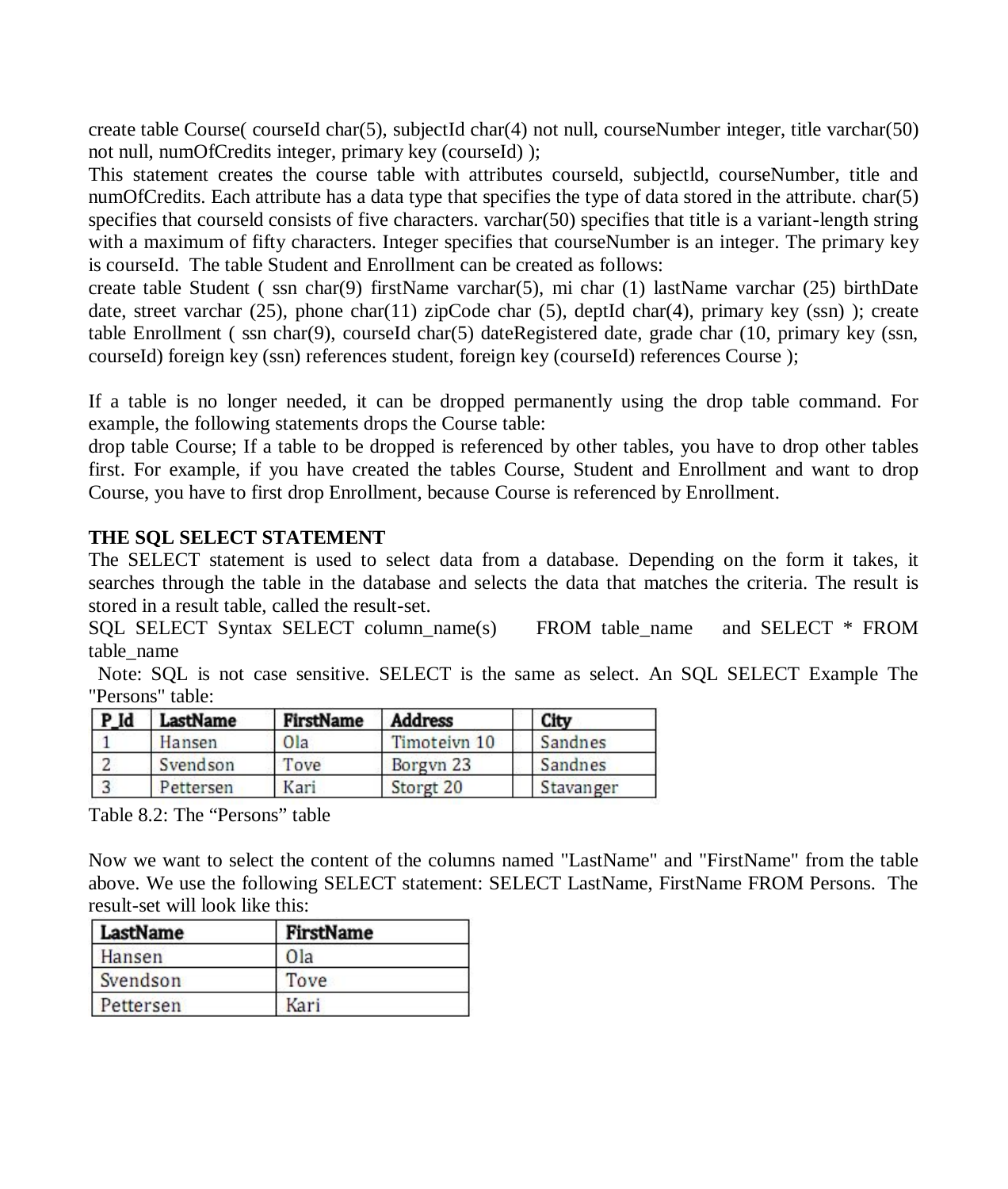create table Course( courseId char(5), subjectId char(4) not null, courseNumber integer, title varchar(50) not null, numOfCredits integer, primary key (courseId) );

This statement creates the course table with attributes courseld, subjectld, courseNumber, title and numOfCredits. Each attribute has a data type that specifies the type of data stored in the attribute. char(5) specifies that courseld consists of five characters. varchar(50) specifies that title is a variant-length string with a maximum of fifty characters. Integer specifies that courseNumber is an integer. The primary key is courseId. The table Student and Enrollment can be created as follows:

create table Student ( ssn char(9) firstName varchar(5), mi char (1) lastName varchar (25) birthDate date, street varchar (25), phone char(11) zipCode char (5), deptId char(4), primary key (ssn) ); create table Enrollment ( ssn char(9), courseId char(5) dateRegistered date, grade char (10, primary key (ssn, courseId) foreign key (ssn) references student, foreign key (courseId) references Course );

If a table is no longer needed, it can be dropped permanently using the drop table command. For example, the following statements drops the Course table:

drop table Course; If a table to be dropped is referenced by other tables, you have to drop other tables first. For example, if you have created the tables Course, Student and Enrollment and want to drop Course, you have to first drop Enrollment, because Course is referenced by Enrollment.

**THE SQL SELECT STATEMENT**

The SELECT statement is used to select data from a database. Depending on the form it takes, it searches through the table in the database and selects the data that matches the criteria. The result is stored in a result table, called the result-set.

SQL SELECT Syntax SELECT column_name(s) FROM table_name and SELECT * FROM table_name

Note: SQL is not case sensitive. SELECT is the same as select. An SQL SELECT Example The "Persons" table:

| P_Id | LastName | FirstName | Address | | City |
|---|---|---|---|---|---|
| 1 | Hansen | Ola | Timoteivn 10 | | Sandnes |
| 2 | Svendson | Tove | Borgvn 23 | | Sandnes |
| 3 | Pettersen | Kari | Storgt 20 | | Stavanger |

Table 8.2: The "Persons" table

Now we want to select the content of the columns named "LastName" and "FirstName" from the table above. We use the following SELECT statement: SELECT LastName, FirstName FROM Persons. The result-set will look like this:

| LastName | FirstName |
|---|---|
| Hansen | Ola |
| Svendson | Tove |
| Pettersen | Kari |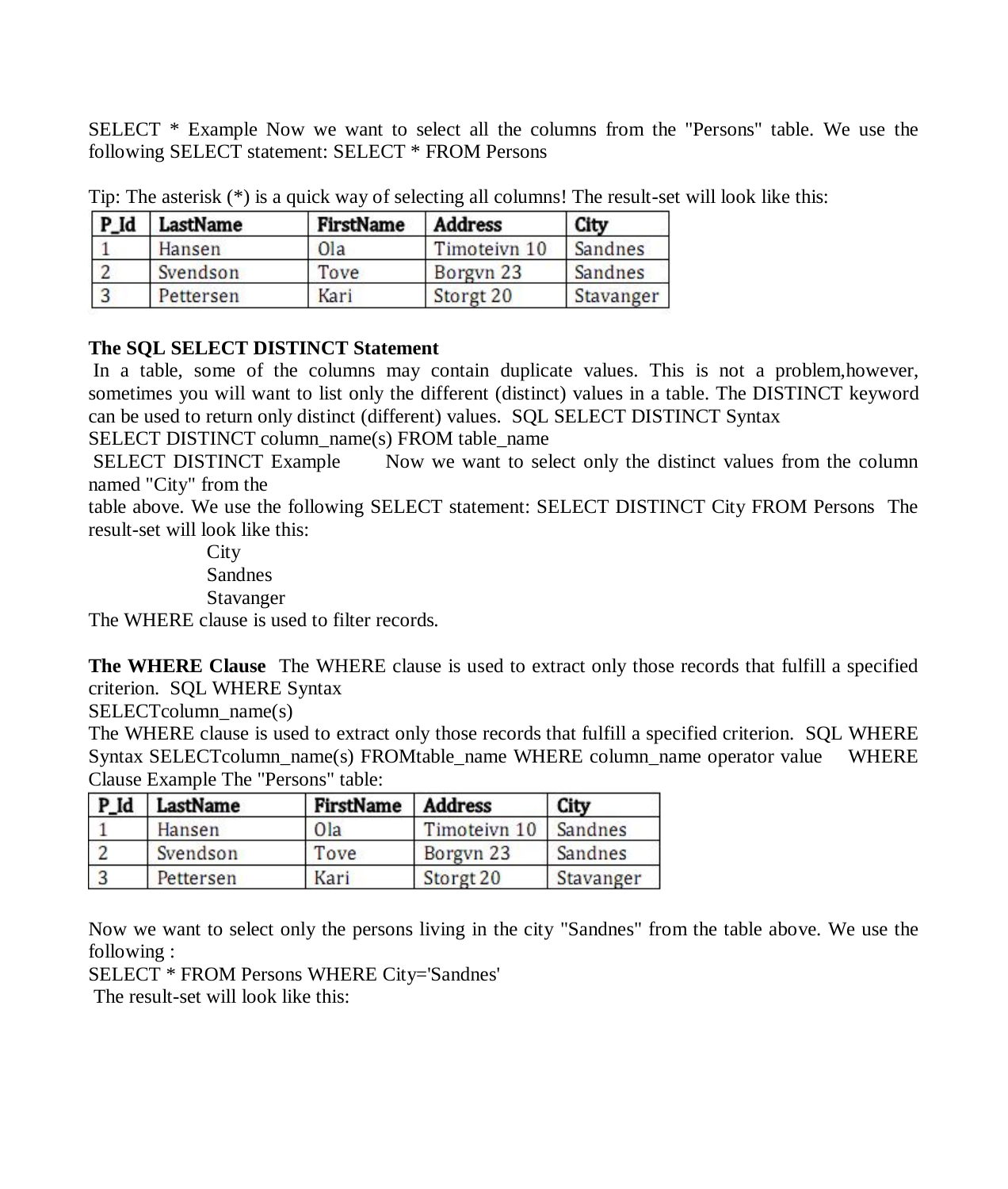SELECT * Example Now we want to select all the columns from the "Persons" table. We use the following SELECT statement: SELECT * FROM Persons

Tip: The asterisk (*) is a quick way of selecting all columns! The result-set will look like this:

| P_Id | LastName | FirstName | Address | City |
|---|---|---|---|---|
| 1 | Hansen | Ola | Timoteivn 10 | Sandnes |
| 2 | Svendson | Tove | Borgvn 23 | Sandnes |
| 3 | Pettersen | Kari | Storgt 20 | Stavanger |

**The SQL SELECT DISTINCT Statement**

In a table, some of the columns may contain duplicate values. This is not a problem,however, sometimes you will want to list only the different (distinct) values in a table. The DISTINCT keyword can be used to return only distinct (different) values. SQL SELECT DISTINCT Syntax

SELECT DISTINCT column_name(s) FROM table_name

SELECT DISTINCT Example Now we want to select only the distinct values from the column named "City" from the table above. We use the following SELECT statement: SELECT DISTINCT City FROM Persons The result-set will look like this:

City
Sandnes
Stavanger

The WHERE clause is used to filter records.

**The WHERE Clause** The WHERE clause is used to extract only those records that fulfill a specified criterion. SQL WHERE Syntax

SELECTcolumn_name(s)

The WHERE clause is used to extract only those records that fulfill a specified criterion. SQL WHERE Syntax SELECTcolumn_name(s) FROMtable_name WHERE column_name operator value WHERE Clause Example The "Persons" table:

| P_Id | LastName | FirstName | Address | City |
|---|---|---|---|---|
| 1 | Hansen | Ola | Timoteivn 10 | Sandnes |
| 2 | Svendson | Tove | Borgvn 23 | Sandnes |
| 3 | Pettersen | Kari | Storgt 20 | Stavanger |

Now we want to select only the persons living in the city "Sandnes" from the table above. We use the following :

SELECT * FROM Persons WHERE City='Sandnes'

The result-set will look like this: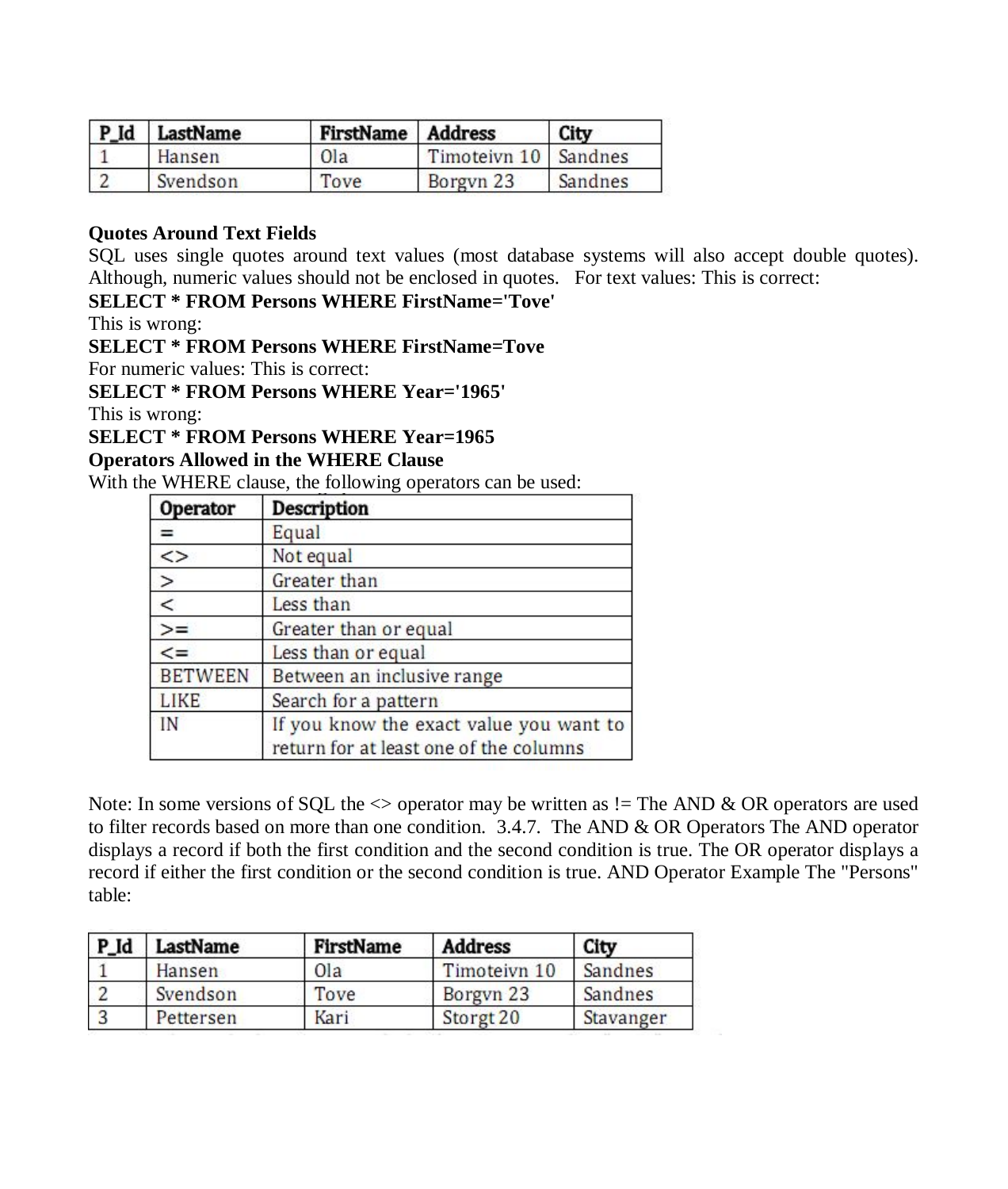| P_Id | LastName | FirstName | Address | City |
| --- | --- | --- | --- | --- |
| 1 | Hansen | Ola | Timoteivn 10 | Sandnes |
| 2 | Svendson | Tove | Borgvn 23 | Sandnes |

**Quotes Around Text Fields**

SQL uses single quotes around text values (most database systems will also accept double quotes). Although, numeric values should not be enclosed in quotes. For text values: This is correct:

**SELECT * FROM Persons WHERE FirstName='Tove'**

This is wrong:

**SELECT * FROM Persons WHERE FirstName=Tove**

For numeric values: This is correct:

**SELECT * FROM Persons WHERE Year='1965'**

This is wrong:

**SELECT * FROM Persons WHERE Year=1965**

**Operators Allowed in the WHERE Clause**

With the WHERE clause, the following operators can be used:

| Operator | Description |
| --- | --- |
| = | Equal |
| <> | Not equal |
| > | Greater than |
| < | Less than |
| >= | Greater than or equal |
| <= | Less than or equal |
| BETWEEN | Between an inclusive range |
| LIKE | Search for a pattern |
| IN | If you know the exact value you want to return for at least one of the columns |

Note: In some versions of SQL the <> operator may be written as != The AND & OR operators are used to filter records based on more than one condition. 3.4.7. The AND & OR Operators The AND operator displays a record if both the first condition and the second condition is true. The OR operator displays a record if either the first condition or the second condition is true. AND Operator Example The "Persons" table:

| P_Id | LastName | FirstName | Address | City |
| --- | --- | --- | --- | --- |
| 1 | Hansen | Ola | Timoteivn 10 | Sandnes |
| 2 | Svendson | Tove | Borgvn 23 | Sandnes |
| 3 | Pettersen | Kari | Storgt 20 | Stavanger |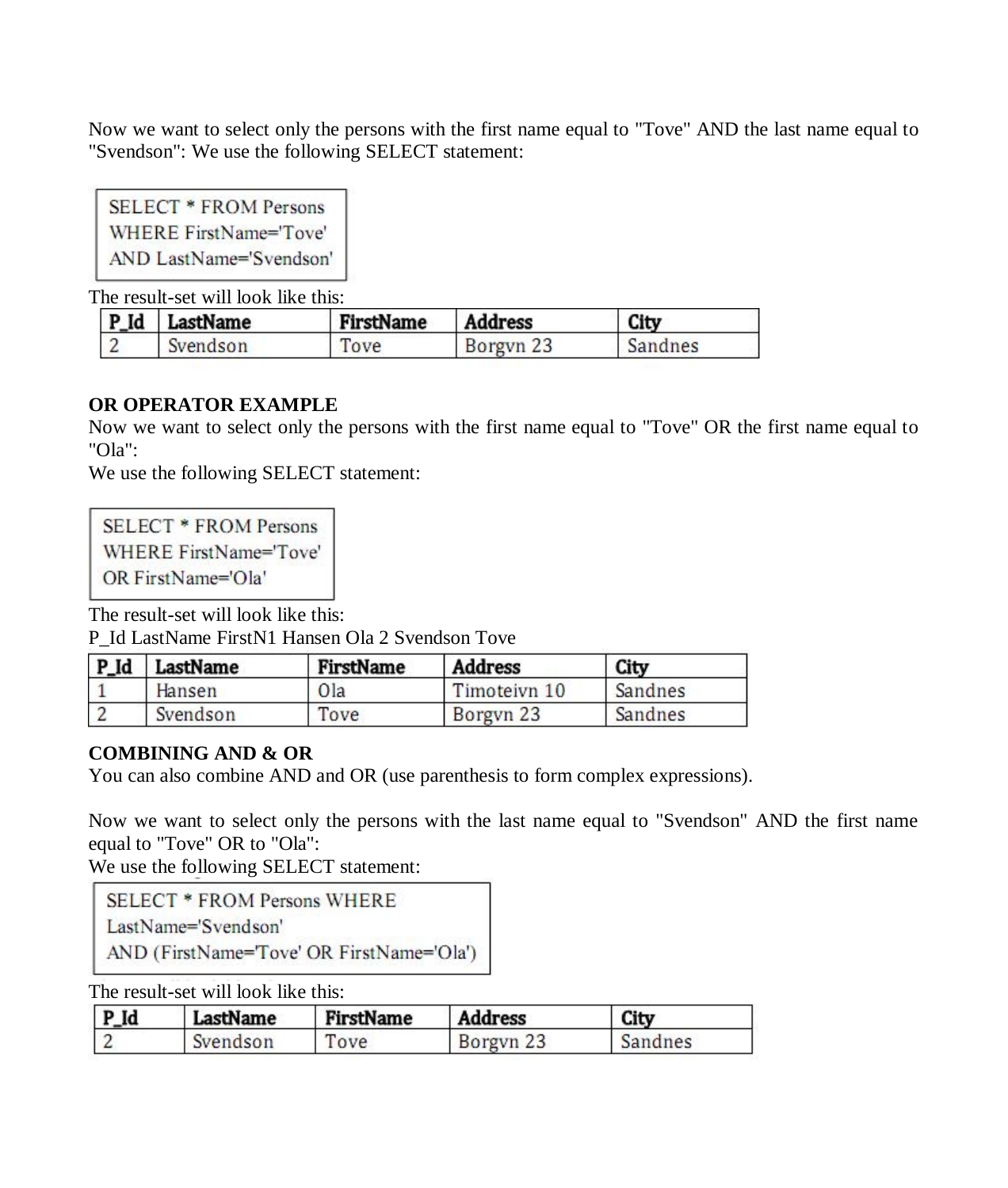Now we want to select only the persons with the first name equal to "Tove" AND the last name equal to "Svendson": We use the following SELECT statement:

```
SELECT * FROM Persons
WHERE FirstName='Tove'
AND LastName='Svendson'
```

The result-set will look like this:

| P_Id | LastName | FirstName | Address | City |
|---|---|---|---|---|
| 2 | Svendson | Tove | Borgvn 23 | Sandnes |

**OR OPERATOR EXAMPLE**

Now we want to select only the persons with the first name equal to "Tove" OR the first name equal to "Ola":

We use the following SELECT statement:

```
SELECT * FROM Persons
WHERE FirstName='Tove'
OR FirstName='Ola'
```

The result-set will look like this:

P_Id LastName FirstN1 Hansen Ola 2 Svendson Tove

| P_Id | LastName | FirstName | Address | City |
|---|---|---|---|---|
| 1 | Hansen | Ola | Timoteivn 10 | Sandnes |
| 2 | Svendson | Tove | Borgvn 23 | Sandnes |

**COMBINING AND & OR**

You can also combine AND and OR (use parenthesis to form complex expressions).

Now we want to select only the persons with the last name equal to "Svendson" AND the first name equal to "Tove" OR to "Ola":

We use the following SELECT statement:

```
SELECT * FROM Persons WHERE
LastName='Svendson'
AND (FirstName='Tove' OR FirstName='Ola')
```

The result-set will look like this:

| P_Id | LastName | FirstName | Address | City |
|---|---|---|---|---|
| 2 | Svendson | Tove | Borgvn 23 | Sandnes |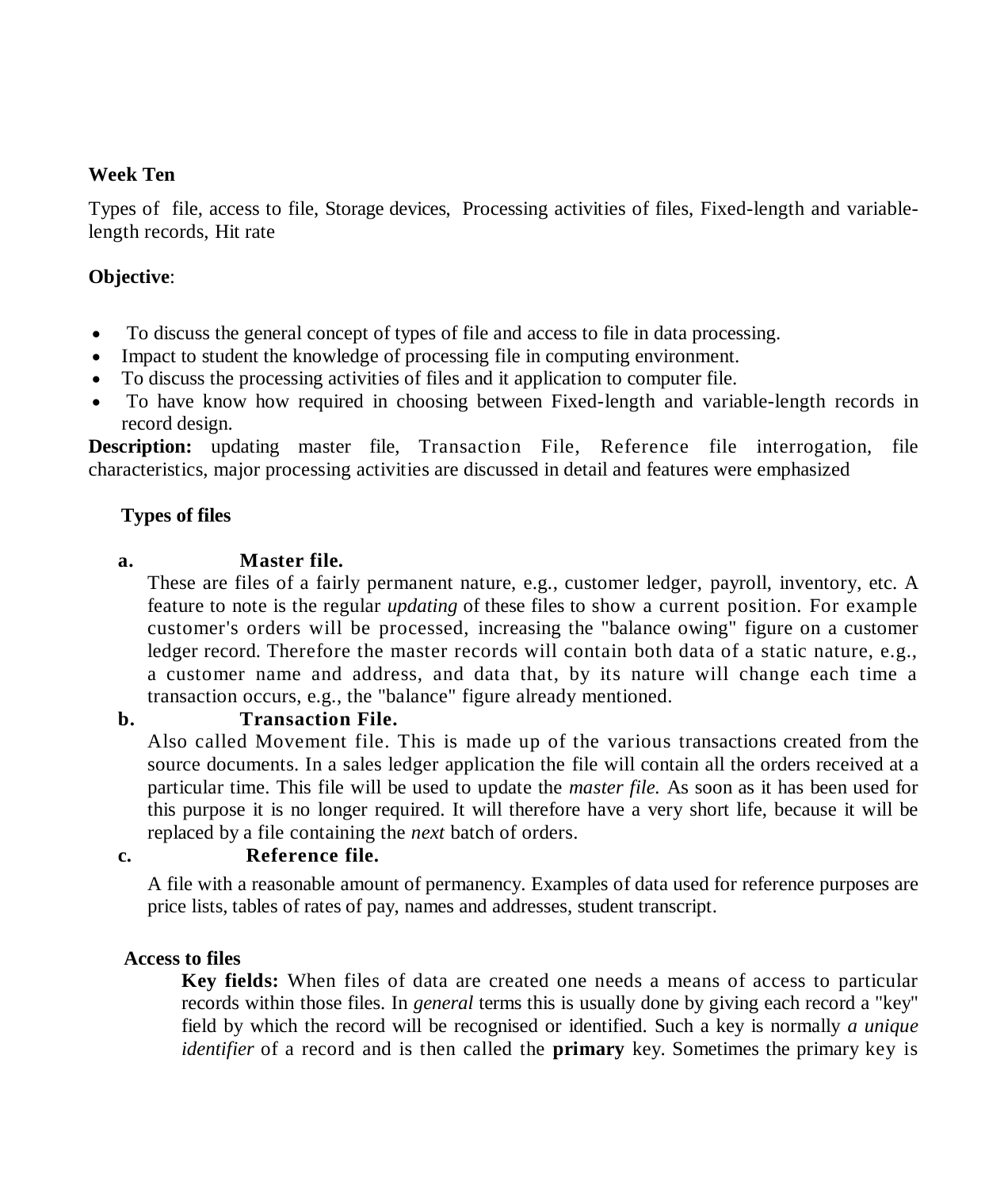**Week Ten**

Types of file, access to file, Storage devices, Processing activities of files, Fixed-length and variable-length records, Hit rate

**Objective**:

- To discuss the general concept of types of file and access to file in data processing.
- Impact to student the knowledge of processing file in computing environment.
- To discuss the processing activities of files and it application to computer file.
- To have know how required in choosing between Fixed-length and variable-length records in record design.

**Description:** updating master file, Transaction File, Reference file interrogation, file characteristics, major processing activities are discussed in detail and features were emphasized

**Types of files**

**a. Master file.**

These are files of a fairly permanent nature, e.g., customer ledger, payroll, inventory, etc. A feature to note is the regular *updating* of these files to show a current position. For example customer's orders will be processed, increasing the "balance owing" figure on a customer ledger record. Therefore the master records will contain both data of a static nature, e.g., a customer name and address, and data that, by its nature will change each time a transaction occurs, e.g., the "balance" figure already mentioned.

**b. Transaction File.**

Also called Movement file. This is made up of the various transactions created from the source documents. In a sales ledger application the file will contain all the orders received at a particular time. This file will be used to update the *master file.* As soon as it has been used for this purpose it is no longer required. It will therefore have a very short life, because it will be replaced by a file containing the *next* batch of orders.

**c. Reference file.**

A file with a reasonable amount of permanency. Examples of data used for reference purposes are price lists, tables of rates of pay, names and addresses, student transcript.

**Access to files**

**Key fields:** When files of data are created one needs a means of access to particular records within those files. In *general* terms this is usually done by giving each record a "key" field by which the record will be recognised or identified. Such a key is normally *a unique identifier* of a record and is then called the **primary** key. Sometimes the primary key is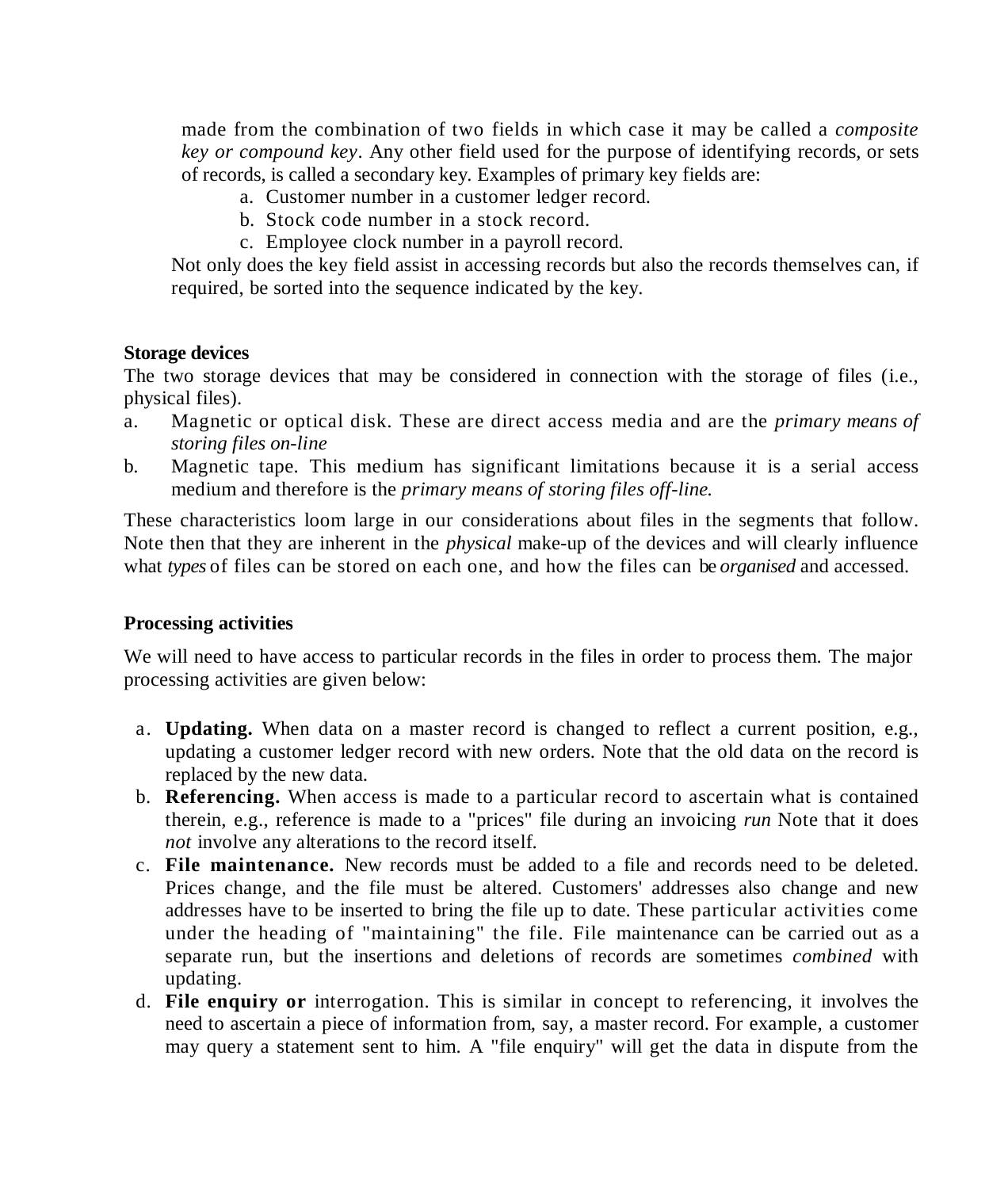made from the combination of two fields in which case it may be called a *composite key or compound key*. Any other field used for the purpose of identifying records, or sets of records, is called a secondary key. Examples of primary key fields are:

a. Customer number in a customer ledger record.
b. Stock code number in a stock record.
c. Employee clock number in a payroll record.

Not only does the key field assist in accessing records but also the records themselves can, if required, be sorted into the sequence indicated by the key.

**Storage devices**

The two storage devices that may be considered in connection with the storage of files (i.e., physical files).

a. Magnetic or optical disk. These are direct access media and are the *primary means of storing files on-line*
b. Magnetic tape. This medium has significant limitations because it is a serial access medium and therefore is the *primary means of storing files off-line.*

These characteristics loom large in our considerations about files in the segments that follow. Note then that they are inherent in the *physical* make-up of the devices and will clearly influence what *types* of files can be stored on each one, and how the files can be *organised* and accessed.

**Processing activities**

We will need to have access to particular records in the files in order to process them. The major processing activities are given below:

a. **Updating.** When data on a master record is changed to reflect a current position, e.g., updating a customer ledger record with new orders. Note that the old data on the record is replaced by the new data.
b. **Referencing.** When access is made to a particular record to ascertain what is contained therein, e.g., reference is made to a "prices" file during an invoicing *run* Note that it does *not* involve any alterations to the record itself.
c. **File maintenance.** New records must be added to a file and records need to be deleted. Prices change, and the file must be altered. Customers' addresses also change and new addresses have to be inserted to bring the file up to date. These particular activities come under the heading of "maintaining" the file. File maintenance can be carried out as a separate run, but the insertions and deletions of records are sometimes *combined* with updating.
d. **File enquiry or** interrogation. This is similar in concept to referencing, it involves the need to ascertain a piece of information from, say, a master record. For example, a customer may query a statement sent to him. A "file enquiry" will get the data in dispute from the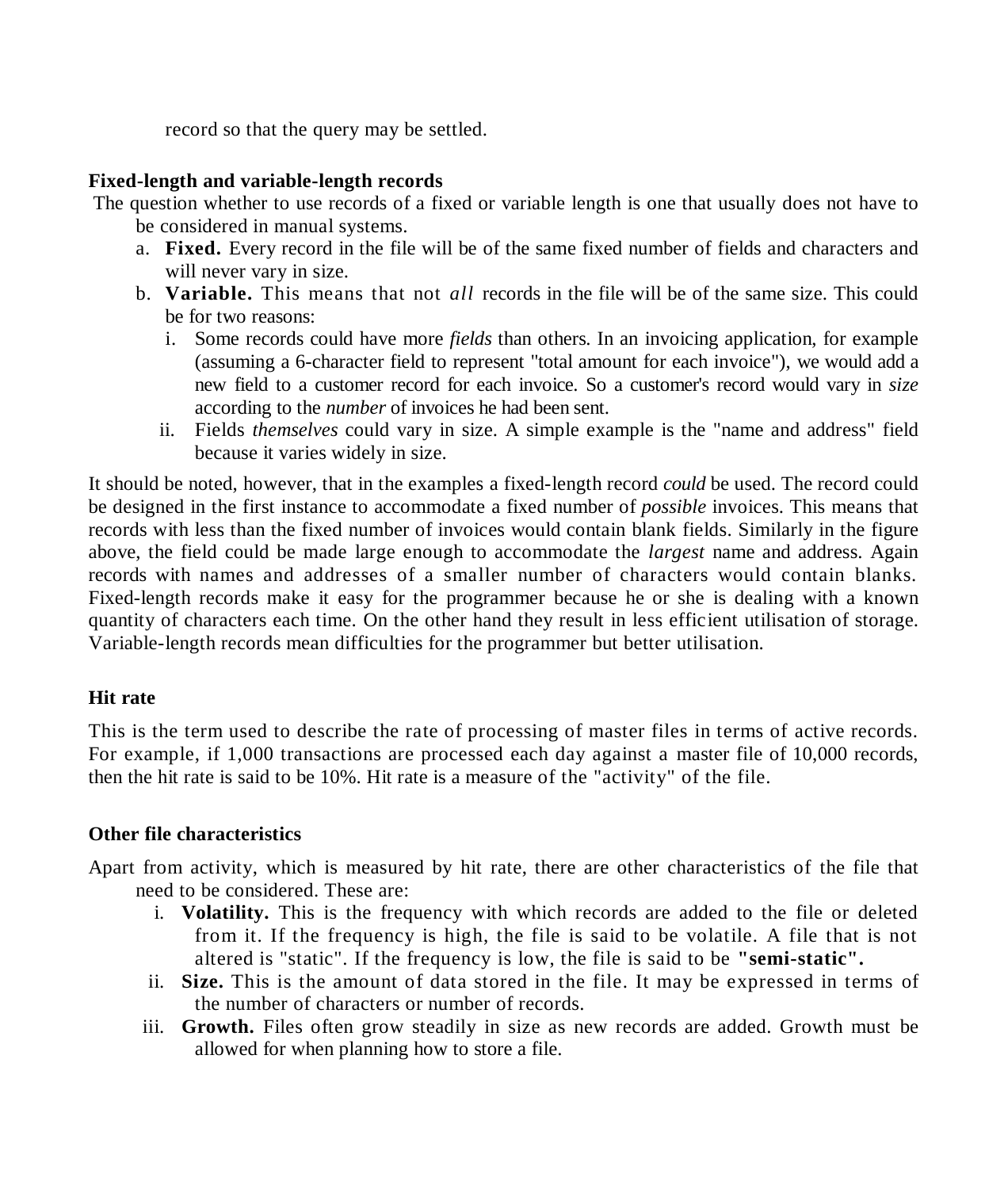record so that the query may be settled.

**Fixed-length and variable-length records**

The question whether to use records of a fixed or variable length is one that usually does not have to be considered in manual systems.

a. **Fixed.** Every record in the file will be of the same fixed number of fields and characters and will never vary in size.
b. **Variable.** This means that not *all* records in the file will be of the same size. This could be for two reasons:
   i. Some records could have more *fields* than others. In an invoicing application, for example (assuming a 6-character field to represent "total amount for each invoice"), we would add a new field to a customer record for each invoice. So a customer's record would vary in *size* according to the *number* of invoices he had been sent.
   ii. Fields *themselves* could vary in size. A simple example is the "name and address" field because it varies widely in size.

It should be noted, however, that in the examples a fixed-length record *could* be used. The record could be designed in the first instance to accommodate a fixed number of *possible* invoices. This means that records with less than the fixed number of invoices would contain blank fields. Similarly in the figure above, the field could be made large enough to accommodate the *largest* name and address. Again records with names and addresses of a smaller number of characters would contain blanks. Fixed-length records make it easy for the programmer because he or she is dealing with a known quantity of characters each time. On the other hand they result in less efficient utilisation of storage. Variable-length records mean difficulties for the programmer but better utilisation.

**Hit rate**

This is the term used to describe the rate of processing of master files in terms of active records. For example, if 1,000 transactions are processed each day against a master file of 10,000 records, then the hit rate is said to be 10%. Hit rate is a measure of the "activity" of the file.

**Other file characteristics**

Apart from activity, which is measured by hit rate, there are other characteristics of the file that need to be considered. These are:

i. **Volatility.** This is the frequency with which records are added to the file or deleted from it. If the frequency is high, the file is said to be volatile. A file that is not altered is "static". If the frequency is low, the file is said to be **"semi-static".**
ii. **Size.** This is the amount of data stored in the file. It may be expressed in terms of the number of characters or number of records.
iii. **Growth.** Files often grow steadily in size as new records are added. Growth must be allowed for when planning how to store a file.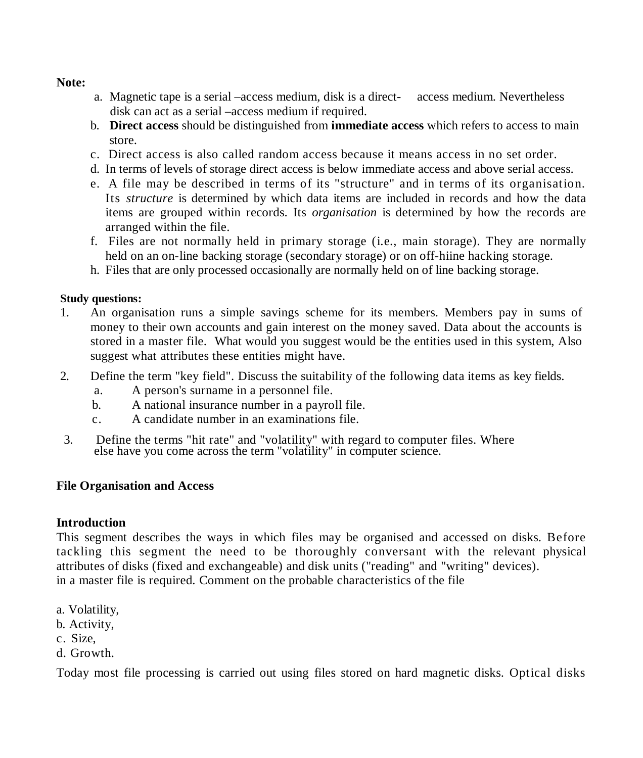**Note:**

a. Magnetic tape is a serial –access medium, disk is a direct- access medium. Nevertheless disk can act as a serial –access medium if required.
b. **Direct access** should be distinguished from **immediate access** which refers to access to main store.
c. Direct access is also called random access because it means access in no set order.
d. In terms of levels of storage direct access is below immediate access and above serial access.
e. A file may be described in terms of its "structure" and in terms of its organisation. Its *structure* is determined by which data items are included in records and how the data items are grouped within records. Its *organisation* is determined by how the records are arranged within the file.
f. Files are not normally held in primary storage (i.e., main storage). They are normally held on an on-line backing storage (secondary storage) or on off-hiine hacking storage.
h. Files that are only processed occasionally are normally held on of line backing storage.

**Study questions:**

1. An organisation runs a simple savings scheme for its members. Members pay in sums of money to their own accounts and gain interest on the money saved. Data about the accounts is stored in a master file. What would you suggest would be the entities used in this system, Also suggest what attributes these entities might have.

2. Define the term "key field". Discuss the suitability of the following data items as key fields.
   a. A person's surname in a personnel file.
   b. A national insurance number in a payroll file.
   c. A candidate number in an examinations file.

3. Define the terms "hit rate" and "volatility" with regard to computer files. Where else have you come across the term "volatility" in computer science.

**File Organisation and Access**

**Introduction**

This segment describes the ways in which files may be organised and accessed on disks. Before tackling this segment the need to be thoroughly conversant with the relevant physical attributes of disks (fixed and exchangeable) and disk units ("reading" and "writing" devices).
in a master file is required. Comment on the probable characteristics of the file

a. Volatility,
b. Activity,
c. Size,
d. Growth.

Today most file processing is carried out using files stored on hard magnetic disks. Optical disks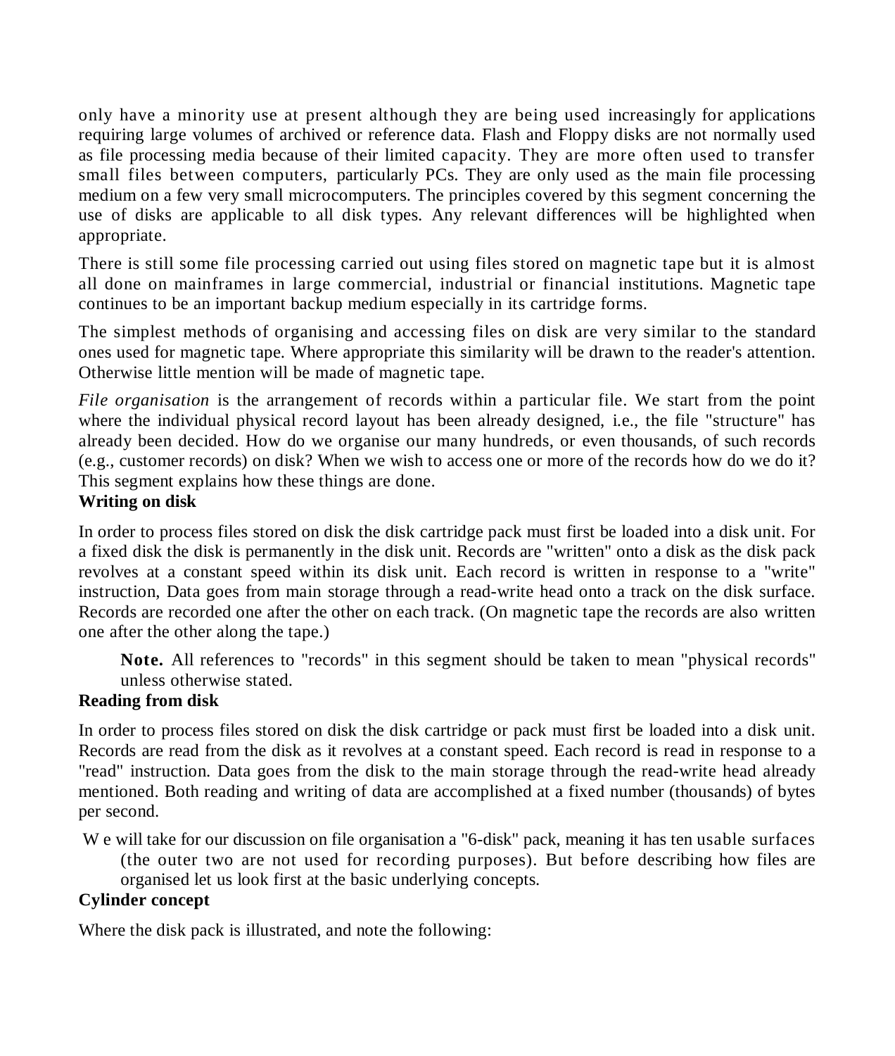only have a minority use at present although they are being used increasingly for applications requiring large volumes of archived or reference data. Flash and Floppy disks are not normally used as file processing media because of their limited capacity. They are more often used to transfer small files between computers, particularly PCs. They are only used as the main file processing medium on a few very small microcomputers. The principles covered by this segment concerning the use of disks are applicable to all disk types. Any relevant differences will be highlighted when appropriate.

There is still some file processing carried out using files stored on magnetic tape but it is almost all done on mainframes in large commercial, industrial or financial institutions. Magnetic tape continues to be an important backup medium especially in its cartridge forms.

The simplest methods of organising and accessing files on disk are very similar to the standard ones used for magnetic tape. Where appropriate this similarity will be drawn to the reader's attention. Otherwise little mention will be made of magnetic tape.

*File organisation* is the arrangement of records within a particular file. We start from the point where the individual physical record layout has been already designed, i.e., the file "structure" has already been decided. How do we organise our many hundreds, or even thousands, of such records (e.g., customer records) on disk? When we wish to access one or more of the records how do we do it? This segment explains how these things are done.

**Writing on disk**

In order to process files stored on disk the disk cartridge pack must first be loaded into a disk unit. For a fixed disk the disk is permanently in the disk unit. Records are "written" onto a disk as the disk pack revolves at a constant speed within its disk unit. Each record is written in response to a "write" instruction, Data goes from main storage through a read-write head onto a track on the disk surface. Records are recorded one after the other on each track. (On magnetic tape the records are also written one after the other along the tape.)

> **Note.** All references to "records" in this segment should be taken to mean "physical records" unless otherwise stated.

**Reading from disk**

In order to process files stored on disk the disk cartridge or pack must first be loaded into a disk unit. Records are read from the disk as it revolves at a constant speed. Each record is read in response to a "read" instruction. Data goes from the disk to the main storage through the read-write head already mentioned. Both reading and writing of data are accomplished at a fixed number (thousands) of bytes per second.

We will take for our discussion on file organisation a "6-disk" pack, meaning it has ten usable surfaces (the outer two are not used for recording purposes). But before describing how files are organised let us look first at the basic underlying concepts.

**Cylinder concept**

Where the disk pack is illustrated, and note the following: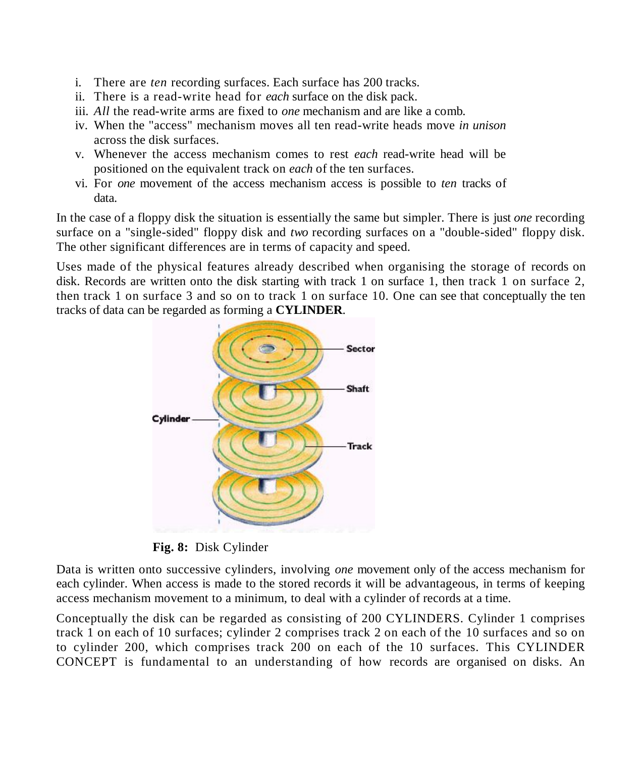i. There are *ten* recording surfaces. Each surface has 200 tracks.
ii. There is a read-write head for *each* surface on the disk pack.
iii. *All* the read-write arms are fixed to *one* mechanism and are like a comb.
iv. When the "access" mechanism moves all ten read-write heads move *in unison* across the disk surfaces.
v. Whenever the access mechanism comes to rest *each* read-write head will be positioned on the equivalent track on *each* of the ten surfaces.
vi. For *one* movement of the access mechanism access is possible to *ten* tracks of data.

In the case of a floppy disk the situation is essentially the same but simpler. There is just *one* recording surface on a "single-sided" floppy disk and *two* recording surfaces on a "double-sided" floppy disk. The other significant differences are in terms of capacity and speed.

Uses made of the physical features already described when organising the storage of records on disk. Records are written onto the disk starting with track 1 on surface 1, then track 1 on surface 2, then track 1 on surface 3 and so on to track 1 on surface 10. One can see that conceptually the ten tracks of data can be regarded as forming a **CYLINDER**.

**Fig. 8:** Disk Cylinder

Data is written onto successive cylinders, involving *one* movement only of the access mechanism for each cylinder. When access is made to the stored records it will be advantageous, in terms of keeping access mechanism movement to a minimum, to deal with a cylinder of records at a time.

Conceptually the disk can be regarded as consisting of 200 CYLINDERS. Cylinder 1 comprises track 1 on each of 10 surfaces; cylinder 2 comprises track 2 on each of the 10 surfaces and so on to cylinder 200, which comprises track 200 on each of the 10 surfaces. This CYLINDER CONCEPT is fundamental to an understanding of how records are organised on disks. An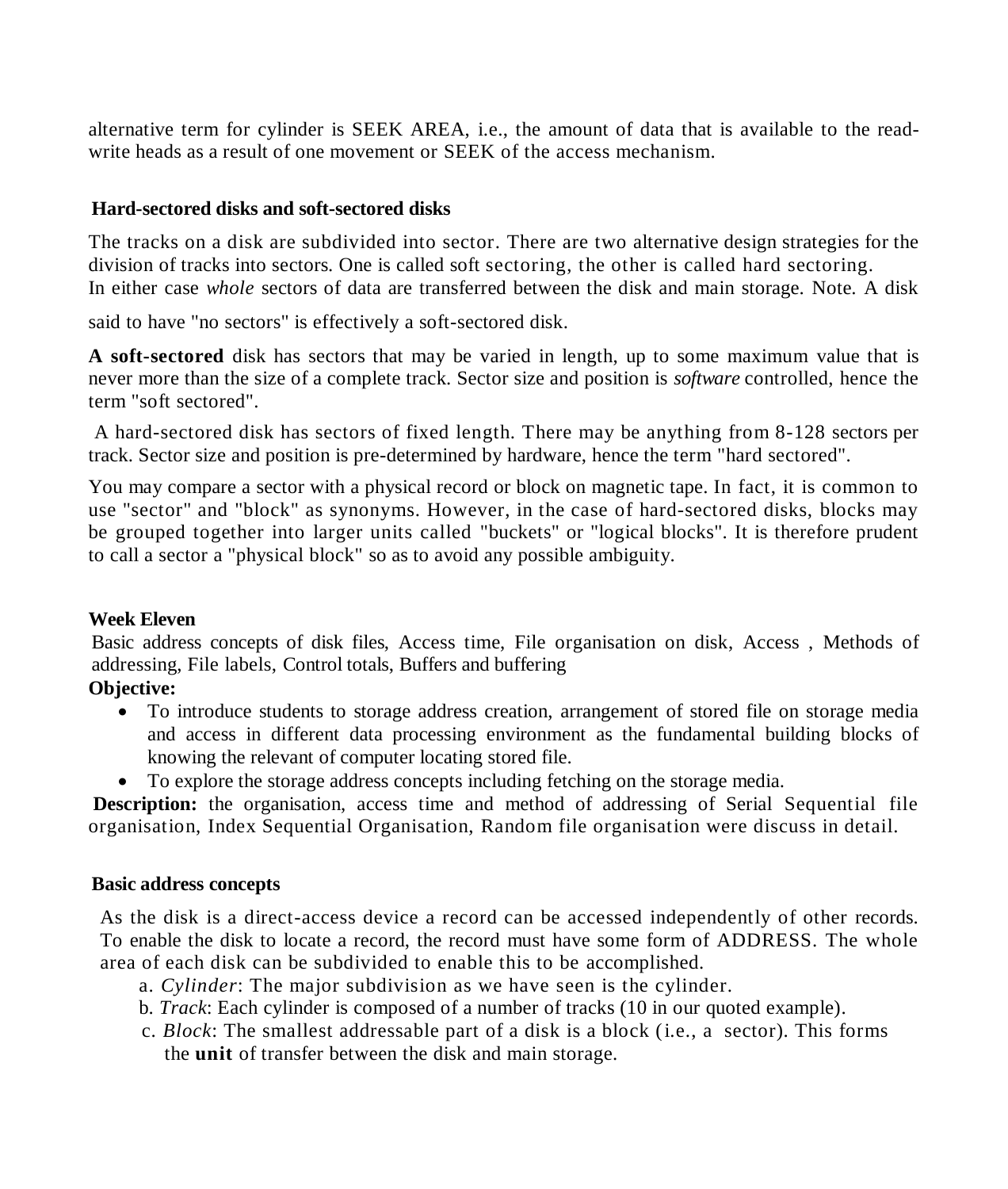alternative term for cylinder is SEEK AREA, i.e., the amount of data that is available to the read-write heads as a result of one movement or SEEK of the access mechanism.

**Hard-sectored disks and soft-sectored disks**

The tracks on a disk are subdivided into sector. There are two alternative design strategies for the division of tracks into sectors. One is called soft sectoring, the other is called hard sectoring. In either case *whole* sectors of data are transferred between the disk and main storage. Note. A disk said to have "no sectors" is effectively a soft-sectored disk.

**A soft-sectored** disk has sectors that may be varied in length, up to some maximum value that is never more than the size of a complete track. Sector size and position is *software* controlled, hence the term "soft sectored".

A hard-sectored disk has sectors of fixed length. There may be anything from 8-128 sectors per track. Sector size and position is pre-determined by hardware, hence the term "hard sectored".

You may compare a sector with a physical record or block on magnetic tape. In fact, it is common to use "sector" and "block" as synonyms. However, in the case of hard-sectored disks, blocks may be grouped together into larger units called "buckets" or "logical blocks". It is therefore prudent to call a sector a "physical block" so as to avoid any possible ambiguity.

**Week Eleven**

Basic address concepts of disk files, Access time, File organisation on disk, Access , Methods of addressing, File labels, Control totals, Buffers and buffering

**Objective:**

- To introduce students to storage address creation, arrangement of stored file on storage media and access in different data processing environment as the fundamental building blocks of knowing the relevant of computer locating stored file.
- To explore the storage address concepts including fetching on the storage media.

**Description:** the organisation, access time and method of addressing of Serial Sequential file organisation, Index Sequential Organisation, Random file organisation were discuss in detail.

**Basic address concepts**

As the disk is a direct-access device a record can be accessed independently of other records. To enable the disk to locate a record, the record must have some form of ADDRESS. The whole area of each disk can be subdivided to enable this to be accomplished.

a. *Cylinder*: The major subdivision as we have seen is the cylinder.
b. *Track*: Each cylinder is composed of a number of tracks (10 in our quoted example).
c. *Block*: The smallest addressable part of a disk is a block (i.e., a sector). This forms the **unit** of transfer between the disk and main storage.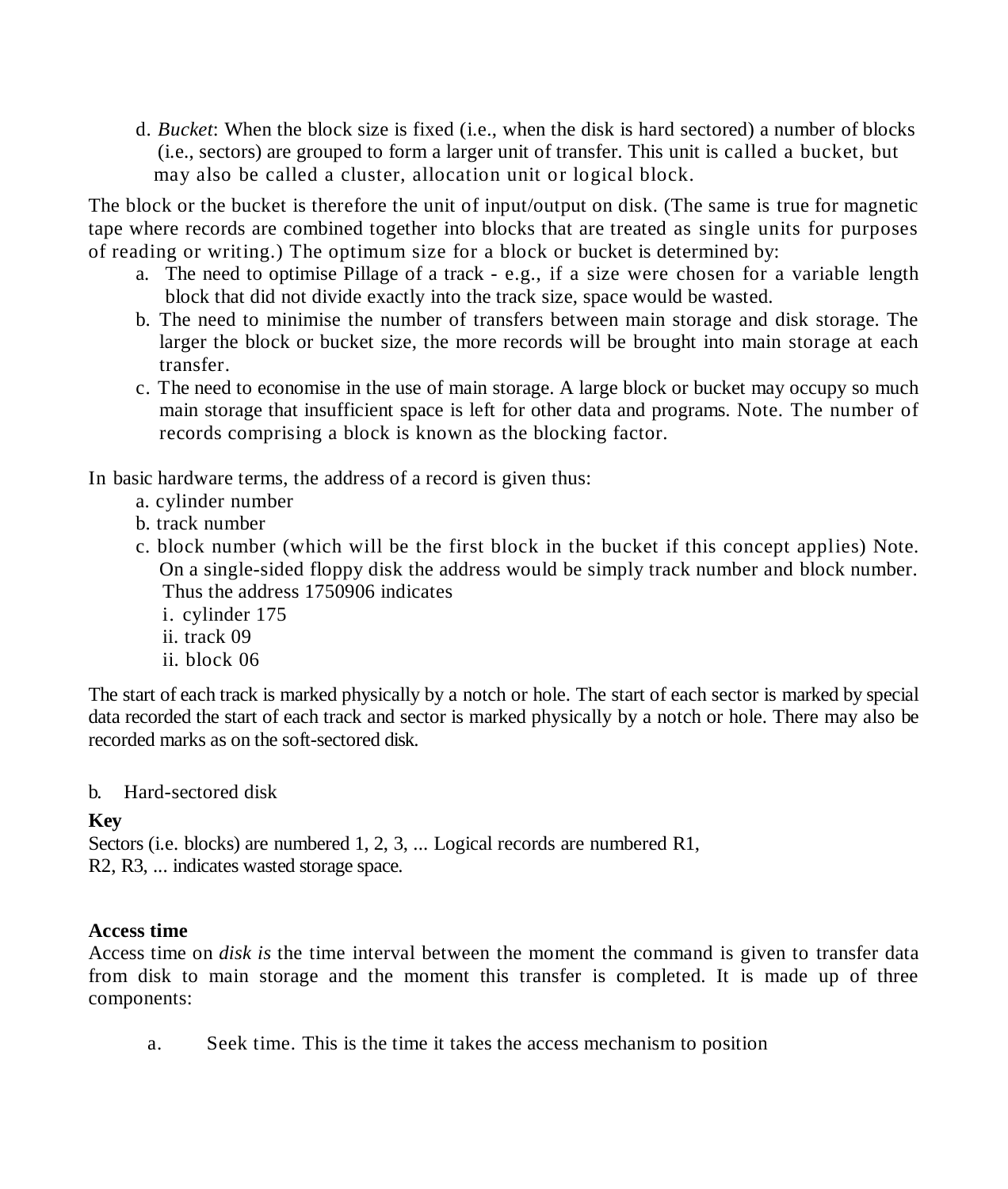d. *Bucket*: When the block size is fixed (i.e., when the disk is hard sectored) a number of blocks (i.e., sectors) are grouped to form a larger unit of transfer. This unit is called a bucket, but may also be called a cluster, allocation unit or logical block.

The block or the bucket is therefore the unit of input/output on disk. (The same is true for magnetic tape where records are combined together into blocks that are treated as single units for purposes of reading or writing.) The optimum size for a block or bucket is determined by:

a. The need to optimise Pillage of a track - e.g., if a size were chosen for a variable length block that did not divide exactly into the track size, space would be wasted.
b. The need to minimise the number of transfers between main storage and disk storage. The larger the block or bucket size, the more records will be brought into main storage at each transfer.
c. The need to economise in the use of main storage. A large block or bucket may occupy so much main storage that insufficient space is left for other data and programs. Note. The number of records comprising a block is known as the blocking factor.

In basic hardware terms, the address of a record is given thus:

a. cylinder number
b. track number
c. block number (which will be the first block in the bucket if this concept applies) Note. On a single-sided floppy disk the address would be simply track number and block number. Thus the address 1750906 indicates
   i. cylinder 175
   ii. track 09
   ii. block 06

The start of each track is marked physically by a notch or hole. The start of each sector is marked by special data recorded the start of each track and sector is marked physically by a notch or hole. There may also be recorded marks as on the soft-sectored disk.

b. Hard-sectored disk

**Key**
Sectors (i.e. blocks) are numbered 1, 2, 3, ... Logical records are numbered R1, R2, R3, ... indicates wasted storage space.

**Access time**
Access time on *disk is* the time interval between the moment the command is given to transfer data from disk to main storage and the moment this transfer is completed. It is made up of three components:

a. Seek time. This is the time it takes the access mechanism to position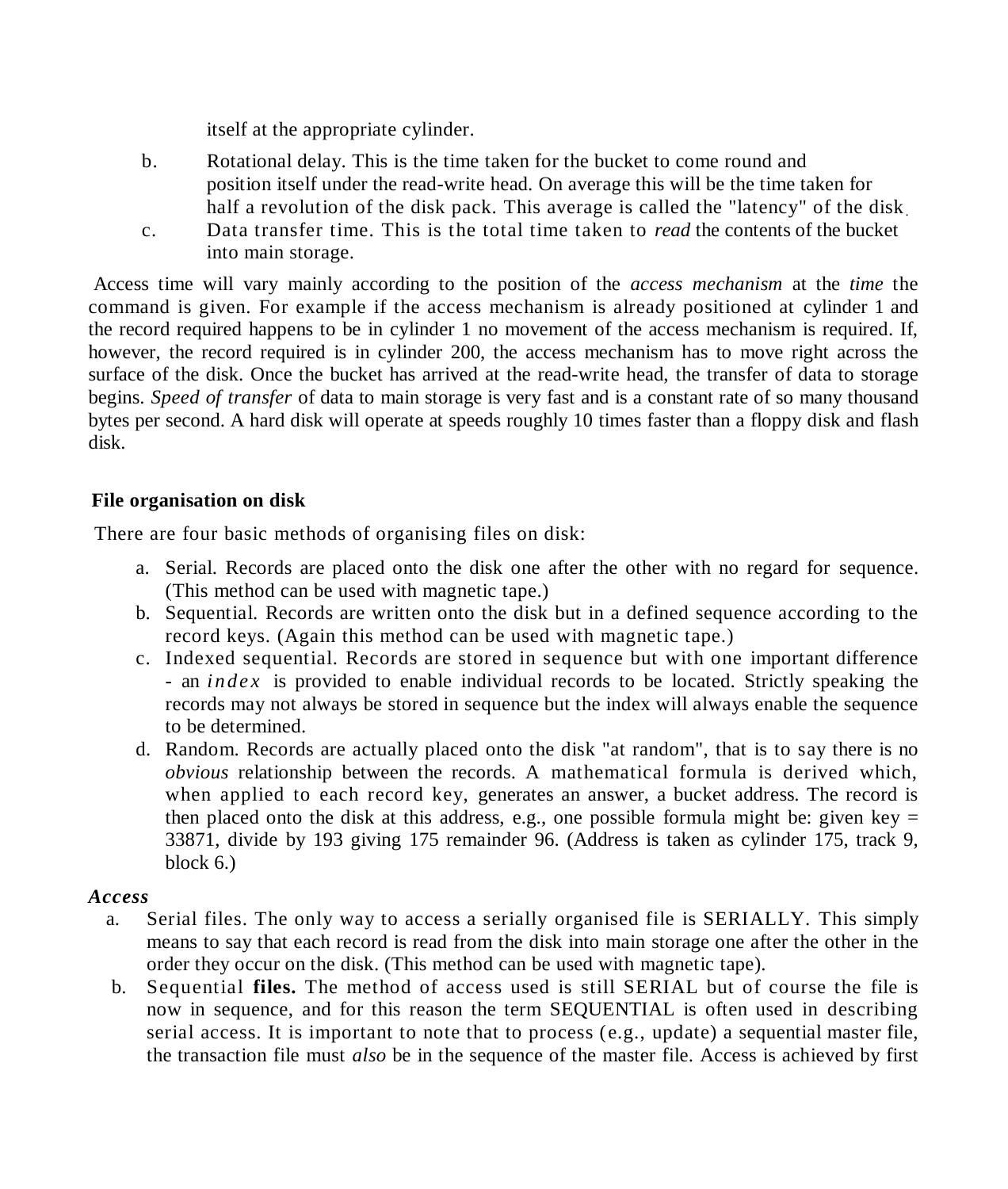itself at the appropriate cylinder.

b. Rotational delay. This is the time taken for the bucket to come round and position itself under the read-write head. On average this will be the time taken for half a revolution of the disk pack. This average is called the "latency" of the disk.

c. Data transfer time. This is the total time taken to *read* the contents of the bucket into main storage.

Access time will vary mainly according to the position of the *access mechanism* at the *time* the command is given. For example if the access mechanism is already positioned at cylinder 1 and the record required happens to be in cylinder 1 no movement of the access mechanism is required. If, however, the record required is in cylinder 200, the access mechanism has to move right across the surface of the disk. Once the bucket has arrived at the read-write head, the transfer of data to storage begins. *Speed of transfer* of data to main storage is very fast and is a constant rate of so many thousand bytes per second. A hard disk will operate at speeds roughly 10 times faster than a floppy disk and flash disk.

**File organisation on disk**

There are four basic methods of organising files on disk:

a. Serial. Records are placed onto the disk one after the other with no regard for sequence. (This method can be used with magnetic tape.)
b. Sequential. Records are written onto the disk but in a defined sequence according to the record keys. (Again this method can be used with magnetic tape.)
c. Indexed sequential. Records are stored in sequence but with one important difference - an *index* is provided to enable individual records to be located. Strictly speaking the records may not always be stored in sequence but the index will always enable the sequence to be determined.
d. Random. Records are actually placed onto the disk "at random", that is to say there is no *obvious* relationship between the records. A mathematical formula is derived which, when applied to each record key, generates an answer, a bucket address. The record is then placed onto the disk at this address, e.g., one possible formula might be: given key = 33871, divide by 193 giving 175 remainder 96. (Address is taken as cylinder 175, track 9, block 6.)

***Access***

a. Serial files. The only way to access a serially organised file is SERIALLY. This simply means to say that each record is read from the disk into main storage one after the other in the order they occur on the disk. (This method can be used with magnetic tape).
b. Sequential **files.** The method of access used is still SERIAL but of course the file is now in sequence, and for this reason the term SEQUENTIAL is often used in describing serial access. It is important to note that to process (e.g., update) a sequential master file, the transaction file must *also* be in the sequence of the master file. Access is achieved by first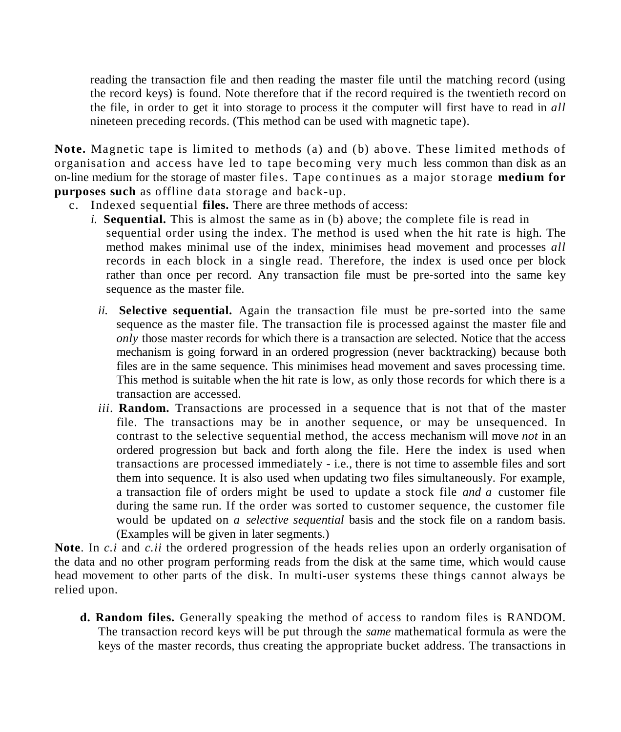reading the transaction file and then reading the master file until the matching record (using the record keys) is found. Note therefore that if the record required is the twentieth record on the file, in order to get it into storage to process it the computer will first have to read in *all* nineteen preceding records. (This method can be used with magnetic tape).

**Note.** Magnetic tape is limited to methods (a) and (b) above. These limited methods of organisation and access have led to tape becoming very much less common than disk as an on-line medium for the storage of master files. Tape continues as a major storage **medium for purposes such** as offline data storage and back-up.

c. Indexed sequential **files.** There are three methods of access:

   *i.* **Sequential.** This is almost the same as in (b) above; the complete file is read in sequential order using the index. The method is used when the hit rate is high. The method makes minimal use of the index, minimises head movement and processes *all* records in each block in a single read. Therefore, the index is used once per block rather than once per record. Any transaction file must be pre-sorted into the same key sequence as the master file.

   *ii.* **Selective sequential.** Again the transaction file must be pre-sorted into the same sequence as the master file. The transaction file is processed against the master file and *only* those master records for which there is a transaction are selected. Notice that the access mechanism is going forward in an ordered progression (never backtracking) because both files are in the same sequence. This minimises head movement and saves processing time. This method is suitable when the hit rate is low, as only those records for which there is a transaction are accessed.

   *iii.* **Random.** Transactions are processed in a sequence that is not that of the master file. The transactions may be in another sequence, or may be unsequenced. In contrast to the selective sequential method, the access mechanism will move *not* in an ordered progression but back and forth along the file. Here the index is used when transactions are processed immediately - i.e., there is not time to assemble files and sort them into sequence. It is also used when updating two files simultaneously. For example, a transaction file of orders might be used to update a stock file *and a* customer file during the same run. If the order was sorted to customer sequence, the customer file would be updated on *a selective sequential* basis and the stock file on a random basis. (Examples will be given in later segments.)

**Note**. In *c.i* and *c.ii* the ordered progression of the heads relies upon an orderly organisation of the data and no other program performing reads from the disk at the same time, which would cause head movement to other parts of the disk. In multi-user systems these things cannot always be relied upon.

d. **Random files.** Generally speaking the method of access to random files is RANDOM. The transaction record keys will be put through the *same* mathematical formula as were the keys of the master records, thus creating the appropriate bucket address. The transactions in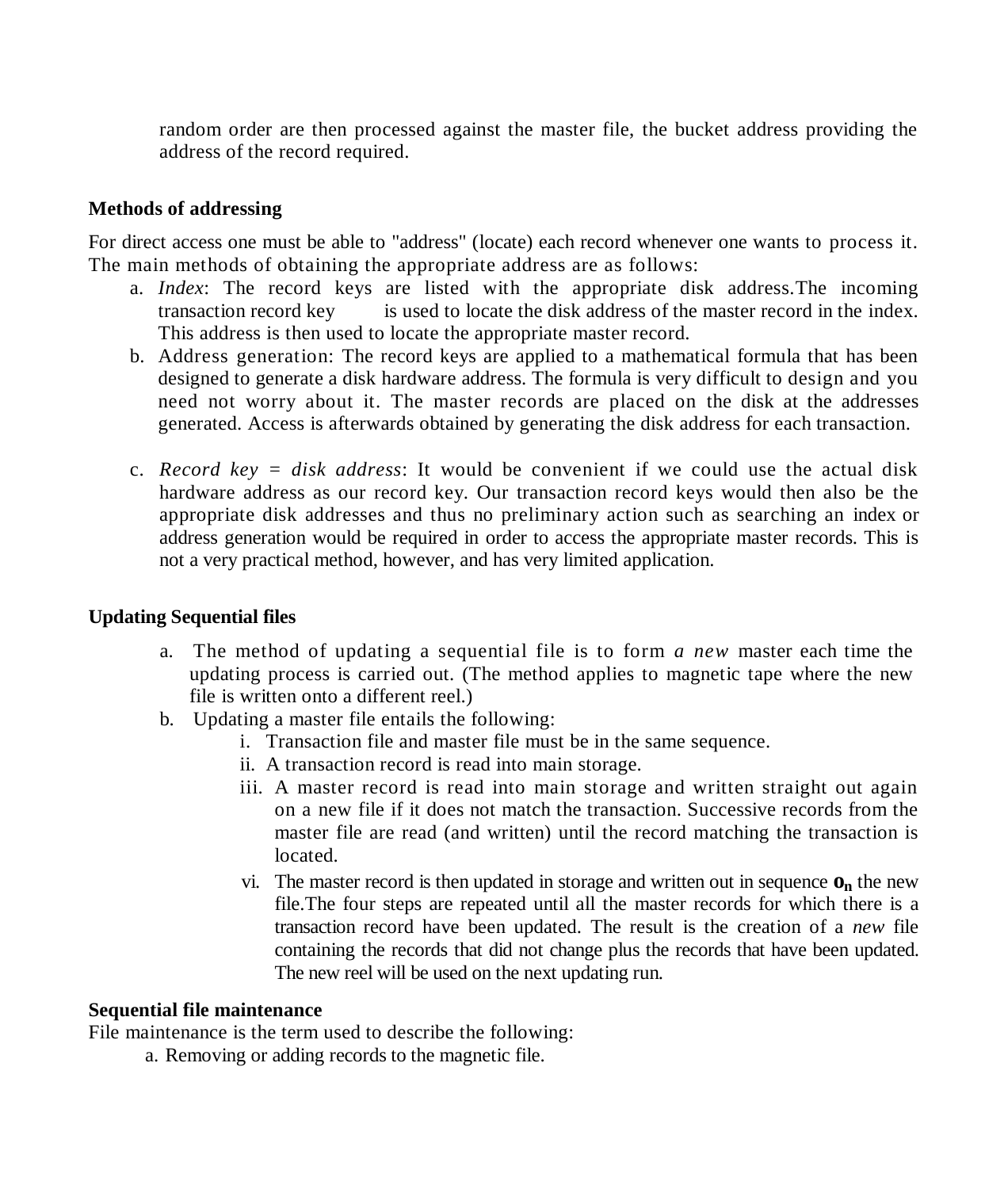random order are then processed against the master file, the bucket address providing the address of the record required.

**Methods of addressing**

For direct access one must be able to "address" (locate) each record whenever one wants to process it. The main methods of obtaining the appropriate address are as follows:

a. *Index*: The record keys are listed with the appropriate disk address.The incoming transaction record key is used to locate the disk address of the master record in the index. This address is then used to locate the appropriate master record.
b. Address generation: The record keys are applied to a mathematical formula that has been designed to generate a disk hardware address. The formula is very difficult to design and you need not worry about it. The master records are placed on the disk at the addresses generated. Access is afterwards obtained by generating the disk address for each transaction.

c. *Record key = disk address*: It would be convenient if we could use the actual disk hardware address as our record key. Our transaction record keys would then also be the appropriate disk addresses and thus no preliminary action such as searching an index or address generation would be required in order to access the appropriate master records. This is not a very practical method, however, and has very limited application.

**Updating Sequential files**

a. The method of updating a sequential file is to form *a new* master each time the updating process is carried out. (The method applies to magnetic tape where the new file is written onto a different reel.)
b. Updating a master file entails the following:
   i. Transaction file and master file must be in the same sequence.
   ii. A transaction record is read into main storage.
   iii. A master record is read into main storage and written straight out again on a new file if it does not match the transaction. Successive records from the master file are read (and written) until the record matching the transaction is located.
   vi. The master record is then updated in storage and written out in sequence **on** the new file.The four steps are repeated until all the master records for which there is a transaction record have been updated. The result is the creation of a *new* file containing the records that did not change plus the records that have been updated. The new reel will be used on the next updating run.

**Sequential file maintenance**

File maintenance is the term used to describe the following:

a. Removing or adding records to the magnetic file.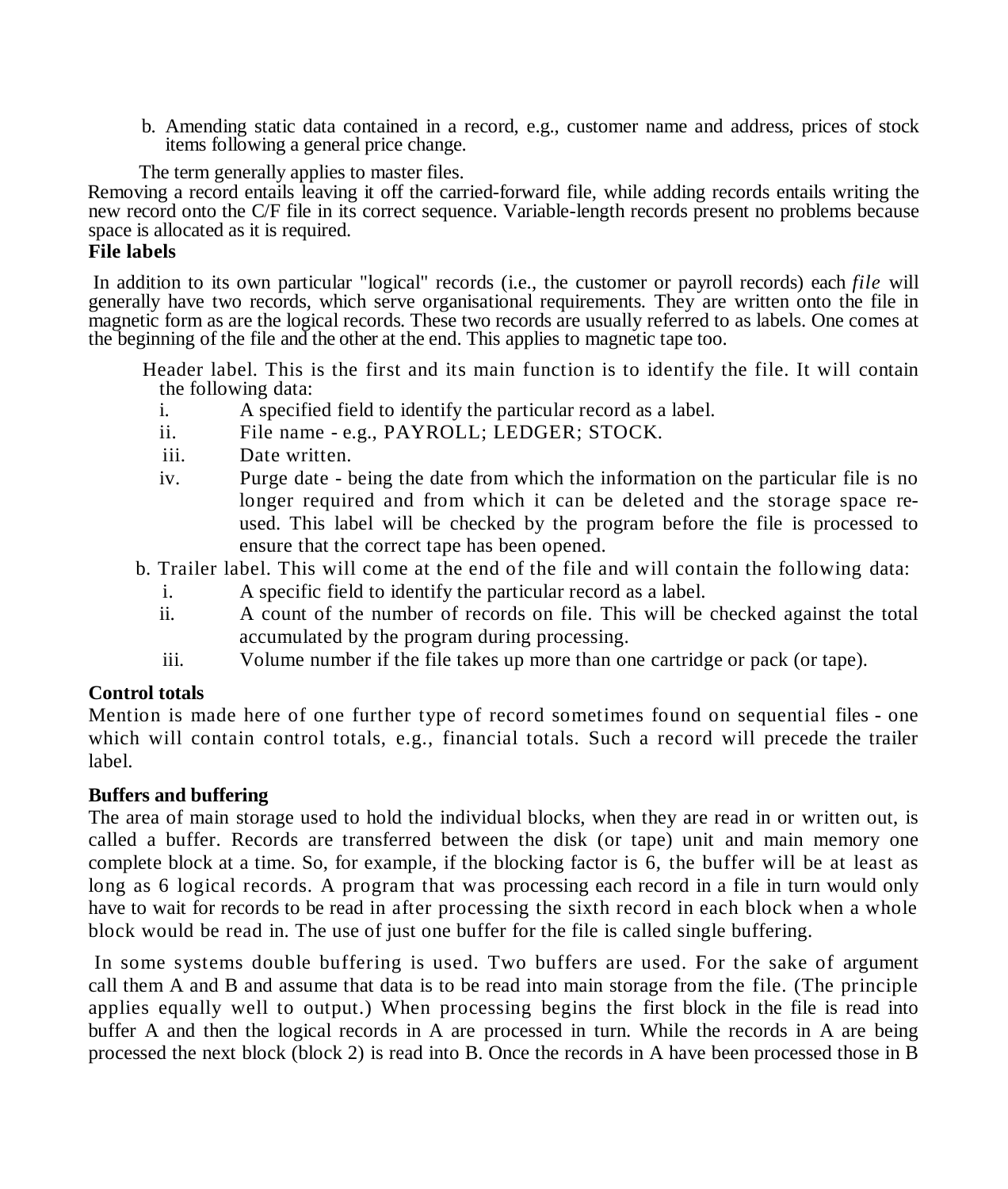b. Amending static data contained in a record, e.g., customer name and address, prices of stock items following a general price change.

The term generally applies to master files.

Removing a record entails leaving it off the carried-forward file, while adding records entails writing the new record onto the C/F file in its correct sequence. Variable-length records present no problems because space is allocated as it is required.

**File labels**

In addition to its own particular "logical" records (i.e., the customer or payroll records) each *file* will generally have two records, which serve organisational requirements. They are written onto the file in magnetic form as are the logical records. These two records are usually referred to as labels. One comes at the beginning of the file and the other at the end. This applies to magnetic tape too.

Header label. This is the first and its main function is to identify the file. It will contain the following data:

i. A specified field to identify the particular record as a label.
ii. File name - e.g., PAYROLL; LEDGER; STOCK.
iii. Date written.
iv. Purge date - being the date from which the information on the particular file is no longer required and from which it can be deleted and the storage space re-used. This label will be checked by the program before the file is processed to ensure that the correct tape has been opened.

b. Trailer label. This will come at the end of the file and will contain the following data:

i. A specific field to identify the particular record as a label.
ii. A count of the number of records on file. This will be checked against the total accumulated by the program during processing.
iii. Volume number if the file takes up more than one cartridge or pack (or tape).

**Control totals**

Mention is made here of one further type of record sometimes found on sequential files - one which will contain control totals, e.g., financial totals. Such a record will precede the trailer label.

**Buffers and buffering**

The area of main storage used to hold the individual blocks, when they are read in or written out, is called a buffer. Records are transferred between the disk (or tape) unit and main memory one complete block at a time. So, for example, if the blocking factor is 6, the buffer will be at least as long as 6 logical records. A program that was processing each record in a file in turn would only have to wait for records to be read in after processing the sixth record in each block when a whole block would be read in. The use of just one buffer for the file is called single buffering.

In some systems double buffering is used. Two buffers are used. For the sake of argument call them A and B and assume that data is to be read into main storage from the file. (The principle applies equally well to output.) When processing begins the first block in the file is read into buffer A and then the logical records in A are processed in turn. While the records in A are being processed the next block (block 2) is read into B. Once the records in A have been processed those in B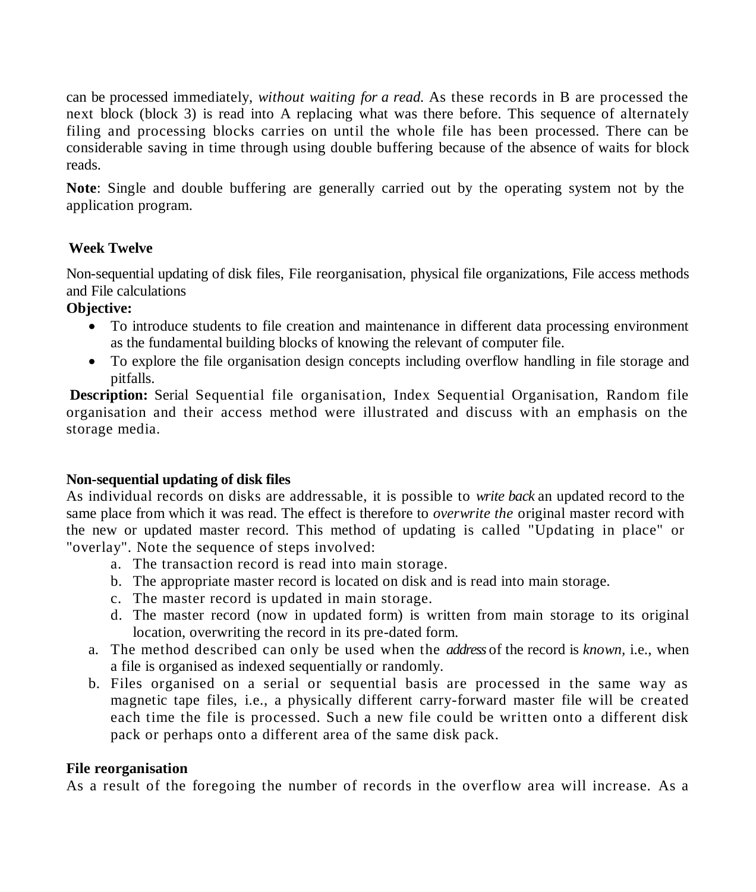can be processed immediately, *without waiting for a read.* As these records in B are processed the next block (block 3) is read into A replacing what was there before. This sequence of alternately filing and processing blocks carries on until the whole file has been processed. There can be considerable saving in time through using double buffering because of the absence of waits for block reads.

**Note**: Single and double buffering are generally carried out by the operating system not by the application program.

## Week Twelve

Non-sequential updating of disk files, File reorganisation, physical file organizations, File access methods and File calculations

**Objective:**

- To introduce students to file creation and maintenance in different data processing environment as the fundamental building blocks of knowing the relevant of computer file.
- To explore the file organisation design concepts including overflow handling in file storage and pitfalls.

**Description:** Serial Sequential file organisation, Index Sequential Organisation, Random file organisation and their access method were illustrated and discuss with an emphasis on the storage media.

### Non-sequential updating of disk files

As individual records on disks are addressable, it is possible to *write back* an updated record to the same place from which it was read. The effect is therefore to *overwrite the* original master record with the new or updated master record. This method of updating is called "Updating in place" or "overlay". Note the sequence of steps involved:

a. The transaction record is read into main storage.
b. The appropriate master record is located on disk and is read into main storage.
c. The master record is updated in main storage.
d. The master record (now in updated form) is written from main storage to its original location, overwriting the record in its pre-dated form.

a. The method described can only be used when the *address* of the record is *known,* i.e., when a file is organised as indexed sequentially or randomly.
b. Files organised on a serial or sequential basis are processed in the same way as magnetic tape files, i.e., a physically different carry-forward master file will be created each time the file is processed. Such a new file could be written onto a different disk pack or perhaps onto a different area of the same disk pack.

### File reorganisation

As a result of the foregoing the number of records in the overflow area will increase. As a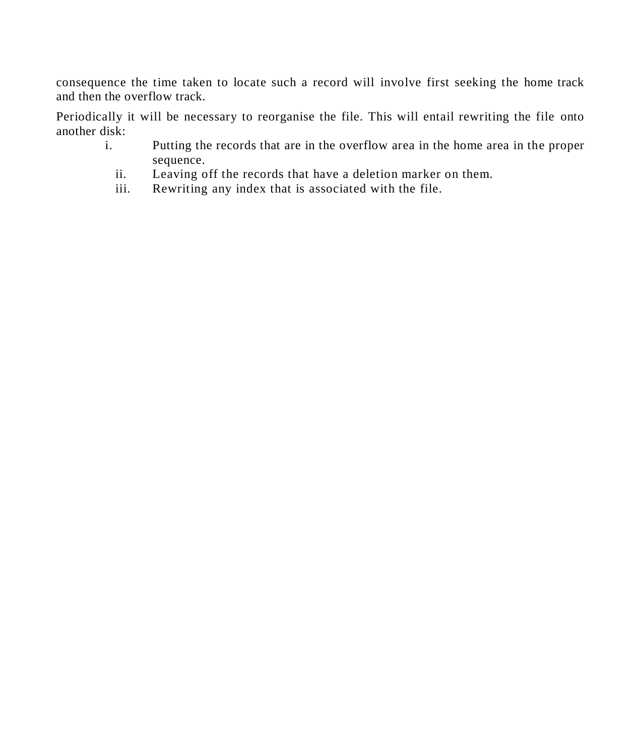consequence the time taken to locate such a record will involve first seeking the home track and then the overflow track.

Periodically it will be necessary to reorganise the file. This will entail rewriting the file onto another disk:

i. Putting the records that are in the overflow area in the home area in the proper sequence.
ii. Leaving off the records that have a deletion marker on them.
iii. Rewriting any index that is associated with the file.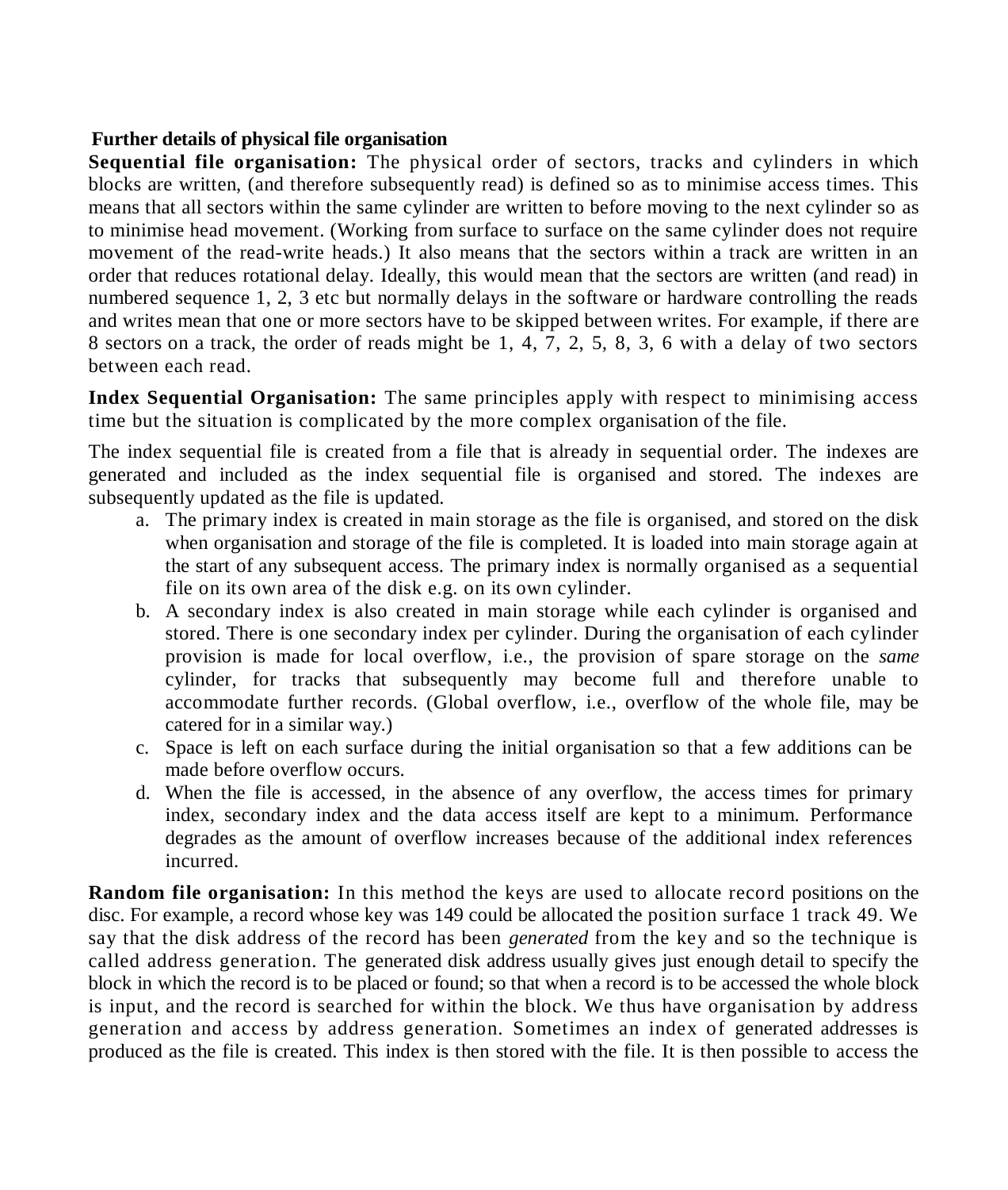**Further details of physical file organisation**

**Sequential file organisation:** The physical order of sectors, tracks and cylinders in which blocks are written, (and therefore subsequently read) is defined so as to minimise access times. This means that all sectors within the same cylinder are written to before moving to the next cylinder so as to minimise head movement. (Working from surface to surface on the same cylinder does not require movement of the read-write heads.) It also means that the sectors within a track are written in an order that reduces rotational delay. Ideally, this would mean that the sectors are written (and read) in numbered sequence 1, 2, 3 etc but normally delays in the software or hardware controlling the reads and writes mean that one or more sectors have to be skipped between writes. For example, if there are 8 sectors on a track, the order of reads might be 1, 4, 7, 2, 5, 8, 3, 6 with a delay of two sectors between each read.

**Index Sequential Organisation:** The same principles apply with respect to minimising access time but the situation is complicated by the more complex organisation of the file.

The index sequential file is created from a file that is already in sequential order. The indexes are generated and included as the index sequential file is organised and stored. The indexes are subsequently updated as the file is updated.

a. The primary index is created in main storage as the file is organised, and stored on the disk when organisation and storage of the file is completed. It is loaded into main storage again at the start of any subsequent access. The primary index is normally organised as a sequential file on its own area of the disk e.g. on its own cylinder.
b. A secondary index is also created in main storage while each cylinder is organised and stored. There is one secondary index per cylinder. During the organisation of each cylinder provision is made for local overflow, i.e., the provision of spare storage on the *same* cylinder, for tracks that subsequently may become full and therefore unable to accommodate further records. (Global overflow, i.e., overflow of the whole file, may be catered for in a similar way.)
c. Space is left on each surface during the initial organisation so that a few additions can be made before overflow occurs.
d. When the file is accessed, in the absence of any overflow, the access times for primary index, secondary index and the data access itself are kept to a minimum. Performance degrades as the amount of overflow increases because of the additional index references incurred.

**Random file organisation:** In this method the keys are used to allocate record positions on the disc. For example, a record whose key was 149 could be allocated the position surface 1 track 49. We say that the disk address of the record has been *generated* from the key and so the technique is called address generation. The generated disk address usually gives just enough detail to specify the block in which the record is to be placed or found; so that when a record is to be accessed the whole block is input, and the record is searched for within the block. We thus have organisation by address generation and access by address generation. Sometimes an index of generated addresses is produced as the file is created. This index is then stored with the file. It is then possible to access the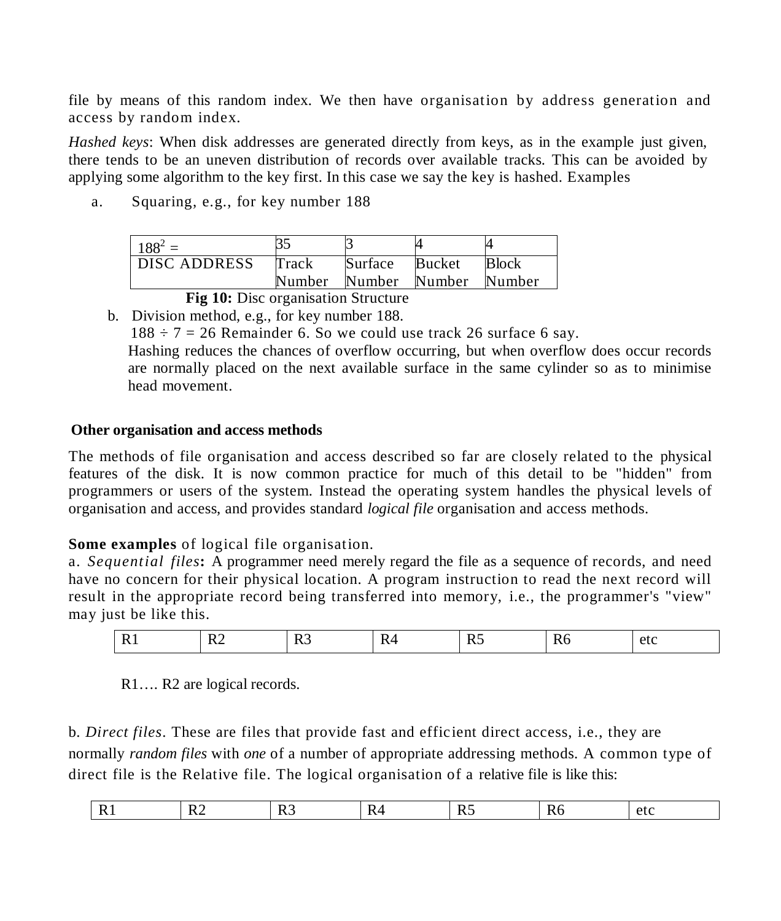file by means of this random index. We then have organisation by address generation and access by random index.

*Hashed keys*: When disk addresses are generated directly from keys, as in the example just given, there tends to be an uneven distribution of records over available tracks. This can be avoided by applying some algorithm to the key first. In this case we say the key is hashed. Examples

a. Squaring, e.g., for key number 188

| $188^2$ = | 35 | 3 | 4 | 4 |
|---|---|---|---|---|
| DISC ADDRESS | Track Number | Surface Number | Bucket Number | Block Number |

**Fig 10:** Disc organisation Structure

b. Division method, e.g., for key number 188.
   $188 \div 7 = 26$ Remainder 6. So we could use track 26 surface 6 say.
   Hashing reduces the chances of overflow occurring, but when overflow does occur records are normally placed on the next available surface in the same cylinder so as to minimise head movement.

### Other organisation and access methods

The methods of file organisation and access described so far are closely related to the physical features of the disk. It is now common practice for much of this detail to be "hidden" from programmers or users of the system. Instead the operating system handles the physical levels of organisation and access, and provides standard *logical file* organisation and access methods.

**Some examples** of logical file organisation.

a. *Sequential files*: A programmer need merely regard the file as a sequence of records, and need have no concern for their physical location. A program instruction to read the next record will result in the appropriate record being transferred into memory, i.e., the programmer's "view" may just be like this.

| R1 | R2 | R3 | R4 | R5 | R6 | etc |
|---|---|---|---|---|---|---|

R1…. R2 are logical records.

b. *Direct files*. These are files that provide fast and efficient direct access, i.e., they are normally *random files* with *one* of a number of appropriate addressing methods. A common type of direct file is the Relative file. The logical organisation of a relative file is like this:

| R1 | R2 | R3 | R4 | R5 | R6 | etc |
|---|---|---|---|---|---|---|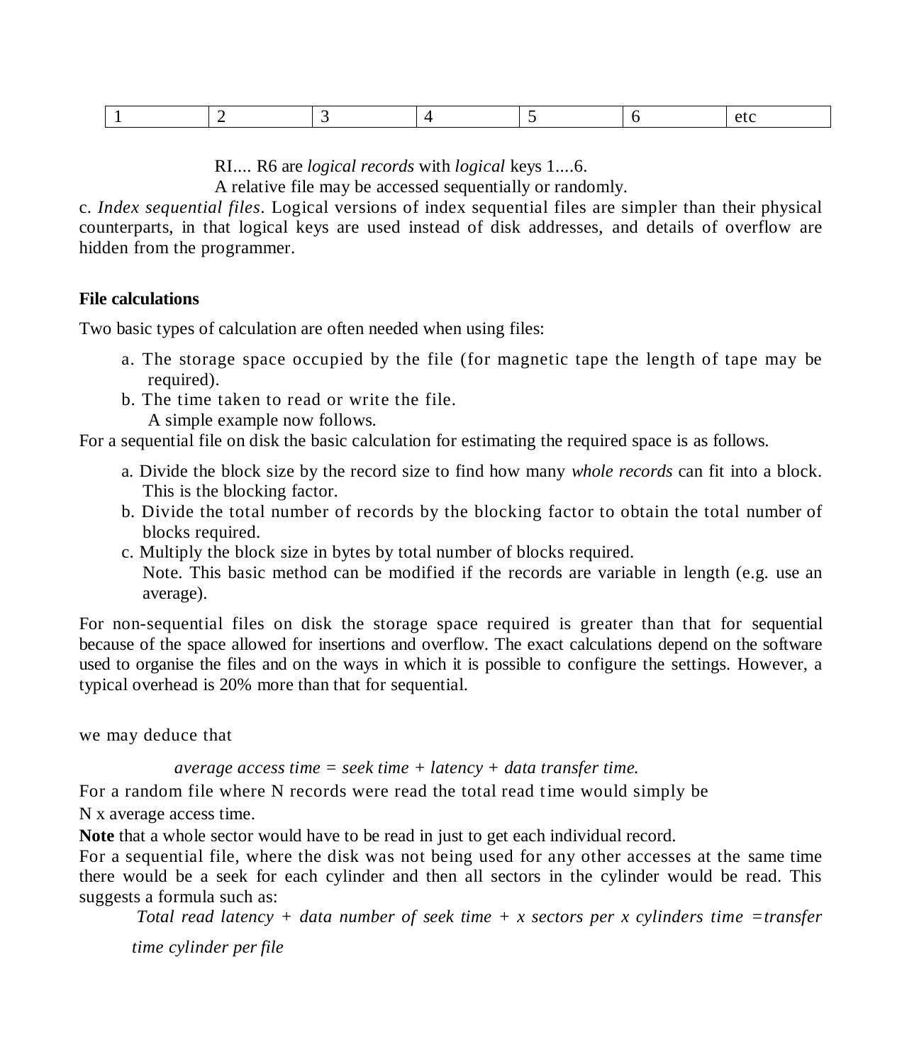| | | | | | | |
|---|---|---|---|---|---|---|
| 1 | 2 | 3 | 4 | 5 | 6 | etc |

RI.... R6 are *logical records* with *logical* keys 1....6.
A relative file may be accessed sequentially or randomly.

c. *Index sequential files*. Logical versions of index sequential files are simpler than their physical counterparts, in that logical keys are used instead of disk addresses, and details of overflow are hidden from the programmer.

**File calculations**

Two basic types of calculation are often needed when using files:

a. The storage space occupied by the file (for magnetic tape the length of tape may be required).
b. The time taken to read or write the file.
A simple example now follows.

For a sequential file on disk the basic calculation for estimating the required space is as follows.

a. Divide the block size by the record size to find how many *whole records* can fit into a block. This is the blocking factor.
b. Divide the total number of records by the blocking factor to obtain the total number of blocks required.
c. Multiply the block size in bytes by total number of blocks required.
Note. This basic method can be modified if the records are variable in length (e.g. use an average).

For non-sequential files on disk the storage space required is greater than that for sequential because of the space allowed for insertions and overflow. The exact calculations depend on the software used to organise the files and on the ways in which it is possible to configure the settings. However, a typical overhead is 20% more than that for sequential.

we may deduce that

*average access time = seek time + latency + data transfer time.*

For a random file where N records were read the total read time would simply be
N x average access time.

**Note** that a whole sector would have to be read in just to get each individual record.

For a sequential file, where the disk was not being used for any other accesses at the same time there would be a seek for each cylinder and then all sectors in the cylinder would be read. This suggests a formula such as:

*Total read latency + data number of seek time + x sectors per x cylinders time =transfer time cylinder per file*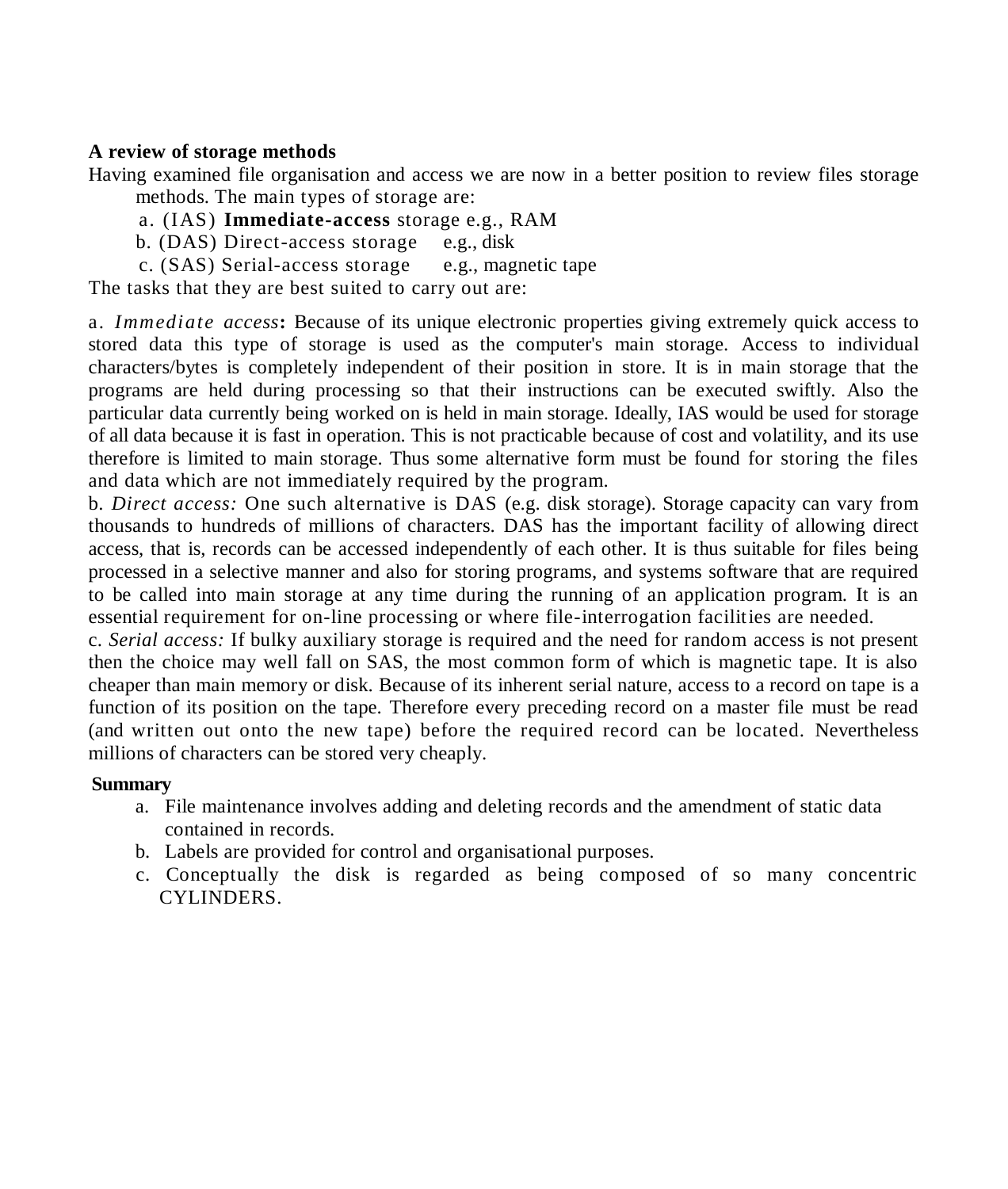**A review of storage methods**

Having examined file organisation and access we are now in a better position to review files storage methods. The main types of storage are:

a. (IAS) **Immediate-access** storage e.g., RAM
b. (DAS) Direct-access storage e.g., disk
c. (SAS) Serial-access storage e.g., magnetic tape

The tasks that they are best suited to carry out are:

a. *Immediate access***:** Because of its unique electronic properties giving extremely quick access to stored data this type of storage is used as the computer's main storage. Access to individual characters/bytes is completely independent of their position in store. It is in main storage that the programs are held during processing so that their instructions can be executed swiftly. Also the particular data currently being worked on is held in main storage. Ideally, IAS would be used for storage of all data because it is fast in operation. This is not practicable because of cost and volatility, and its use therefore is limited to main storage. Thus some alternative form must be found for storing the files and data which are not immediately required by the program.

b. *Direct access:* One such alternative is DAS (e.g. disk storage). Storage capacity can vary from thousands to hundreds of millions of characters. DAS has the important facility of allowing direct access, that is, records can be accessed independently of each other. It is thus suitable for files being processed in a selective manner and also for storing programs, and systems software that are required to be called into main storage at any time during the running of an application program. It is an essential requirement for on-line processing or where file-interrogation facilities are needed.

c. *Serial access:* If bulky auxiliary storage is required and the need for random access is not present then the choice may well fall on SAS, the most common form of which is magnetic tape. It is also cheaper than main memory or disk. Because of its inherent serial nature, access to a record on tape is a function of its position on the tape. Therefore every preceding record on a master file must be read (and written out onto the new tape) before the required record can be located. Nevertheless millions of characters can be stored very cheaply.

**Summary**

a. File maintenance involves adding and deleting records and the amendment of static data contained in records.
b. Labels are provided for control and organisational purposes.
c. Conceptually the disk is regarded as being composed of so many concentric CYLINDERS.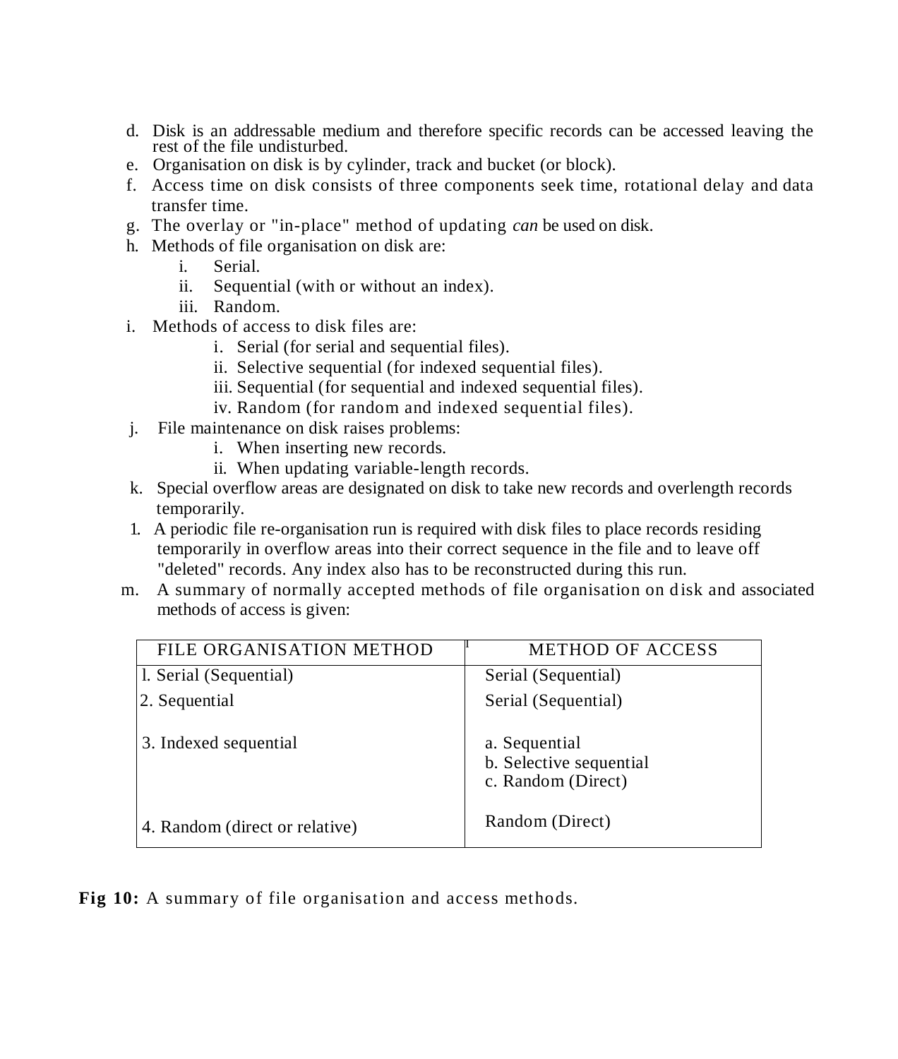d. Disk is an addressable medium and therefore specific records can be accessed leaving the rest of the file undisturbed.
e. Organisation on disk is by cylinder, track and bucket (or block).
f. Access time on disk consists of three components seek time, rotational delay and data transfer time.
g. The overlay or "in-place" method of updating *can* be used on disk.
h. Methods of file organisation on disk are:
    i. Serial.
    ii. Sequential (with or without an index).
    iii. Random.
i. Methods of access to disk files are:
    i. Serial (for serial and sequential files).
    ii. Selective sequential (for indexed sequential files).
    iii. Sequential (for sequential and indexed sequential files).
    iv. Random (for random and indexed sequential files).
j. File maintenance on disk raises problems:
    i. When inserting new records.
    ii. When updating variable-length records.
k. Special overflow areas are designated on disk to take new records and overlength records temporarily.
l. A periodic file re-organisation run is required with disk files to place records residing temporarily in overflow areas into their correct sequence in the file and to leave off "deleted" records. Any index also has to be reconstructed during this run.
m. A summary of normally accepted methods of file organisation on disk and associated methods of access is given:

| FILE ORGANISATION METHOD | METHOD OF ACCESS |
|---|---|
| 1. Serial (Sequential) | Serial (Sequential) |
| 2. Sequential | Serial (Sequential) |
| 3. Indexed sequential | a. Sequential<br>b. Selective sequential<br>c. Random (Direct) |
| 4. Random (direct or relative) | Random (Direct) |

**Fig 10:** A summary of file organisation and access methods.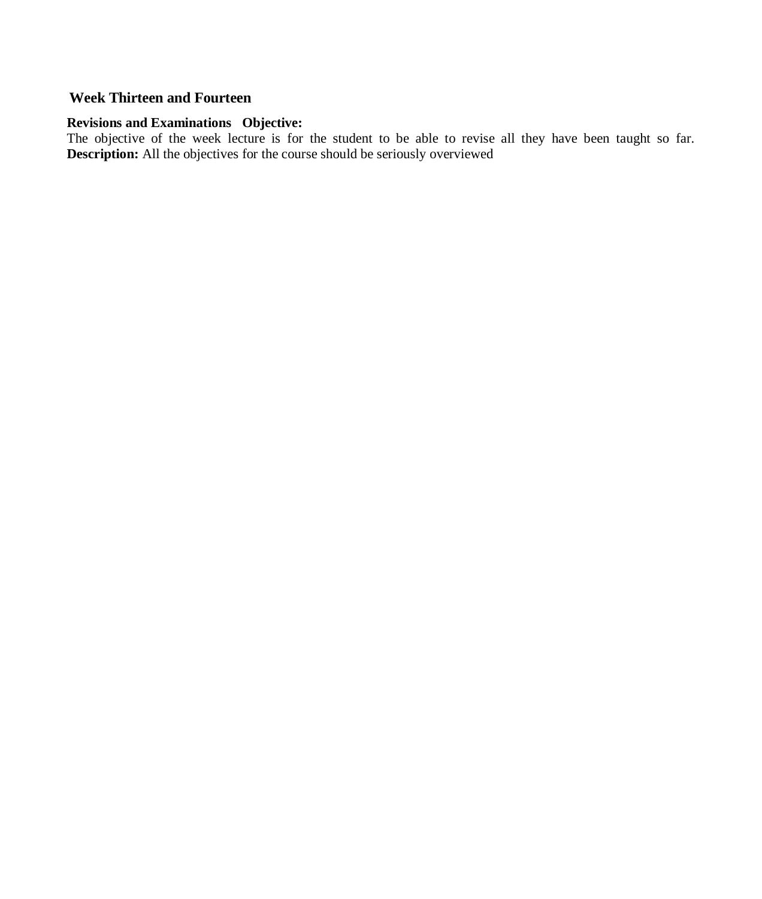## Week Thirteen and Fourteen

**Revisions and Examinations Objective:**
The objective of the week lecture is for the student to be able to revise all they have been taught so far. **Description:** All the objectives for the course should be seriously overviewed